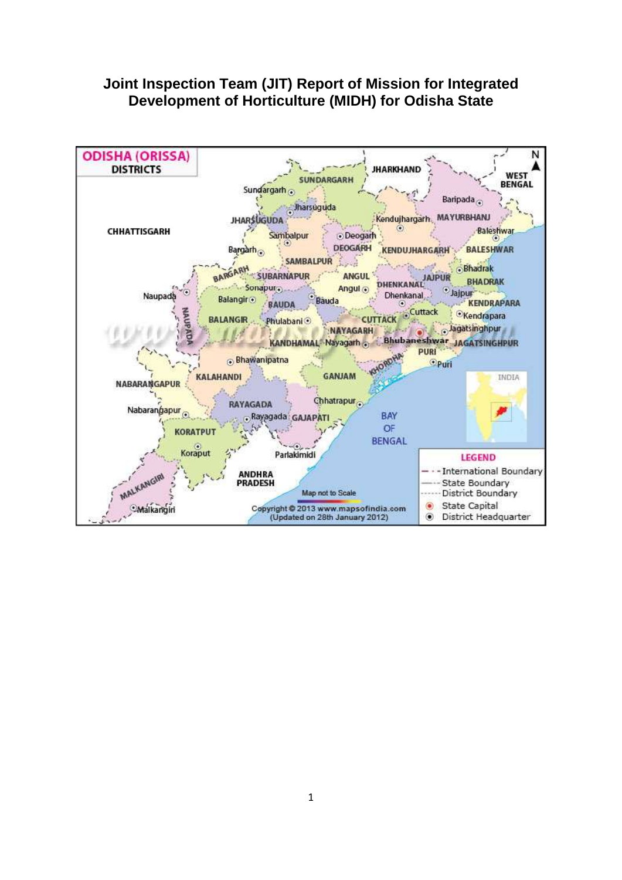# Joint Inspection Team (JIT) Report of Mission for Integrated Development of Horticulture (MIDH) for Odisha State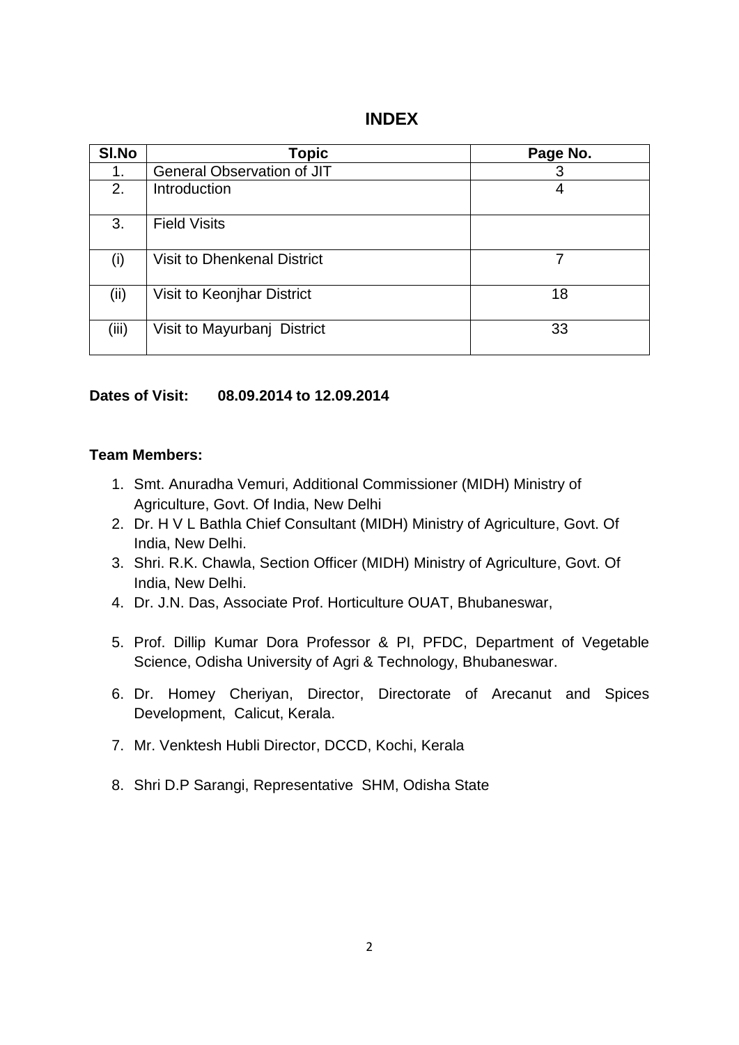# INDEX

| Sl.No | Topic | Page No. |
|---|---|---|
| 1. | General Observation of JIT | 3 |
| 2. | Introduction | 4 |
| 3. | Field Visits | |
| (i) | Visit to Dhenkenal District | 7 |
| (ii) | Visit to Keonjhar District | 18 |
| (iii) | Visit to Mayurbanj District | 33 |

**Dates of Visit: 08.09.2014 to 12.09.2014**

**Team Members:**

1. Smt. Anuradha Vemuri, Additional Commissioner (MIDH) Ministry of Agriculture, Govt. Of India, New Delhi
2. Dr. H V L Bathla Chief Consultant (MIDH) Ministry of Agriculture, Govt. Of India, New Delhi.
3. Shri. R.K. Chawla, Section Officer (MIDH) Ministry of Agriculture, Govt. Of India, New Delhi.
4. Dr. J.N. Das, Associate Prof. Horticulture OUAT, Bhubaneswar,
5. Prof. Dillip Kumar Dora Professor & PI, PFDC, Department of Vegetable Science, Odisha University of Agri & Technology, Bhubaneswar.
6. Dr. Homey Cheriyan, Director, Directorate of Arecanut and Spices Development, Calicut, Kerala.
7. Mr. Venktesh Hubli Director, DCCD, Kochi, Kerala
8. Shri D.P Sarangi, Representative SHM, Odisha State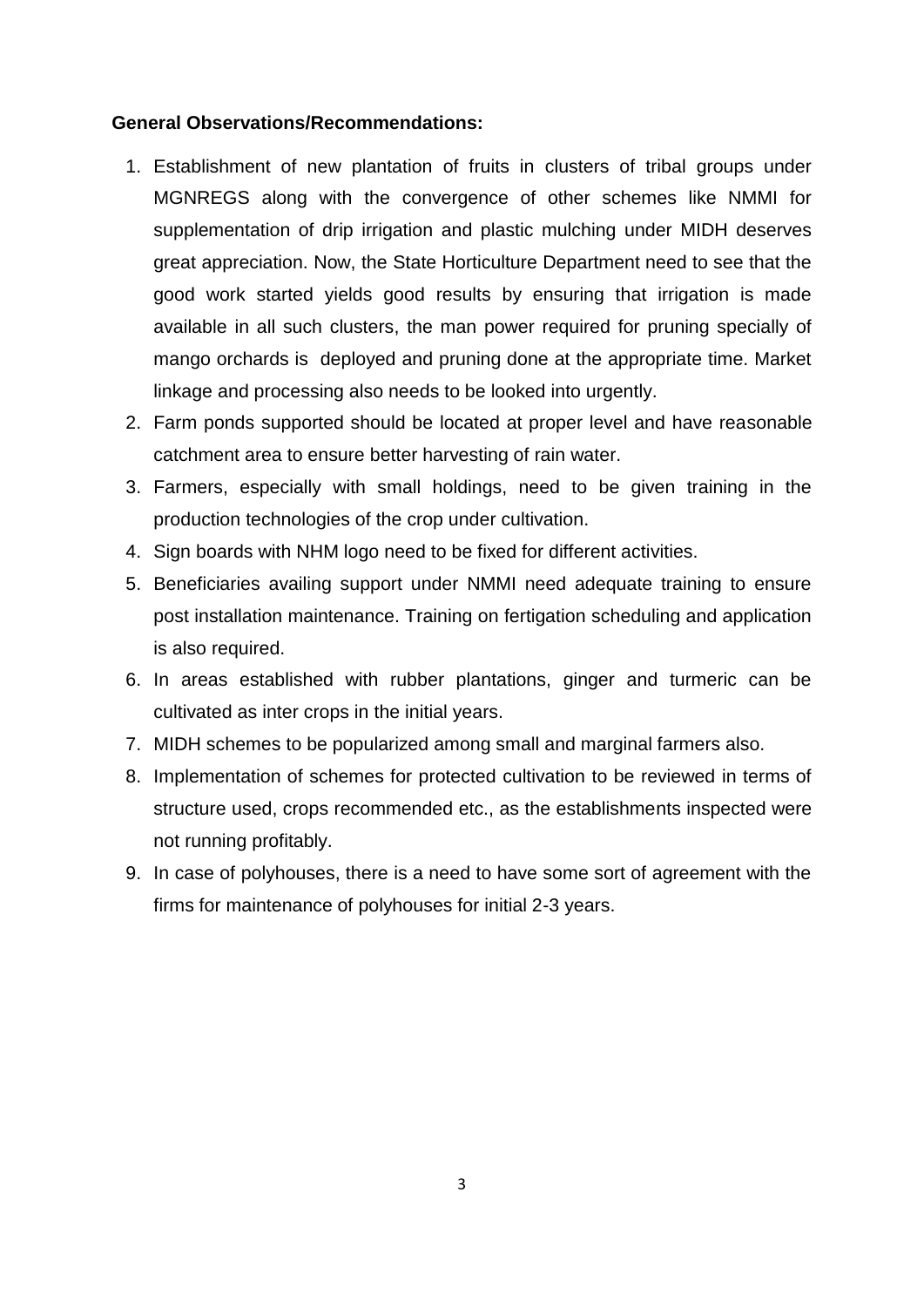**General Observations/Recommendations:**

1. Establishment of new plantation of fruits in clusters of tribal groups under MGNREGS along with the convergence of other schemes like NMMI for supplementation of drip irrigation and plastic mulching under MIDH deserves great appreciation. Now, the State Horticulture Department need to see that the good work started yields good results by ensuring that irrigation is made available in all such clusters, the man power required for pruning specially of mango orchards is deployed and pruning done at the appropriate time. Market linkage and processing also needs to be looked into urgently.
2. Farm ponds supported should be located at proper level and have reasonable catchment area to ensure better harvesting of rain water.
3. Farmers, especially with small holdings, need to be given training in the production technologies of the crop under cultivation.
4. Sign boards with NHM logo need to be fixed for different activities.
5. Beneficiaries availing support under NMMI need adequate training to ensure post installation maintenance. Training on fertigation scheduling and application is also required.
6. In areas established with rubber plantations, ginger and turmeric can be cultivated as inter crops in the initial years.
7. MIDH schemes to be popularized among small and marginal farmers also.
8. Implementation of schemes for protected cultivation to be reviewed in terms of structure used, crops recommended etc., as the establishments inspected were not running profitably.
9. In case of polyhouses, there is a need to have some sort of agreement with the firms for maintenance of polyhouses for initial 2-3 years.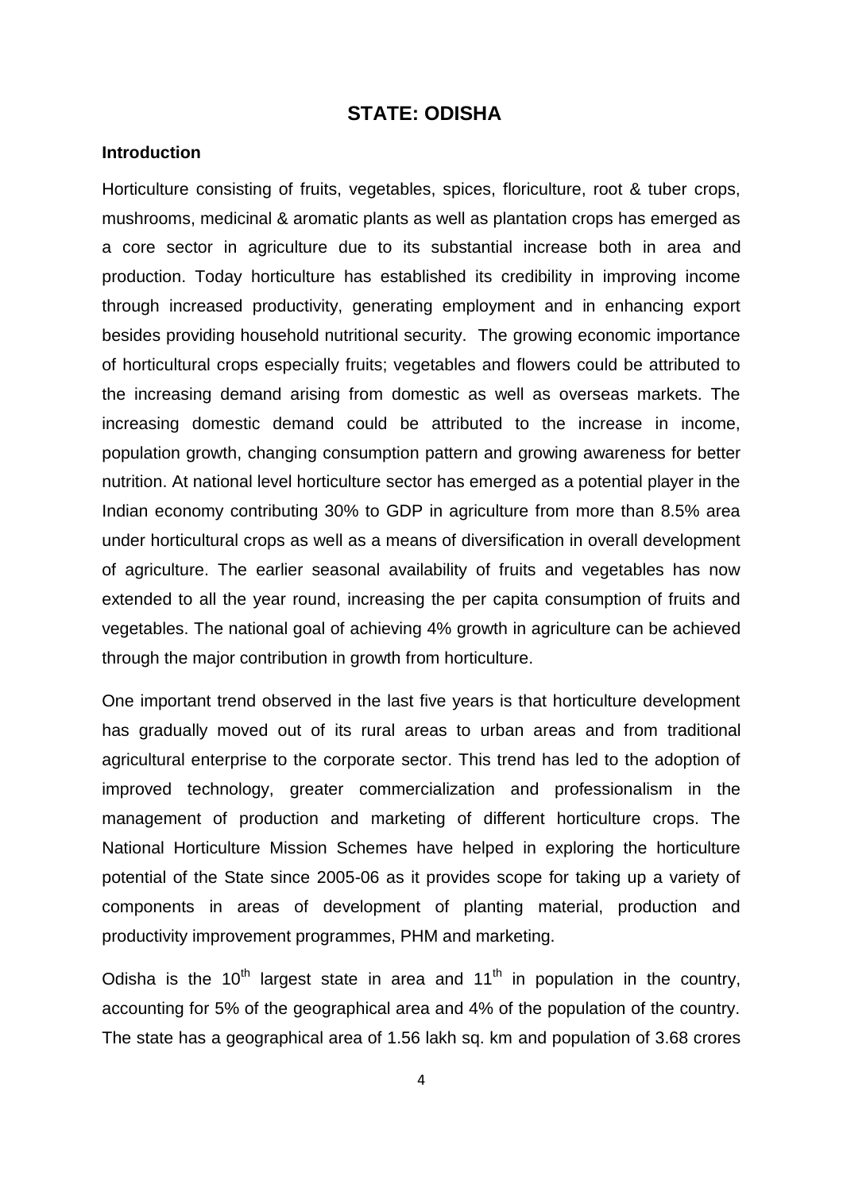# STATE: ODISHA

**Introduction**

Horticulture consisting of fruits, vegetables, spices, floriculture, root & tuber crops, mushrooms, medicinal & aromatic plants as well as plantation crops has emerged as a core sector in agriculture due to its substantial increase both in area and production. Today horticulture has established its credibility in improving income through increased productivity, generating employment and in enhancing export besides providing household nutritional security. The growing economic importance of horticultural crops especially fruits; vegetables and flowers could be attributed to the increasing demand arising from domestic as well as overseas markets. The increasing domestic demand could be attributed to the increase in income, population growth, changing consumption pattern and growing awareness for better nutrition. At national level horticulture sector has emerged as a potential player in the Indian economy contributing 30% to GDP in agriculture from more than 8.5% area under horticultural crops as well as a means of diversification in overall development of agriculture. The earlier seasonal availability of fruits and vegetables has now extended to all the year round, increasing the per capita consumption of fruits and vegetables. The national goal of achieving 4% growth in agriculture can be achieved through the major contribution in growth from horticulture.

One important trend observed in the last five years is that horticulture development has gradually moved out of its rural areas to urban areas and from traditional agricultural enterprise to the corporate sector. This trend has led to the adoption of improved technology, greater commercialization and professionalism in the management of production and marketing of different horticulture crops. The National Horticulture Mission Schemes have helped in exploring the horticulture potential of the State since 2005-06 as it provides scope for taking up a variety of components in areas of development of planting material, production and productivity improvement programmes, PHM and marketing.

Odisha is the 10th largest state in area and 11th in population in the country, accounting for 5% of the geographical area and 4% of the population of the country. The state has a geographical area of 1.56 lakh sq. km and population of 3.68 crores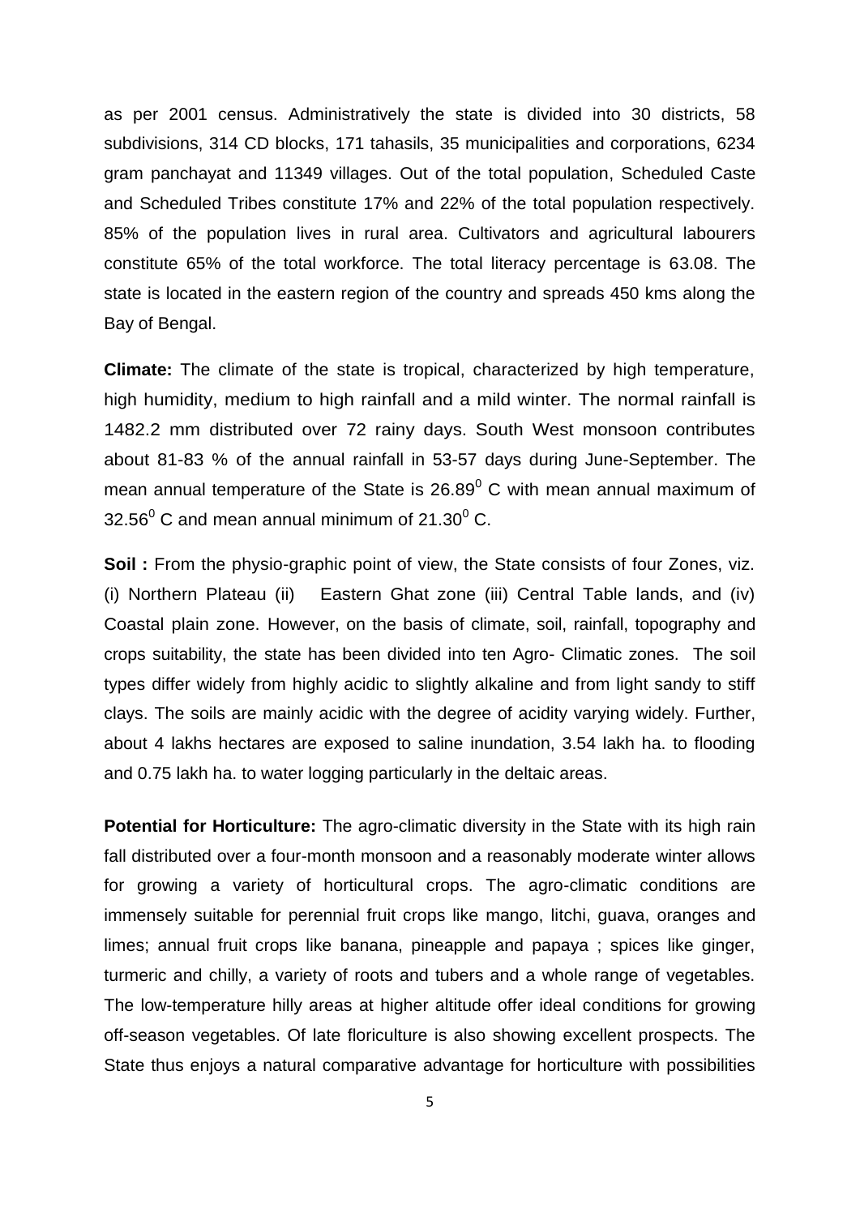as per 2001 census. Administratively the state is divided into 30 districts, 58 subdivisions, 314 CD blocks, 171 tahasils, 35 municipalities and corporations, 6234 gram panchayat and 11349 villages. Out of the total population, Scheduled Caste and Scheduled Tribes constitute 17% and 22% of the total population respectively. 85% of the population lives in rural area. Cultivators and agricultural labourers constitute 65% of the total workforce. The total literacy percentage is 63.08. The state is located in the eastern region of the country and spreads 450 kms along the Bay of Bengal.

**Climate:** The climate of the state is tropical, characterized by high temperature, high humidity, medium to high rainfall and a mild winter. The normal rainfall is 1482.2 mm distributed over 72 rainy days. South West monsoon contributes about 81-83 % of the annual rainfall in 53-57 days during June-September. The mean annual temperature of the State is $26.89^0$ C with mean annual maximum of $32.56^0$ C and mean annual minimum of $21.30^0$ C.

**Soil :** From the physio-graphic point of view, the State consists of four Zones, viz. (i) Northern Plateau (ii) Eastern Ghat zone (iii) Central Table lands, and (iv) Coastal plain zone. However, on the basis of climate, soil, rainfall, topography and crops suitability, the state has been divided into ten Agro- Climatic zones. The soil types differ widely from highly acidic to slightly alkaline and from light sandy to stiff clays. The soils are mainly acidic with the degree of acidity varying widely. Further, about 4 lakhs hectares are exposed to saline inundation, 3.54 lakh ha. to flooding and 0.75 lakh ha. to water logging particularly in the deltaic areas.

**Potential for Horticulture:** The agro-climatic diversity in the State with its high rain fall distributed over a four-month monsoon and a reasonably moderate winter allows for growing a variety of horticultural crops. The agro-climatic conditions are immensely suitable for perennial fruit crops like mango, litchi, guava, oranges and limes; annual fruit crops like banana, pineapple and papaya ; spices like ginger, turmeric and chilly, a variety of roots and tubers and a whole range of vegetables. The low-temperature hilly areas at higher altitude offer ideal conditions for growing off-season vegetables. Of late floriculture is also showing excellent prospects. The State thus enjoys a natural comparative advantage for horticulture with possibilities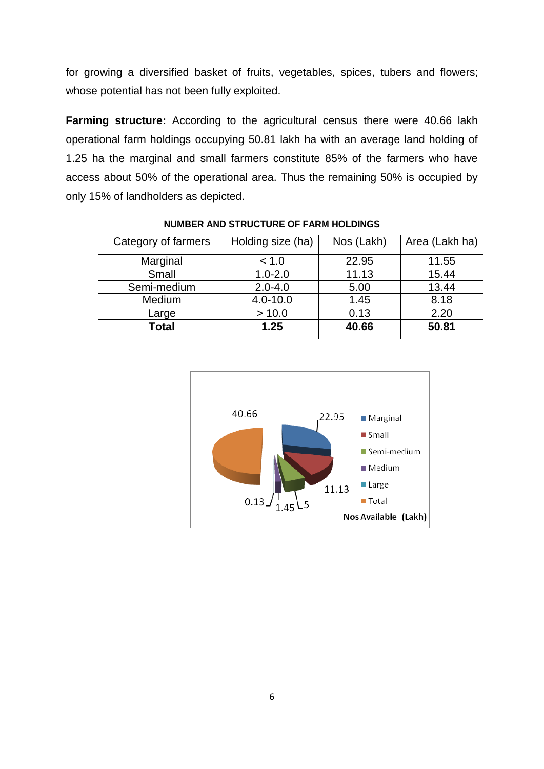for growing a diversified basket of fruits, vegetables, spices, tubers and flowers; whose potential has not been fully exploited.

**Farming structure:** According to the agricultural census there were 40.66 lakh operational farm holdings occupying 50.81 lakh ha with an average land holding of 1.25 ha the marginal and small farmers constitute 85% of the farmers who have access about 50% of the operational area. Thus the remaining 50% is occupied by only 15% of landholders as depicted.

**NUMBER AND STRUCTURE OF FARM HOLDINGS**

| Category of farmers | Holding size (ha) | Nos (Lakh) | Area (Lakh ha) |
|---|---|---|---|
| Marginal | < 1.0 | 22.95 | 11.55 |
| Small | 1.0-2.0 | 11.13 | 15.44 |
| Semi-medium | 2.0-4.0 | 5.00 | 13.44 |
| Medium | 4.0-10.0 | 1.45 | 8.18 |
| Large | > 10.0 | 0.13 | 2.20 |
| **Total** | **1.25** | **40.66** | **50.81** |

Nos Available (Lakh)

| Category | Nos (Lakh) |
|---|---|
| Marginal | 22.95 |
| Small | 11.13 |
| Semi-medium | 5 |
| Medium | 1.45 |
| Large | 0.13 |
| Total | 40.66 |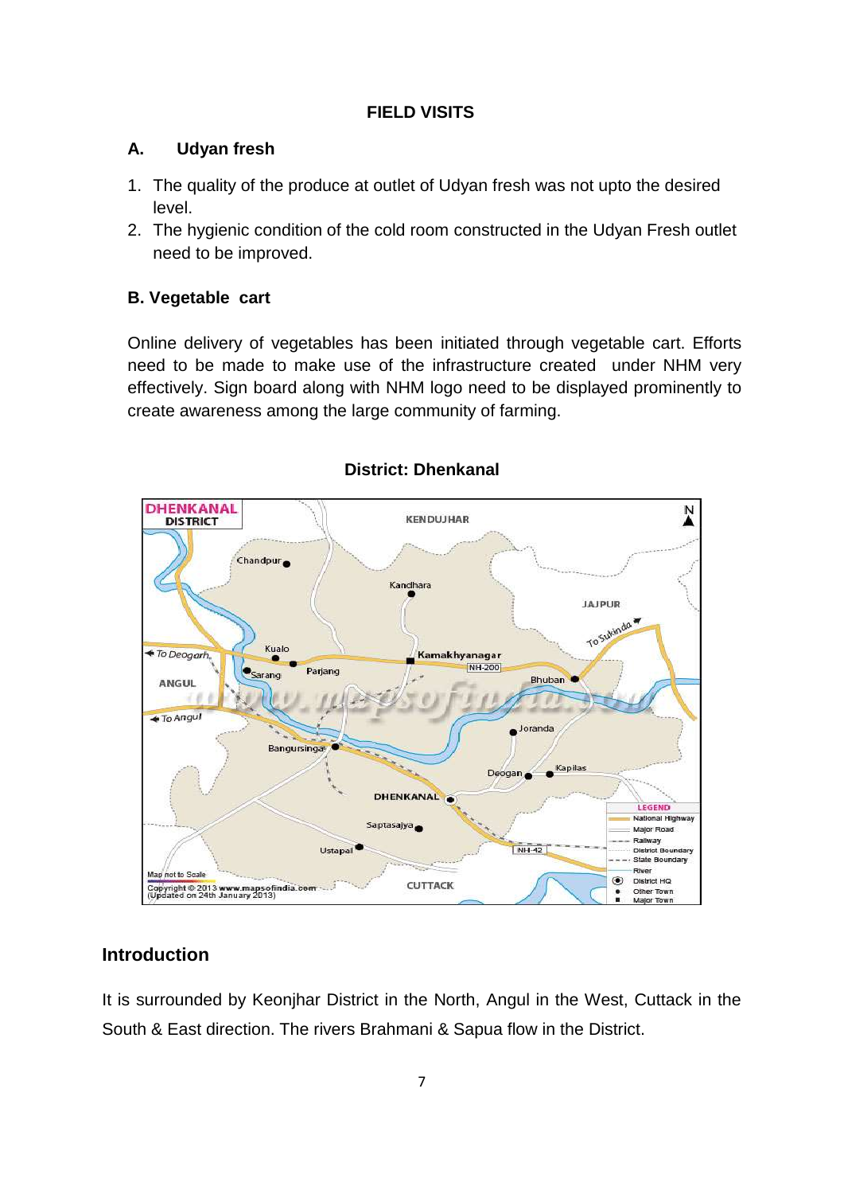## FIELD VISITS

### A. Udyan fresh

1. The quality of the produce at outlet of Udyan fresh was not upto the desired level.
2. The hygienic condition of the cold room constructed in the Udyan Fresh outlet need to be improved.

### B. Vegetable cart

Online delivery of vegetables has been initiated through vegetable cart. Efforts need to be made to make use of the infrastructure created under NHM very effectively. Sign board along with NHM logo need to be displayed prominently to create awareness among the large community of farming.

## District: Dhenkanal

## Introduction

It is surrounded by Keonjhar District in the North, Angul in the West, Cuttack in the South & East direction. The rivers Brahmani & Sapua flow in the District.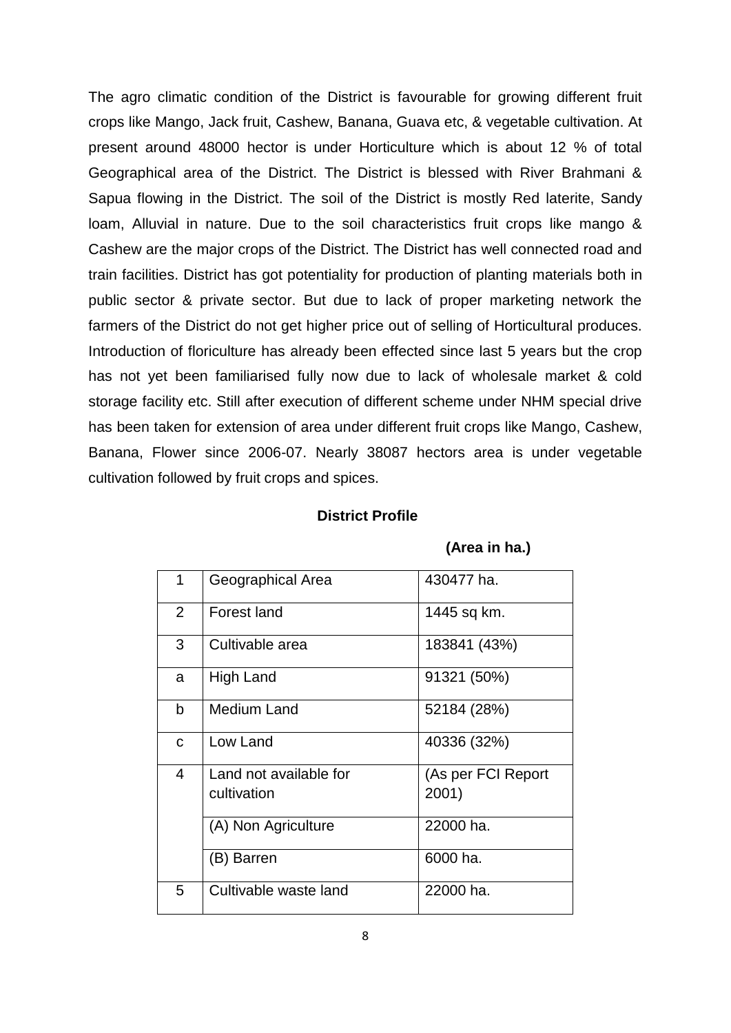The agro climatic condition of the District is favourable for growing different fruit crops like Mango, Jack fruit, Cashew, Banana, Guava etc, & vegetable cultivation. At present around 48000 hector is under Horticulture which is about 12 % of total Geographical area of the District. The District is blessed with River Brahmani & Sapua flowing in the District. The soil of the District is mostly Red laterite, Sandy loam, Alluvial in nature. Due to the soil characteristics fruit crops like mango & Cashew are the major crops of the District. The District has well connected road and train facilities. District has got potentiality for production of planting materials both in public sector & private sector. But due to lack of proper marketing network the farmers of the District do not get higher price out of selling of Horticultural produces. Introduction of floriculture has already been effected since last 5 years but the crop has not yet been familiarised fully now due to lack of wholesale market & cold storage facility etc. Still after execution of different scheme under NHM special drive has been taken for extension of area under different fruit crops like Mango, Cashew, Banana, Flower since 2006-07. Nearly 38087 hectors area is under vegetable cultivation followed by fruit crops and spices.

**District Profile**

**(Area in ha.)**

| | | |
|---|---|---|
| 1 | Geographical Area | 430477 ha. |
| 2 | Forest land | 1445 sq km. |
| 3 | Cultivable area | 183841 (43%) |
| a | High Land | 91321 (50%) |
| b | Medium Land | 52184 (28%) |
| c | Low Land | 40336 (32%) |
| 4 | Land not available for cultivation | (As per FCI Report 2001) |
| | (A) Non Agriculture | 22000 ha. |
| | (B) Barren | 6000 ha. |
| 5 | Cultivable waste land | 22000 ha. |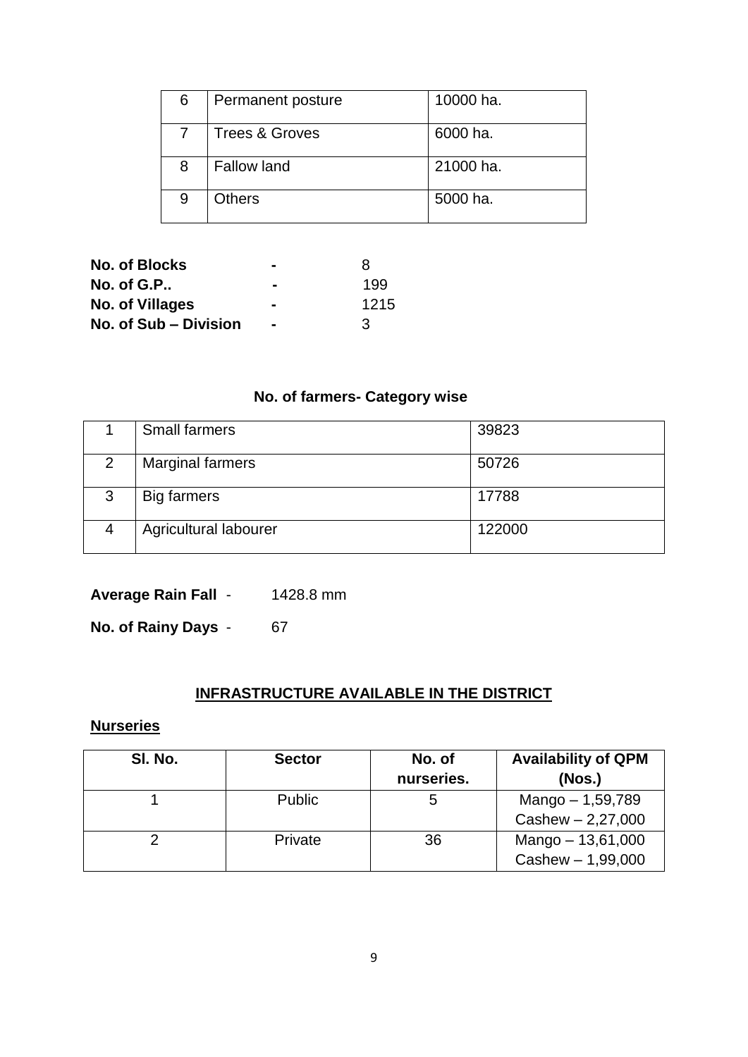| 6 | Permanent posture | 10000 ha. |
|---|---|---|
| 7 | Trees & Groves | 6000 ha. |
| 8 | Fallow land | 21000 ha. |
| 9 | Others | 5000 ha. |

**No. of Blocks** - 8
**No. of G.P..** - 199
**No. of Villages** - 1215
**No. of Sub – Division** - 3

**No. of farmers- Category wise**

| 1 | Small farmers | 39823 |
|---|---|---|
| 2 | Marginal farmers | 50726 |
| 3 | Big farmers | 17788 |
| 4 | Agricultural labourer | 122000 |

**Average Rain Fall** - 1428.8 mm

**No. of Rainy Days** - 67

## INFRASTRUCTURE AVAILABLE IN THE DISTRICT

### Nurseries

| Sl. No. | Sector | No. of nurseries. | Availability of QPM (Nos.) |
|---|---|---|---|
| 1 | Public | 5 | Mango – 1,59,789<br>Cashew – 2,27,000 |
| 2 | Private | 36 | Mango – 13,61,000<br>Cashew – 1,99,000 |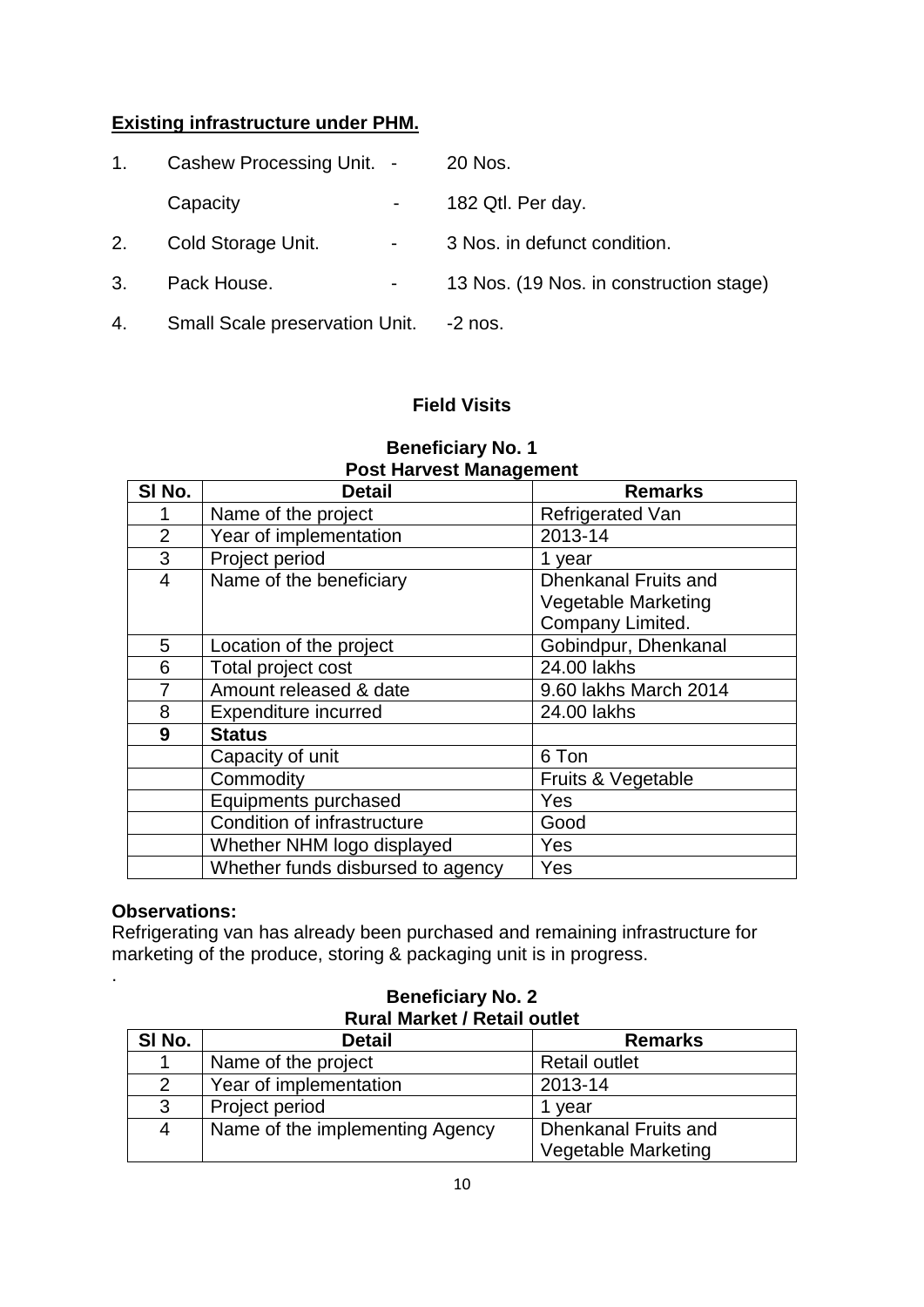**Existing infrastructure under PHM.**

1. Cashew Processing Unit. - 20 Nos.

   Capacity - 182 Qtl. Per day.

2. Cold Storage Unit. - 3 Nos. in defunct condition.
3. Pack House. - 13 Nos. (19 Nos. in construction stage)
4. Small Scale preservation Unit. -2 nos.

**Field Visits**

**Beneficiary No. 1**
**Post Harvest Management**

| Sl No. | Detail | Remarks |
|---|---|---|
| 1 | Name of the project | Refrigerated Van |
| 2 | Year of implementation | 2013-14 |
| 3 | Project period | 1 year |
| 4 | Name of the beneficiary | Dhenkanal Fruits and Vegetable Marketing Company Limited. |
| 5 | Location of the project | Gobindpur, Dhenkanal |
| 6 | Total project cost | 24.00 lakhs |
| 7 | Amount released & date | 9.60 lakhs March 2014 |
| 8 | Expenditure incurred | 24.00 lakhs |
| **9** | **Status** | |
| | Capacity of unit | 6 Ton |
| | Commodity | Fruits & Vegetable |
| | Equipments purchased | Yes |
| | Condition of infrastructure | Good |
| | Whether NHM logo displayed | Yes |
| | Whether funds disbursed to agency | Yes |

**Observations:**
Refrigerating van has already been purchased and remaining infrastructure for marketing of the produce, storing & packaging unit is in progress.
.

**Beneficiary No. 2**
**Rural Market / Retail outlet**

| Sl No. | Detail | Remarks |
|---|---|---|
| 1 | Name of the project | Retail outlet |
| 2 | Year of implementation | 2013-14 |
| 3 | Project period | 1 year |
| 4 | Name of the implementing Agency | Dhenkanal Fruits and Vegetable Marketing |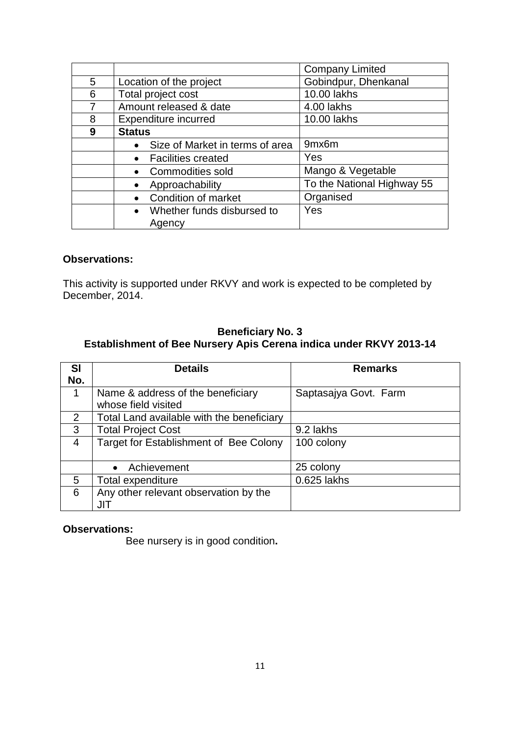| | | |
|---|---|---|
| | | Company Limited |
| 5 | Location of the project | Gobindpur, Dhenkanal |
| 6 | Total project cost | 10.00 lakhs |
| 7 | Amount released & date | 4.00 lakhs |
| 8 | Expenditure incurred | 10.00 lakhs |
| **9** | **Status** | |
| | • Size of Market in terms of area | 9mx6m |
| | • Facilities created | Yes |
| | • Commodities sold | Mango & Vegetable |
| | • Approachability | To the National Highway 55 |
| | • Condition of market | Organised |
| | • Whether funds disbursed to Agency | Yes |

**Observations:**

This activity is supported under RKVY and work is expected to be completed by December, 2014.

### Beneficiary No. 3
### Establishment of Bee Nursery Apis Cerena indica under RKVY 2013-14

| Sl No. | Details | Remarks |
|---|---|---|
| 1 | Name & address of the beneficiary whose field visited | Saptasajya Govt. Farm |
| 2 | Total Land available with the beneficiary | |
| 3 | Total Project Cost | 9.2 lakhs |
| 4 | Target for Establishment of Bee Colony | 100 colony |
| | • Achievement | 25 colony |
| 5 | Total expenditure | 0.625 lakhs |
| 6 | Any other relevant observation by the JIT | |

**Observations:**

Bee nursery is in good condition**.**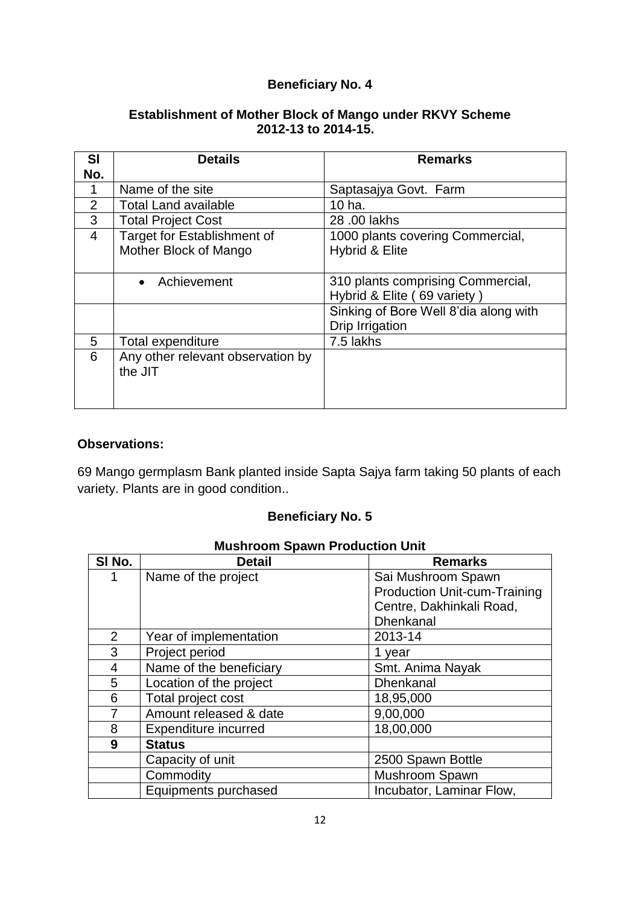## Beneficiary No. 4

### Establishment of Mother Block of Mango under RKVY Scheme 2012-13 to 2014-15.

| Sl No. | Details | Remarks |
|---|---|---|
| 1 | Name of the site | Saptasajya Govt. Farm |
| 2 | Total Land available | 10 ha. |
| 3 | Total Project Cost | 28 .00 lakhs |
| 4 | Target for Establishment of Mother Block of Mango | 1000 plants covering Commercial, Hybrid & Elite |
| | • Achievement | 310 plants comprising Commercial, Hybrid & Elite ( 69 variety ) |
| | | Sinking of Bore Well 8'dia along with Drip Irrigation |
| 5 | Total expenditure | 7.5 lakhs |
| 6 | Any other relevant observation by the JIT | |

**Observations:**

69 Mango germplasm Bank planted inside Sapta Sajya farm taking 50 plants of each variety. Plants are in good condition..

## Beneficiary No. 5

### Mushroom Spawn Production Unit

| Sl No. | Detail | Remarks |
|---|---|---|
| 1 | Name of the project | Sai Mushroom Spawn Production Unit-cum-Training Centre, Dakhinkali Road, Dhenkanal |
| 2 | Year of implementation | 2013-14 |
| 3 | Project period | 1 year |
| 4 | Name of the beneficiary | Smt. Anima Nayak |
| 5 | Location of the project | Dhenkanal |
| 6 | Total project cost | 18,95,000 |
| 7 | Amount released & date | 9,00,000 |
| 8 | Expenditure incurred | 18,00,000 |
| **9** | **Status** | |
| | Capacity of unit | 2500 Spawn Bottle |
| | Commodity | Mushroom Spawn |
| | Equipments purchased | Incubator, Laminar Flow, |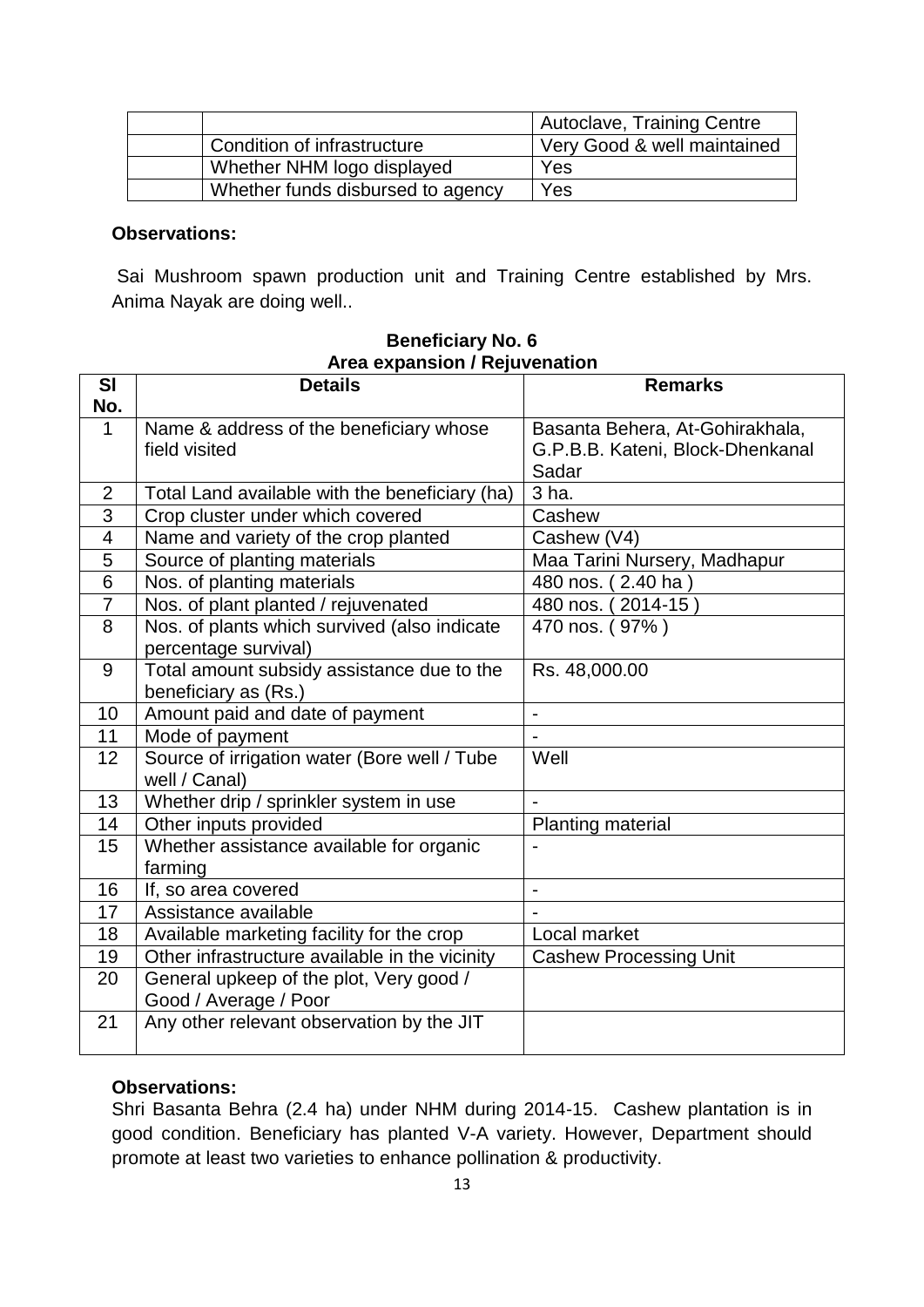| | | |
|---|---|---|
| | | Autoclave, Training Centre |
| | Condition of infrastructure | Very Good & well maintained |
| | Whether NHM logo displayed | Yes |
| | Whether funds disbursed to agency | Yes |

**Observations:**

Sai Mushroom spawn production unit and Training Centre established by Mrs. Anima Nayak are doing well..

**Beneficiary No. 6**
**Area expansion / Rejuvenation**

| Sl No. | Details | Remarks |
|---|---|---|
| 1 | Name & address of the beneficiary whose field visited | Basanta Behera, At-Gohirakhala, G.P.B.B. Kateni, Block-Dhenkanal Sadar |
| 2 | Total Land available with the beneficiary (ha) | 3 ha. |
| 3 | Crop cluster under which covered | Cashew |
| 4 | Name and variety of the crop planted | Cashew (V4) |
| 5 | Source of planting materials | Maa Tarini Nursery, Madhapur |
| 6 | Nos. of planting materials | 480 nos. ( 2.40 ha ) |
| 7 | Nos. of plant planted / rejuvenated | 480 nos. ( 2014-15 ) |
| 8 | Nos. of plants which survived (also indicate percentage survival) | 470 nos. ( 97% ) |
| 9 | Total amount subsidy assistance due to the beneficiary as (Rs.) | Rs. 48,000.00 |
| 10 | Amount paid and date of payment | - |
| 11 | Mode of payment | - |
| 12 | Source of irrigation water (Bore well / Tube well / Canal) | Well |
| 13 | Whether drip / sprinkler system in use | - |
| 14 | Other inputs provided | Planting material |
| 15 | Whether assistance available for organic farming | - |
| 16 | If, so area covered | - |
| 17 | Assistance available | - |
| 18 | Available marketing facility for the crop | Local market |
| 19 | Other infrastructure available in the vicinity | Cashew Processing Unit |
| 20 | General upkeep of the plot, Very good / Good / Average / Poor | |
| 21 | Any other relevant observation by the JIT | |

**Observations:**

Shri Basanta Behra (2.4 ha) under NHM during 2014-15. Cashew plantation is in good condition. Beneficiary has planted V-A variety. However, Department should promote at least two varieties to enhance pollination & productivity.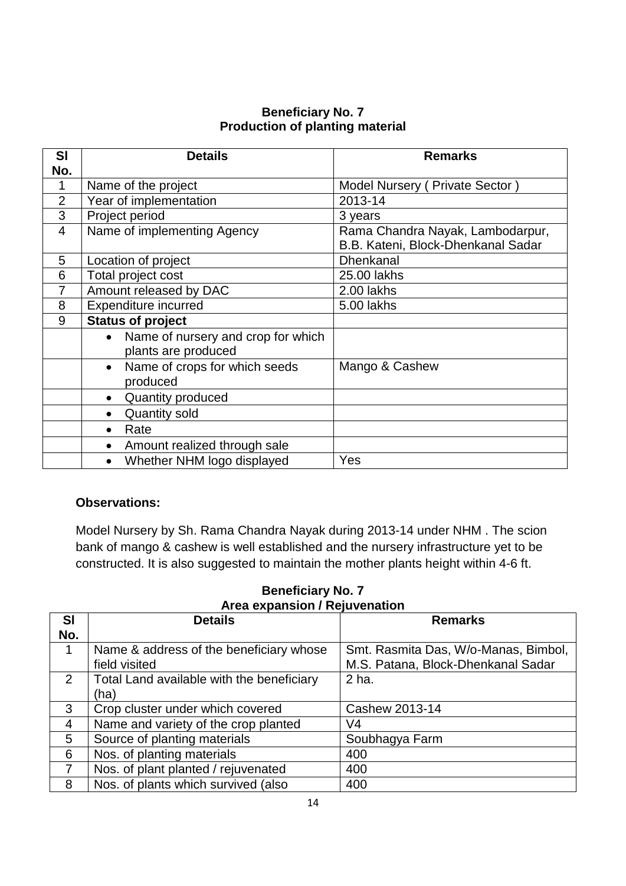**Beneficiary No. 7**
**Production of planting material**

| Sl No. | Details | Remarks |
|---|---|---|
| 1 | Name of the project | Model Nursery ( Private Sector ) |
| 2 | Year of implementation | 2013-14 |
| 3 | Project period | 3 years |
| 4 | Name of implementing Agency | Rama Chandra Nayak, Lambodarpur, B.B. Kateni, Block-Dhenkanal Sadar |
| 5 | Location of project | Dhenkanal |
| 6 | Total project cost | 25.00 lakhs |
| 7 | Amount released by DAC | 2.00 lakhs |
| 8 | Expenditure incurred | 5.00 lakhs |
| 9 | **Status of project** | |
| | • Name of nursery and crop for which plants are produced | |
| | • Name of crops for which seeds produced | Mango & Cashew |
| | • Quantity produced | |
| | • Quantity sold | |
| | • Rate | |
| | • Amount realized through sale | |
| | • Whether NHM logo displayed | Yes |

**Observations:**

Model Nursery by Sh. Rama Chandra Nayak during 2013-14 under NHM . The scion bank of mango & cashew is well established and the nursery infrastructure yet to be constructed. It is also suggested to maintain the mother plants height within 4-6 ft.

**Beneficiary No. 7**
**Area expansion / Rejuvenation**

| Sl No. | Details | Remarks |
|---|---|---|
| 1 | Name & address of the beneficiary whose field visited | Smt. Rasmita Das, W/o-Manas, Bimbol, M.S. Patana, Block-Dhenkanal Sadar |
| 2 | Total Land available with the beneficiary (ha) | 2 ha. |
| 3 | Crop cluster under which covered | Cashew 2013-14 |
| 4 | Name and variety of the crop planted | V4 |
| 5 | Source of planting materials | Soubhagya Farm |
| 6 | Nos. of planting materials | 400 |
| 7 | Nos. of plant planted / rejuvenated | 400 |
| 8 | Nos. of plants which survived (also | 400 |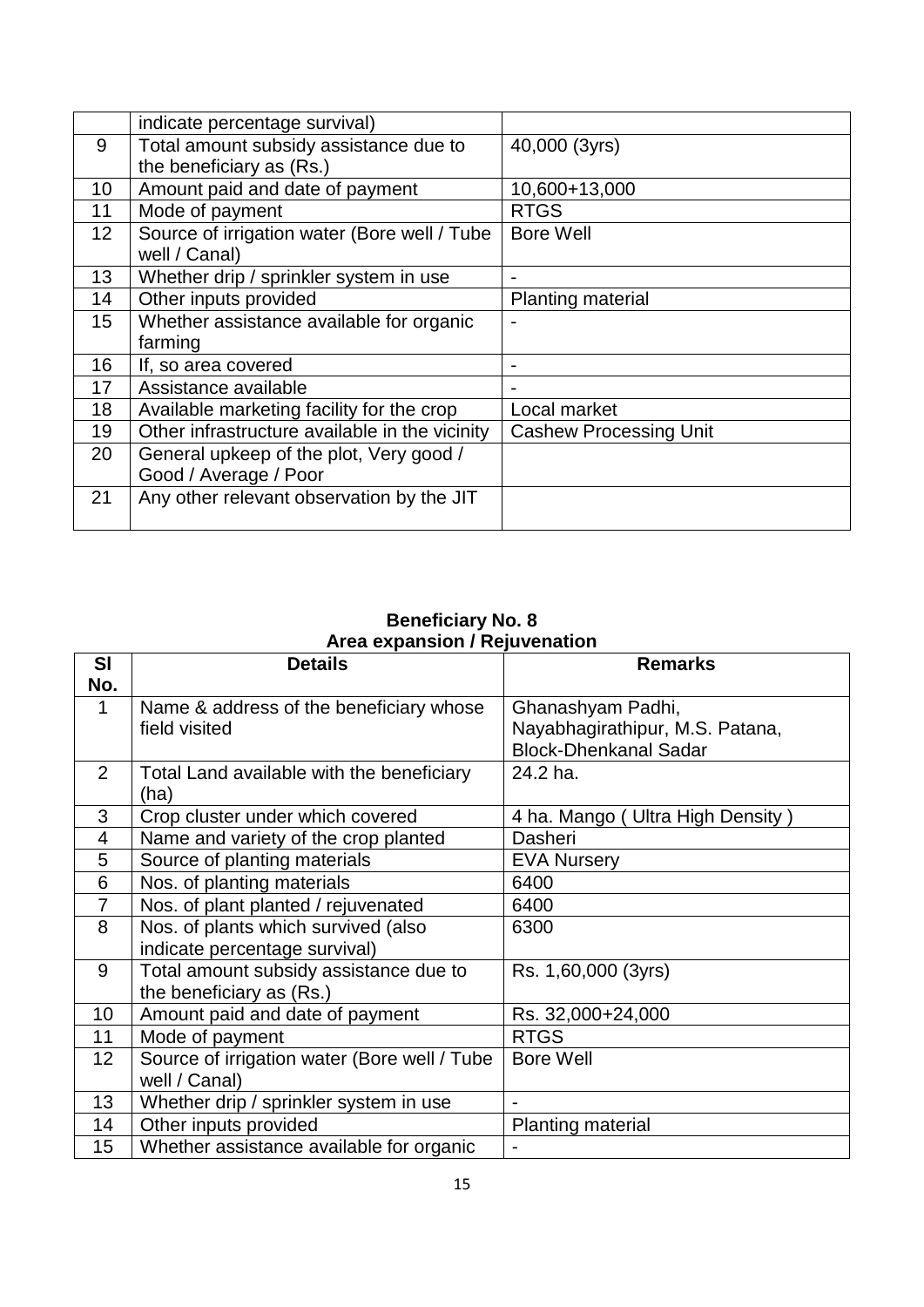|  | indicate percentage survival) |  |
|---|---|---|
| 9 | Total amount subsidy assistance due to the beneficiary as (Rs.) | 40,000 (3yrs) |
| 10 | Amount paid and date of payment | 10,600+13,000 |
| 11 | Mode of payment | RTGS |
| 12 | Source of irrigation water (Bore well / Tube well / Canal) | Bore Well |
| 13 | Whether drip / sprinkler system in use | - |
| 14 | Other inputs provided | Planting material |
| 15 | Whether assistance available for organic farming | - |
| 16 | If, so area covered | - |
| 17 | Assistance available | - |
| 18 | Available marketing facility for the crop | Local market |
| 19 | Other infrastructure available in the vicinity | Cashew Processing Unit |
| 20 | General upkeep of the plot, Very good / Good / Average / Poor |  |
| 21 | Any other relevant observation by the JIT |  |

**Beneficiary No. 8**
**Area expansion / Rejuvenation**

| Sl No. | Details | Remarks |
|---|---|---|
| 1 | Name & address of the beneficiary whose field visited | Ghanashyam Padhi, Nayabhagirathipur, M.S. Patana, Block-Dhenkanal Sadar |
| 2 | Total Land available with the beneficiary (ha) | 24.2 ha. |
| 3 | Crop cluster under which covered | 4 ha. Mango ( Ultra High Density ) |
| 4 | Name and variety of the crop planted | Dasheri |
| 5 | Source of planting materials | EVA Nursery |
| 6 | Nos. of planting materials | 6400 |
| 7 | Nos. of plant planted / rejuvenated | 6400 |
| 8 | Nos. of plants which survived (also indicate percentage survival) | 6300 |
| 9 | Total amount subsidy assistance due to the beneficiary as (Rs.) | Rs. 1,60,000 (3yrs) |
| 10 | Amount paid and date of payment | Rs. 32,000+24,000 |
| 11 | Mode of payment | RTGS |
| 12 | Source of irrigation water (Bore well / Tube well / Canal) | Bore Well |
| 13 | Whether drip / sprinkler system in use | - |
| 14 | Other inputs provided | Planting material |
| 15 | Whether assistance available for organic | - |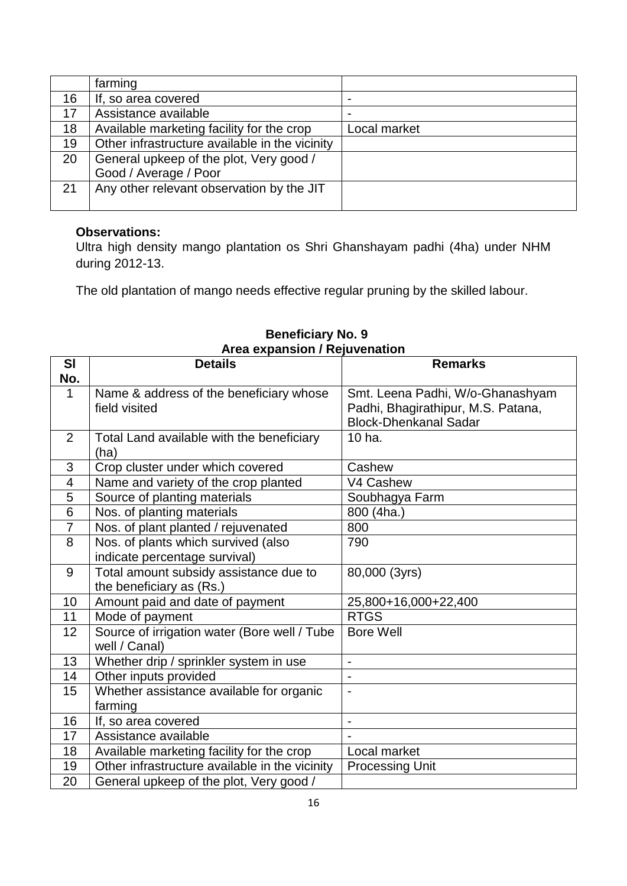| | farming | |
|---|---|---|
| 16 | If, so area covered | - |
| 17 | Assistance available | - |
| 18 | Available marketing facility for the crop | Local market |
| 19 | Other infrastructure available in the vicinity | |
| 20 | General upkeep of the plot, Very good / Good / Average / Poor | |
| 21 | Any other relevant observation by the JIT | |

**Observations:**

Ultra high density mango plantation os Shri Ghanshayam padhi (4ha) under NHM during 2012-13.

The old plantation of mango needs effective regular pruning by the skilled labour.

**Beneficiary No. 9**
**Area expansion / Rejuvenation**

| Sl No. | Details | Remarks |
|---|---|---|
| 1 | Name & address of the beneficiary whose field visited | Smt. Leena Padhi, W/o-Ghanashyam Padhi, Bhagirathipur, M.S. Patana, Block-Dhenkanal Sadar |
| 2 | Total Land available with the beneficiary (ha) | 10 ha. |
| 3 | Crop cluster under which covered | Cashew |
| 4 | Name and variety of the crop planted | V4 Cashew |
| 5 | Source of planting materials | Soubhagya Farm |
| 6 | Nos. of planting materials | 800 (4ha.) |
| 7 | Nos. of plant planted / rejuvenated | 800 |
| 8 | Nos. of plants which survived (also indicate percentage survival) | 790 |
| 9 | Total amount subsidy assistance due to the beneficiary as (Rs.) | 80,000 (3yrs) |
| 10 | Amount paid and date of payment | 25,800+16,000+22,400 |
| 11 | Mode of payment | RTGS |
| 12 | Source of irrigation water (Bore well / Tube well / Canal) | Bore Well |
| 13 | Whether drip / sprinkler system in use | - |
| 14 | Other inputs provided | - |
| 15 | Whether assistance available for organic farming | - |
| 16 | If, so area covered | - |
| 17 | Assistance available | - |
| 18 | Available marketing facility for the crop | Local market |
| 19 | Other infrastructure available in the vicinity | Processing Unit |
| 20 | General upkeep of the plot, Very good / | |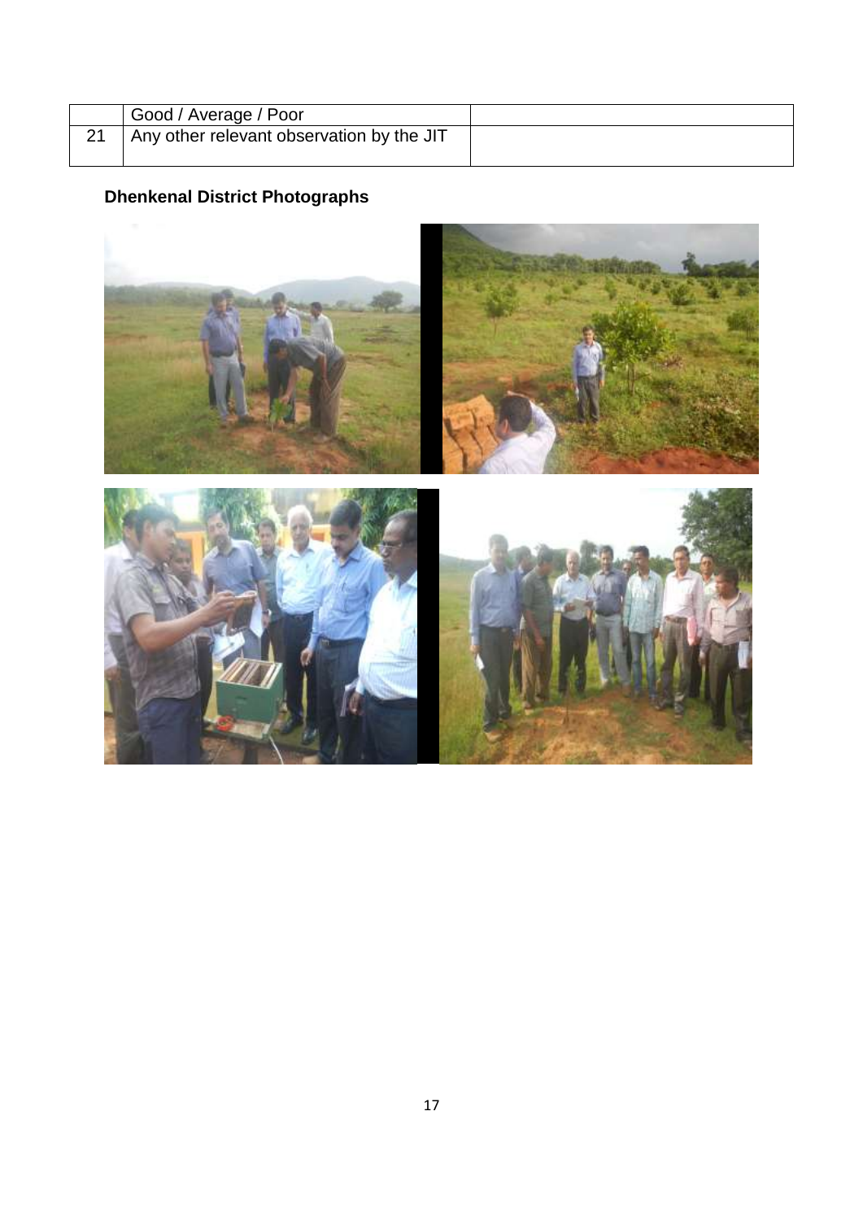|  | Good / Average / Poor |  |
|---|---|---|
| 21 | Any other relevant observation by the JIT |  |

**Dhenkenal District Photographs**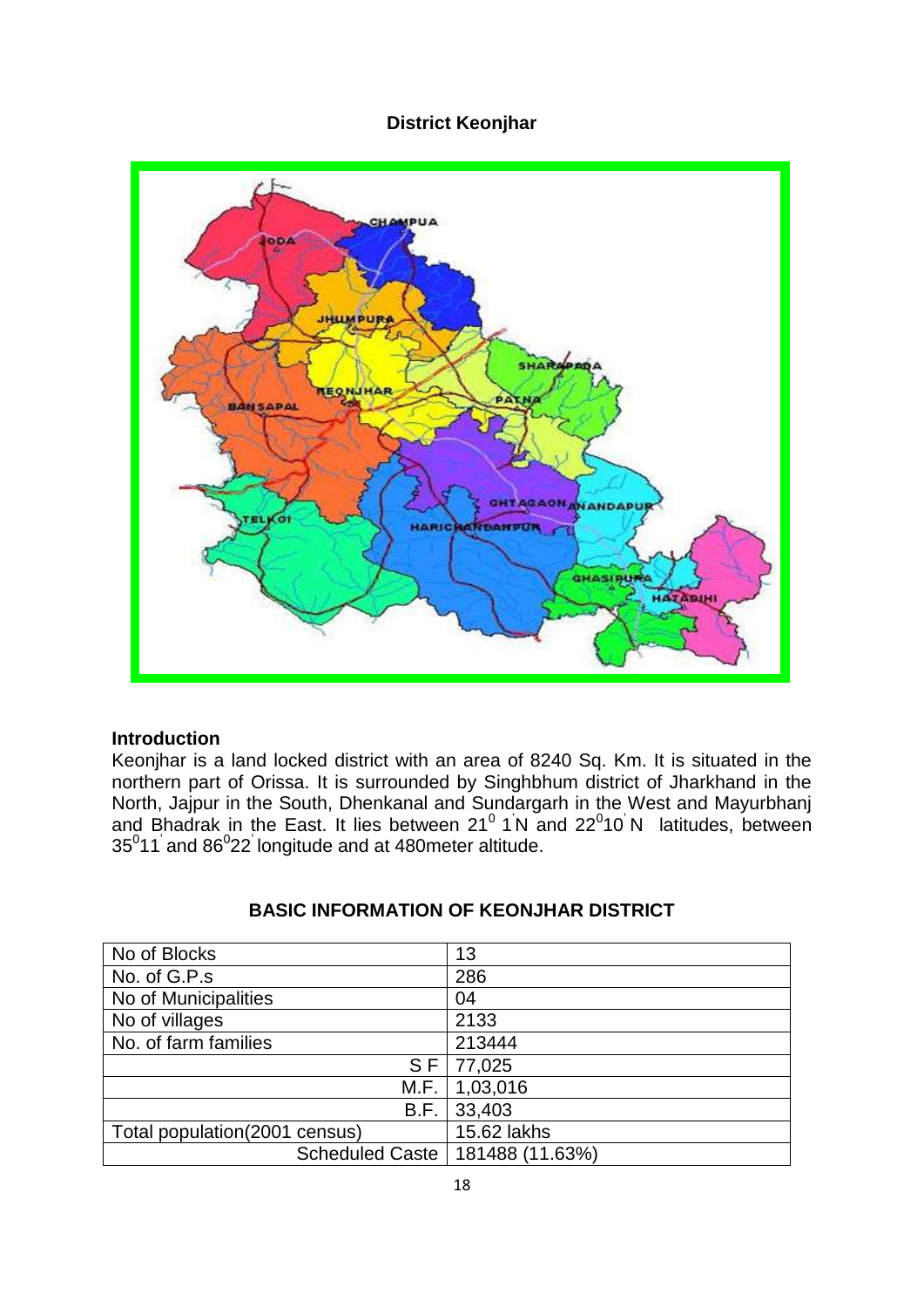## District Keonjhar

### Introduction

Keonjhar is a land locked district with an area of 8240 Sq. Km. It is situated in the northern part of Orissa. It is surrounded by Singhbhum district of Jharkhand in the North, Jajpur in the South, Dhenkanal and Sundargarh in the West and Mayurbhanj and Bhadrak in the East. It lies between $21^0\ 1'$N and $22^0 10'$ N latitudes, between $35^0 11'$ and $86^0 22'$ longitude and at 480meter altitude.

### BASIC INFORMATION OF KEONJHAR DISTRICT

| | |
|---|---|
| No of Blocks | 13 |
| No. of G.P.s | 286 |
| No of Municipalities | 04 |
| No of villages | 2133 |
| No. of farm families | 213444 |
| S F | 77,025 |
| M.F. | 1,03,016 |
| B.F. | 33,403 |
| Total population(2001 census) | 15.62 lakhs |
| Scheduled Caste | 181488 (11.63%) |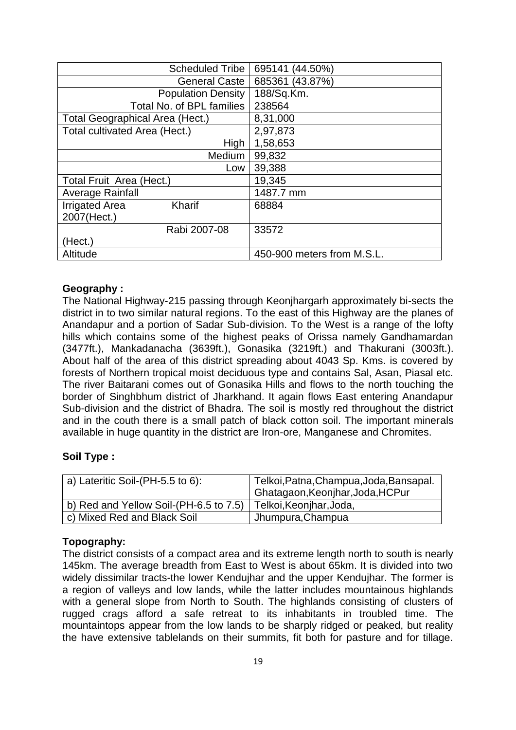| | |
|---|---|
| Scheduled Tribe | 695141 (44.50%) |
| General Caste | 685361 (43.87%) |
| Population Density | 188/Sq.Km. |
| Total No. of BPL families | 238564 |
| Total Geographical Area (Hect.) | 8,31,000 |
| Total cultivated Area (Hect.) | 2,97,873 |
| High | 1,58,653 |
| Medium | 99,832 |
| Low | 39,388 |
| Total Fruit Area (Hect.) | 19,345 |
| Average Rainfall | 1487.7 mm |
| Irrigated Area Kharif 2007(Hect.) | 68884 |
| Rabi 2007-08 (Hect.) | 33572 |
| Altitude | 450-900 meters from M.S.L. |

**Geography :**

The National Highway-215 passing through Keonjhargarh approximately bi-sects the district in to two similar natural regions. To the east of this Highway are the planes of Anandapur and a portion of Sadar Sub-division. To the West is a range of the lofty hills which contains some of the highest peaks of Orissa namely Gandhamardan (3477ft.), Mankadanacha (3639ft.), Gonasika (3219ft.) and Thakurani (3003ft.). About half of the area of this district spreading about 4043 Sp. Kms. is covered by forests of Northern tropical moist deciduous type and contains Sal, Asan, Piasal etc. The river Baitarani comes out of Gonasika Hills and flows to the north touching the border of Singhbhum district of Jharkhand. It again flows East entering Anandapur Sub-division and the district of Bhadra. The soil is mostly red throughout the district and in the couth there is a small patch of black cotton soil. The important minerals available in huge quantity in the district are Iron-ore, Manganese and Chromites.

**Soil Type :**

| | |
|---|---|
| a) Lateritic Soil-(PH-5.5 to 6): | Telkoi,Patna,Champua,Joda,Bansapal. Ghatagaon,Keonjhar,Joda,HCPur |
| b) Red and Yellow Soil-(PH-6.5 to 7.5) | Telkoi,Keonjhar,Joda, |
| c) Mixed Red and Black Soil | Jhumpura,Champua |

**Topography:**

The district consists of a compact area and its extreme length north to south is nearly 145km. The average breadth from East to West is about 65km. It is divided into two widely dissimilar tracts-the lower Kendujhar and the upper Kendujhar. The former is a region of valleys and low lands, while the latter includes mountainous highlands with a general slope from North to South. The highlands consisting of clusters of rugged crags afford a safe retreat to its inhabitants in troubled time. The mountaintops appear from the low lands to be sharply ridged or peaked, but reality the have extensive tablelands on their summits, fit both for pasture and for tillage.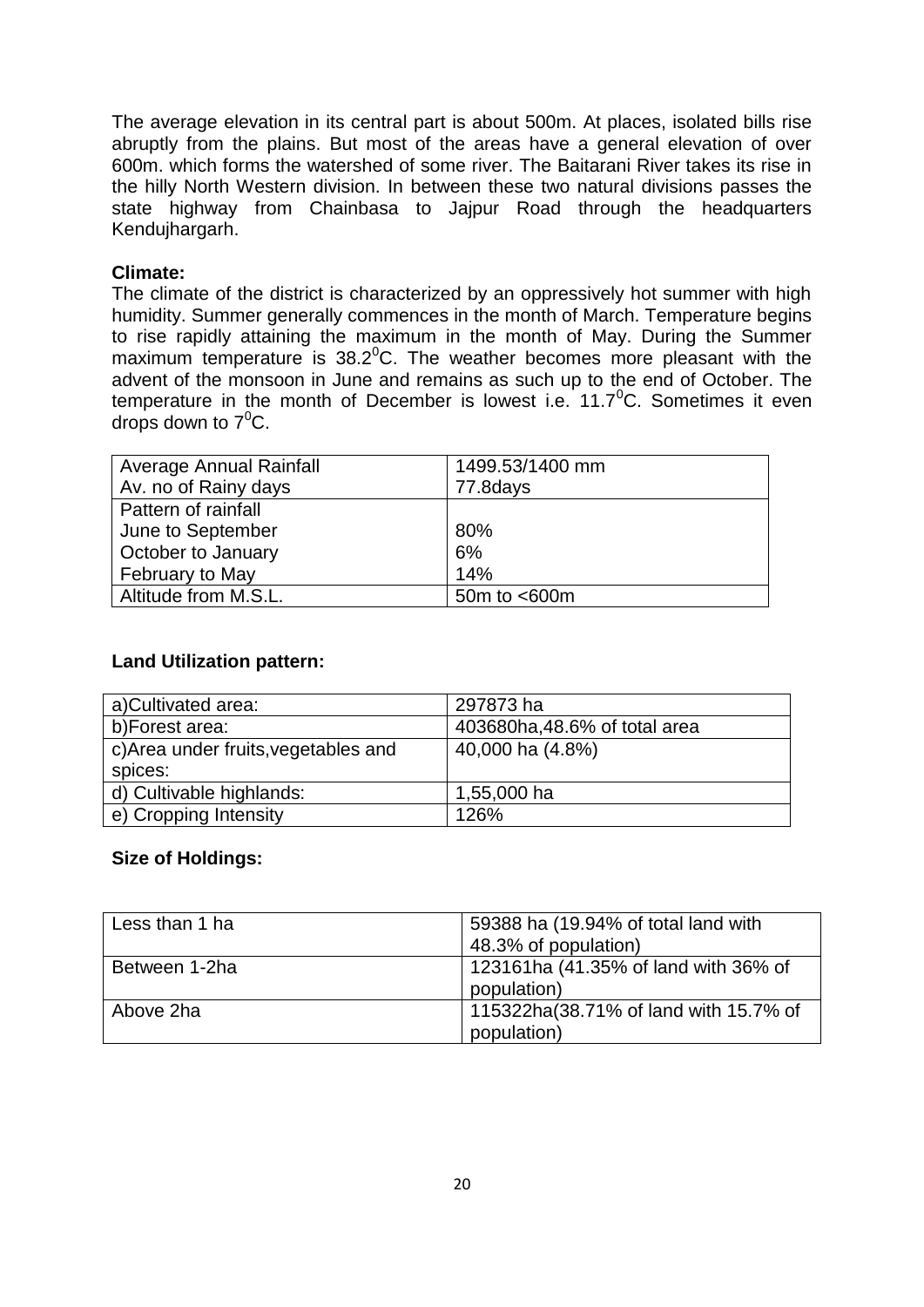The average elevation in its central part is about 500m. At places, isolated bills rise abruptly from the plains. But most of the areas have a general elevation of over 600m. which forms the watershed of some river. The Baitarani River takes its rise in the hilly North Western division. In between these two natural divisions passes the state highway from Chainbasa to Jajpur Road through the headquarters Kendujhargarh.

**Climate:**

The climate of the district is characterized by an oppressively hot summer with high humidity. Summer generally commences in the month of March. Temperature begins to rise rapidly attaining the maximum in the month of May. During the Summer maximum temperature is $38.2^0$C. The weather becomes more pleasant with the advent of the monsoon in June and remains as such up to the end of October. The temperature in the month of December is lowest i.e. $11.7^0$C. Sometimes it even drops down to $7^0$C.

| | |
|---|---|
| Average Annual Rainfall<br>Av. no of Rainy days | 1499.53/1400 mm<br>77.8days |
| Pattern of rainfall<br>June to September<br>October to January<br>February to May | <br>80%<br>6%<br>14% |
| Altitude from M.S.L. | 50m to <600m |

**Land Utilization pattern:**

| | |
|---|---|
| a)Cultivated area: | 297873 ha |
| b)Forest area: | 403680ha,48.6% of total area |
| c)Area under fruits,vegetables and spices: | 40,000 ha (4.8%) |
| d) Cultivable highlands: | 1,55,000 ha |
| e) Cropping Intensity | 126% |

**Size of Holdings:**

| | |
|---|---|
| Less than 1 ha | 59388 ha (19.94% of total land with 48.3% of population) |
| Between 1-2ha | 123161ha (41.35% of land with 36% of population) |
| Above 2ha | 115322ha(38.71% of land with 15.7% of population) |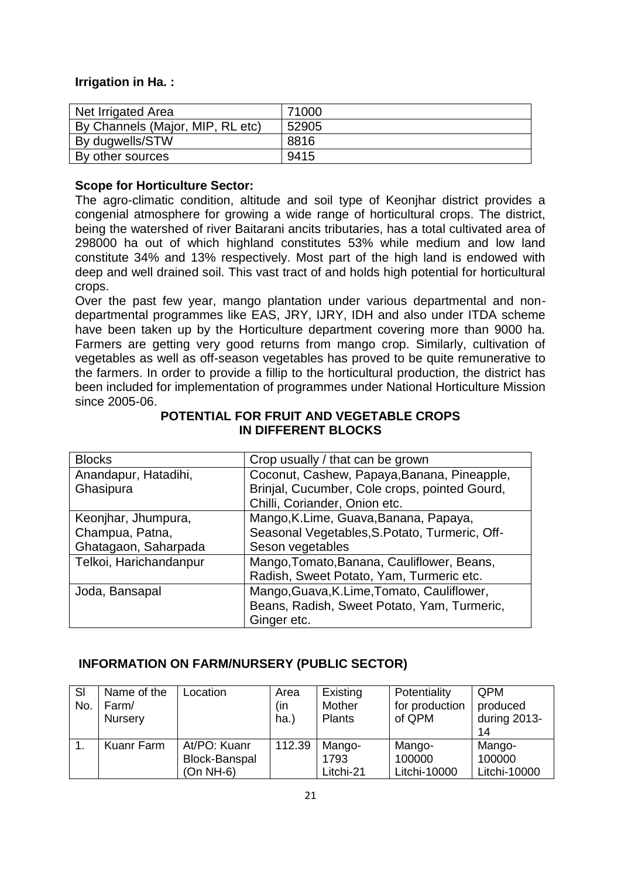**Irrigation in Ha. :**

| Net Irrigated Area | 71000 |
|---|---|
| By Channels (Major, MIP, RL etc) | 52905 |
| By dugwells/STW | 8816 |
| By other sources | 9415 |

**Scope for Horticulture Sector:**

The agro-climatic condition, altitude and soil type of Keonjhar district provides a congenial atmosphere for growing a wide range of horticultural crops. The district, being the watershed of river Baitarani ancits tributaries, has a total cultivated area of 298000 ha out of which highland constitutes 53% while medium and low land constitute 34% and 13% respectively. Most part of the high land is endowed with deep and well drained soil. This vast tract of and holds high potential for horticultural crops.

Over the past few year, mango plantation under various departmental and non-departmental programmes like EAS, JRY, IJRY, IDH and also under ITDA scheme have been taken up by the Horticulture department covering more than 9000 ha. Farmers are getting very good returns from mango crop. Similarly, cultivation of vegetables as well as off-season vegetables has proved to be quite remunerative to the farmers. In order to provide a fillip to the horticultural production, the district has been included for implementation of programmes under National Horticulture Mission since 2005-06.

**POTENTIAL FOR FRUIT AND VEGETABLE CROPS IN DIFFERENT BLOCKS**

| Blocks | Crop usually / that can be grown |
|---|---|
| Anandapur, Hatadihi, Ghasipura | Coconut, Cashew, Papaya,Banana, Pineapple, Brinjal, Cucumber, Cole crops, pointed Gourd, Chilli, Coriander, Onion etc. |
| Keonjhar, Jhumpura, Champua, Patna, Ghatagaon, Saharpada | Mango,K.Lime, Guava,Banana, Papaya, Seasonal Vegetables,S.Potato, Turmeric, Off-Seson vegetables |
| Telkoi, Harichandanpur | Mango,Tomato,Banana, Cauliflower, Beans, Radish, Sweet Potato, Yam, Turmeric etc. |
| Joda, Bansapal | Mango,Guava,K.Lime,Tomato, Cauliflower, Beans, Radish, Sweet Potato, Yam, Turmeric, Ginger etc. |

**INFORMATION ON FARM/NURSERY (PUBLIC SECTOR)**

| Sl No. | Name of the Farm/ Nursery | Location | Area (in ha.) | Existing Mother Plants | Potentiality for production of QPM | QPM produced during 2013-14 |
|---|---|---|---|---|---|---|
| 1. | Kuanr Farm | At/PO: Kuanr Block-Bansapal (On NH-6) | 112.39 | Mango-1793 Litchi-21 | Mango-100000 Litchi-10000 | Mango-100000 Litchi-10000 |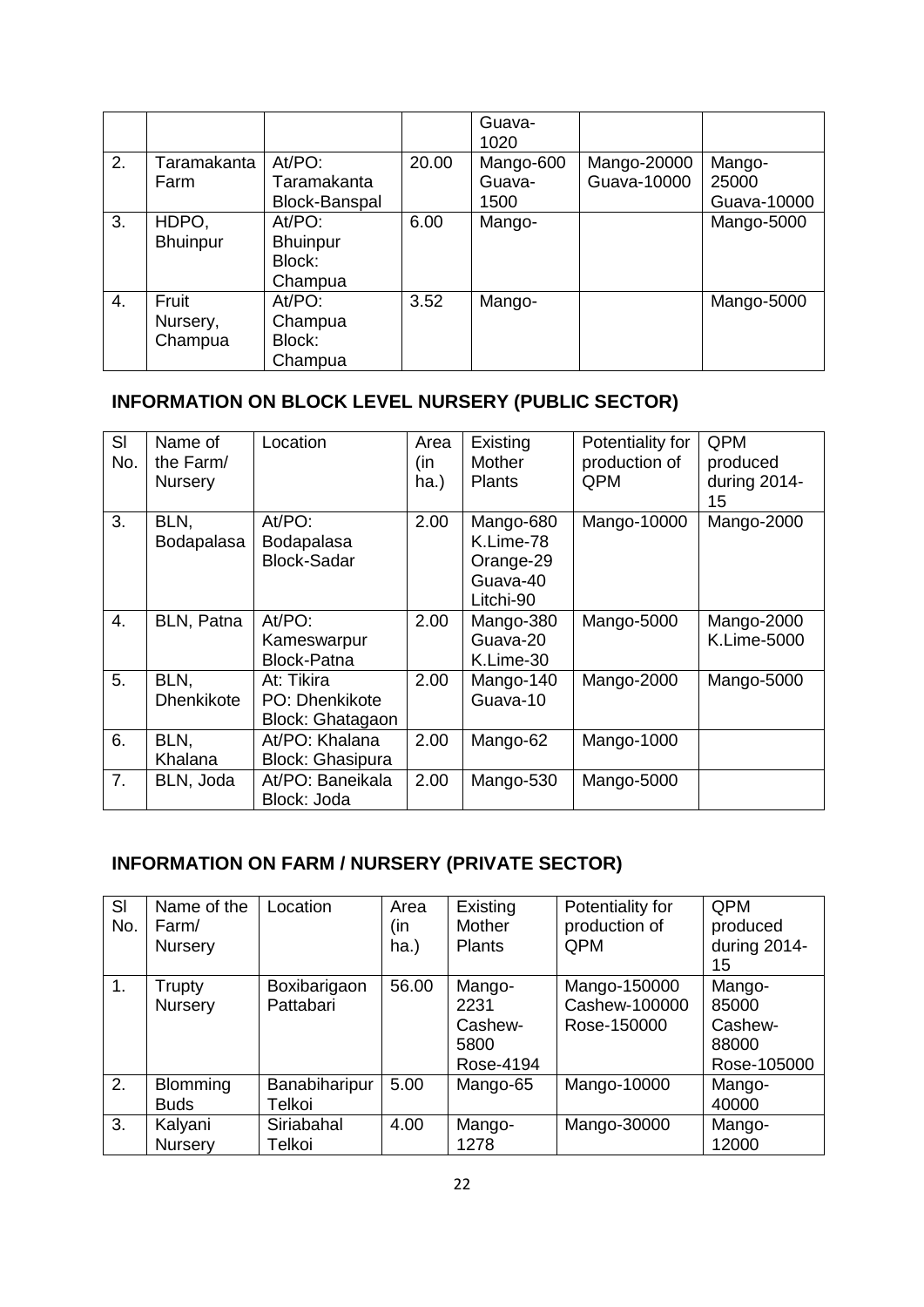| | | | | Guava-1020 | | |
|---|---|---|---|---|---|---|
| 2. | Taramakanta Farm | At/PO: Taramakanta Block-Banspal | 20.00 | Mango-600 Guava-1500 | Mango-20000 Guava-10000 | Mango-25000 Guava-10000 |
| 3. | HDPO, Bhuinpur | At/PO: Bhuinpur Block: Champua | 6.00 | Mango- | | Mango-5000 |
| 4. | Fruit Nursery, Champua | At/PO: Champua Block: Champua | 3.52 | Mango- | | Mango-5000 |

## INFORMATION ON BLOCK LEVEL NURSERY (PUBLIC SECTOR)

| Sl No. | Name of the Farm/ Nursery | Location | Area (in ha.) | Existing Mother Plants | Potentiality for production of QPM | QPM produced during 2014-15 |
|---|---|---|---|---|---|---|
| 3. | BLN, Bodapalasa | At/PO: Bodapalasa Block-Sadar | 2.00 | Mango-680 K.Lime-78 Orange-29 Guava-40 Litchi-90 | Mango-10000 | Mango-2000 |
| 4. | BLN, Patna | At/PO: Kameswarpur Block-Patna | 2.00 | Mango-380 Guava-20 K.Lime-30 | Mango-5000 | Mango-2000 K.Lime-5000 |
| 5. | BLN, Dhenkikote | At: Tikira PO: Dhenkikote Block: Ghatagaon | 2.00 | Mango-140 Guava-10 | Mango-2000 | Mango-5000 |
| 6. | BLN, Khalana | At/PO: Khalana Block: Ghasipura | 2.00 | Mango-62 | Mango-1000 | |
| 7. | BLN, Joda | At/PO: Baneikala Block: Joda | 2.00 | Mango-530 | Mango-5000 | |

## INFORMATION ON FARM / NURSERY (PRIVATE SECTOR)

| Sl No. | Name of the Farm/ Nursery | Location | Area (in ha.) | Existing Mother Plants | Potentiality for production of QPM | QPM produced during 2014-15 |
|---|---|---|---|---|---|---|
| 1. | Trupty Nursery | Boxibarigaon Pattabari | 56.00 | Mango-2231 Cashew-5800 Rose-4194 | Mango-150000 Cashew-100000 Rose-150000 | Mango-85000 Cashew-88000 Rose-105000 |
| 2. | Blomming Buds | Banabiharipur Telkoi | 5.00 | Mango-65 | Mango-10000 | Mango-40000 |
| 3. | Kalyani Nursery | Siriabahal Telkoi | 4.00 | Mango-1278 | Mango-30000 | Mango-12000 |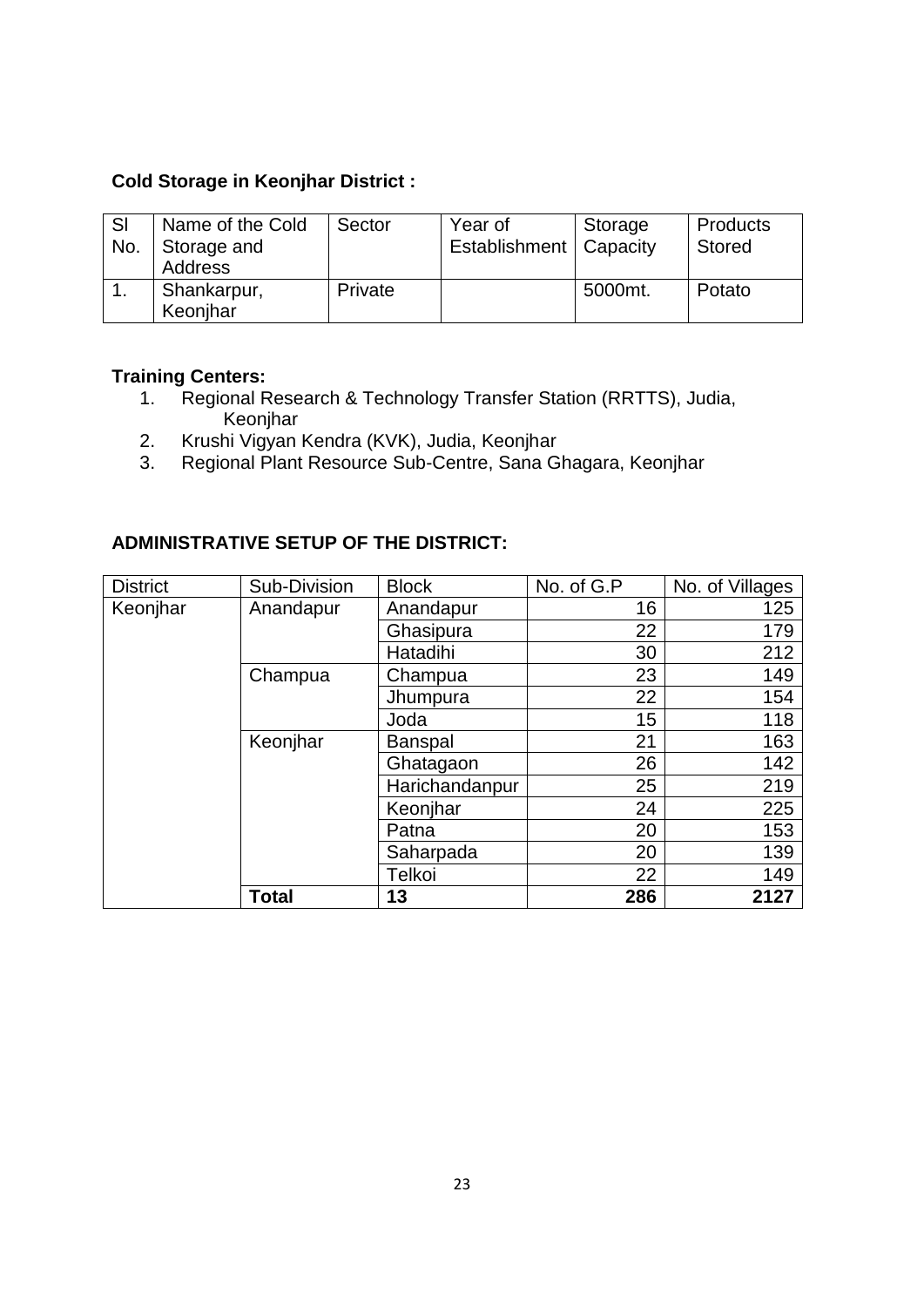**Cold Storage in Keonjhar District :**

| Sl No. | Name of the Cold Storage and Address | Sector | Year of Establishment | Storage Capacity | Products Stored |
|---|---|---|---|---|---|
| 1. | Shankarpur, Keonjhar | Private | | 5000mt. | Potato |

**Training Centers:**

1. Regional Research & Technology Transfer Station (RRTTS), Judia, Keonjhar
2. Krushi Vigyan Kendra (KVK), Judia, Keonjhar
3. Regional Plant Resource Sub-Centre, Sana Ghagara, Keonjhar

**ADMINISTRATIVE SETUP OF THE DISTRICT:**

| District | Sub-Division | Block | No. of G.P | No. of Villages |
|---|---|---|---|---|
| Keonjhar | Anandapur | Anandapur | 16 | 125 |
| | | Ghasipura | 22 | 179 |
| | | Hatadihi | 30 | 212 |
| | Champua | Champua | 23 | 149 |
| | | Jhumpura | 22 | 154 |
| | | Joda | 15 | 118 |
| | Keonjhar | Banspal | 21 | 163 |
| | | Ghatagaon | 26 | 142 |
| | | Harichandanpur | 25 | 219 |
| | | Keonjhar | 24 | 225 |
| | | Patna | 20 | 153 |
| | | Saharpada | 20 | 139 |
| | | Telkoi | 22 | 149 |
| | **Total** | **13** | **286** | **2127** |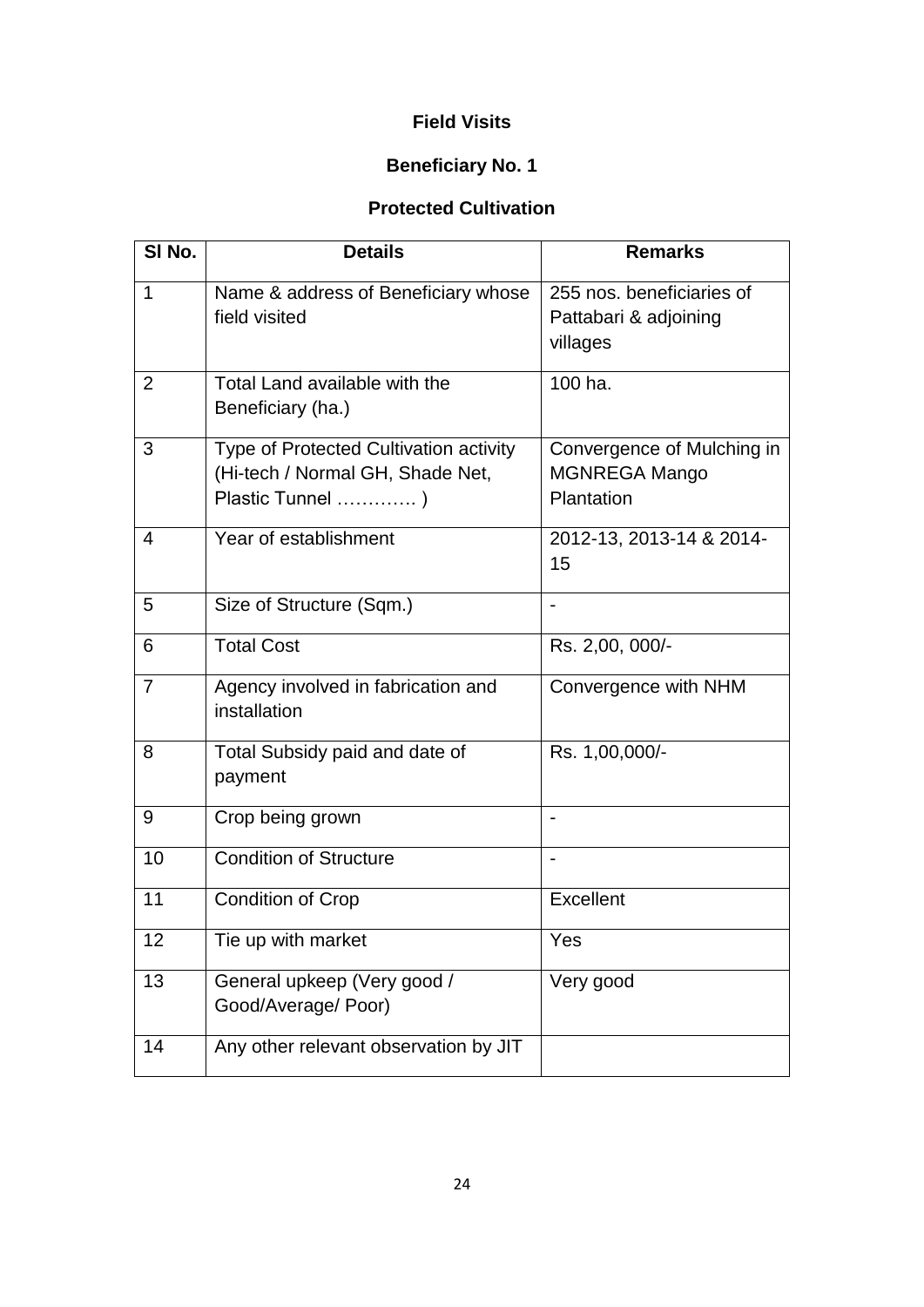## Field Visits

### Beneficiary No. 1

### Protected Cultivation

| Sl No. | Details | Remarks |
|---|---|---|
| 1 | Name & address of Beneficiary whose field visited | 255 nos. beneficiaries of Pattabari & adjoining villages |
| 2 | Total Land available with the Beneficiary (ha.) | 100 ha. |
| 3 | Type of Protected Cultivation activity (Hi-tech / Normal GH, Shade Net, Plastic Tunnel …………. ) | Convergence of Mulching in MGNREGA Mango Plantation |
| 4 | Year of establishment | 2012-13, 2013-14 & 2014-15 |
| 5 | Size of Structure (Sqm.) | - |
| 6 | Total Cost | Rs. 2,00, 000/- |
| 7 | Agency involved in fabrication and installation | Convergence with NHM |
| 8 | Total Subsidy paid and date of payment | Rs. 1,00,000/- |
| 9 | Crop being grown | - |
| 10 | Condition of Structure | - |
| 11 | Condition of Crop | Excellent |
| 12 | Tie up with market | Yes |
| 13 | General upkeep (Very good / Good/Average/ Poor) | Very good |
| 14 | Any other relevant observation by JIT | |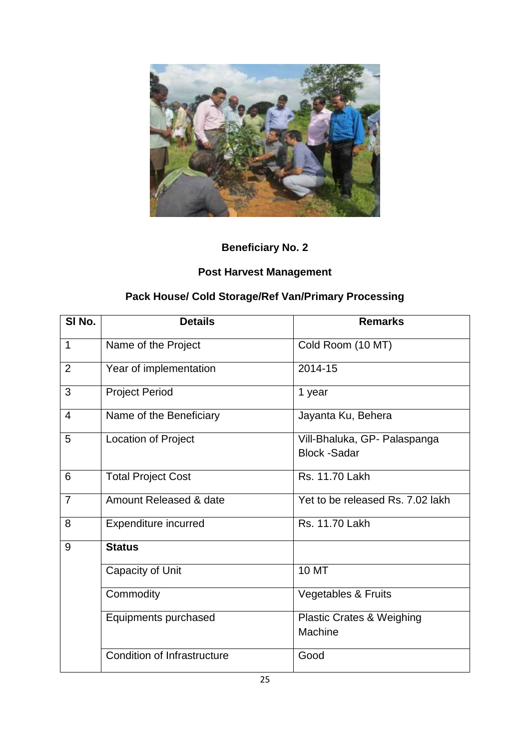**Beneficiary No. 2**

**Post Harvest Management**

**Pack House/ Cold Storage/Ref Van/Primary Processing**

| Sl No. | Details | Remarks |
|---|---|---|
| 1 | Name of the Project | Cold Room (10 MT) |
| 2 | Year of implementation | 2014-15 |
| 3 | Project Period | 1 year |
| 4 | Name of the Beneficiary | Jayanta Ku, Behera |
| 5 | Location of Project | Vill-Bhaluka, GP- Palaspanga Block -Sadar |
| 6 | Total Project Cost | Rs. 11.70 Lakh |
| 7 | Amount Released & date | Yet to be released Rs. 7.02 lakh |
| 8 | Expenditure incurred | Rs. 11.70 Lakh |
| 9 | **Status** | |
| | Capacity of Unit | 10 MT |
| | Commodity | Vegetables & Fruits |
| | Equipments purchased | Plastic Crates & Weighing Machine |
| | Condition of Infrastructure | Good |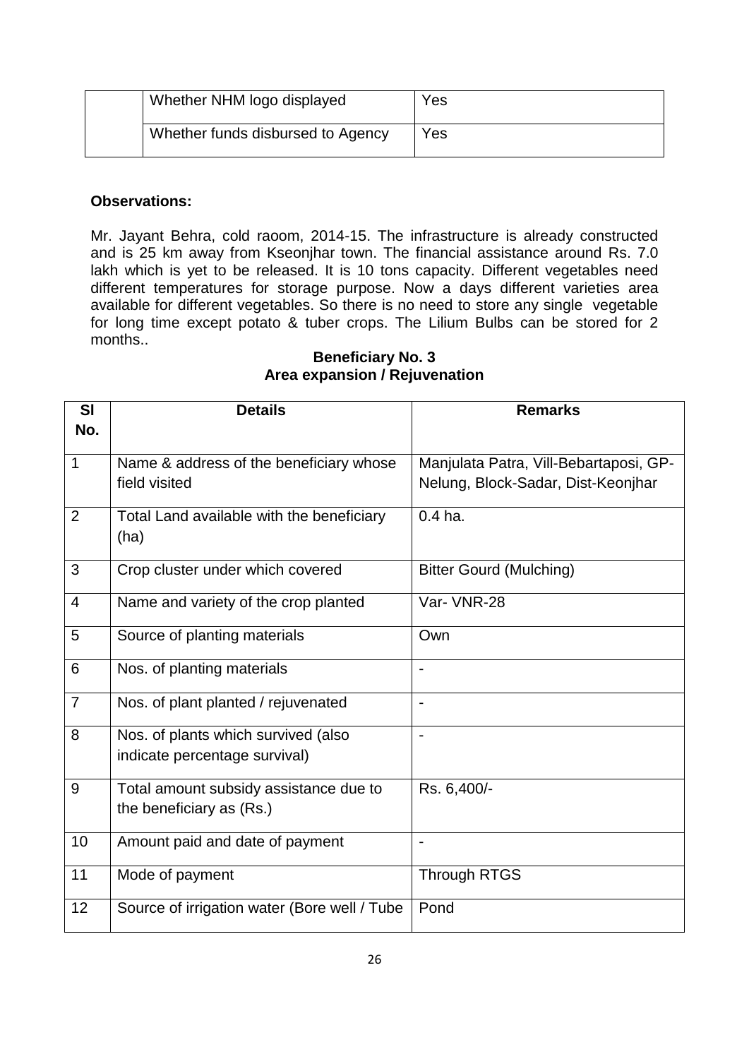| | | |
|---|---|---|
| | Whether NHM logo displayed | Yes |
| | Whether funds disbursed to Agency | Yes |

**Observations:**

Mr. Jayant Behra, cold raoom, 2014-15. The infrastructure is already constructed and is 25 km away from Kseonjhar town. The financial assistance around Rs. 7.0 lakh which is yet to be released. It is 10 tons capacity. Different vegetables need different temperatures for storage purpose. Now a days different varieties area available for different vegetables. So there is no need to store any single vegetable for long time except potato & tuber crops. The Lilium Bulbs can be stored for 2 months..

**Beneficiary No. 3**
**Area expansion / Rejuvenation**

| Sl No. | Details | Remarks |
|---|---|---|
| 1 | Name & address of the beneficiary whose field visited | Manjulata Patra, Vill-Bebartaposi, GP-Nelung, Block-Sadar, Dist-Keonjhar |
| 2 | Total Land available with the beneficiary (ha) | 0.4 ha. |
| 3 | Crop cluster under which covered | Bitter Gourd (Mulching) |
| 4 | Name and variety of the crop planted | Var- VNR-28 |
| 5 | Source of planting materials | Own |
| 6 | Nos. of planting materials | - |
| 7 | Nos. of plant planted / rejuvenated | - |
| 8 | Nos. of plants which survived (also indicate percentage survival) | - |
| 9 | Total amount subsidy assistance due to the beneficiary as (Rs.) | Rs. 6,400/- |
| 10 | Amount paid and date of payment | - |
| 11 | Mode of payment | Through RTGS |
| 12 | Source of irrigation water (Bore well / Tube | Pond |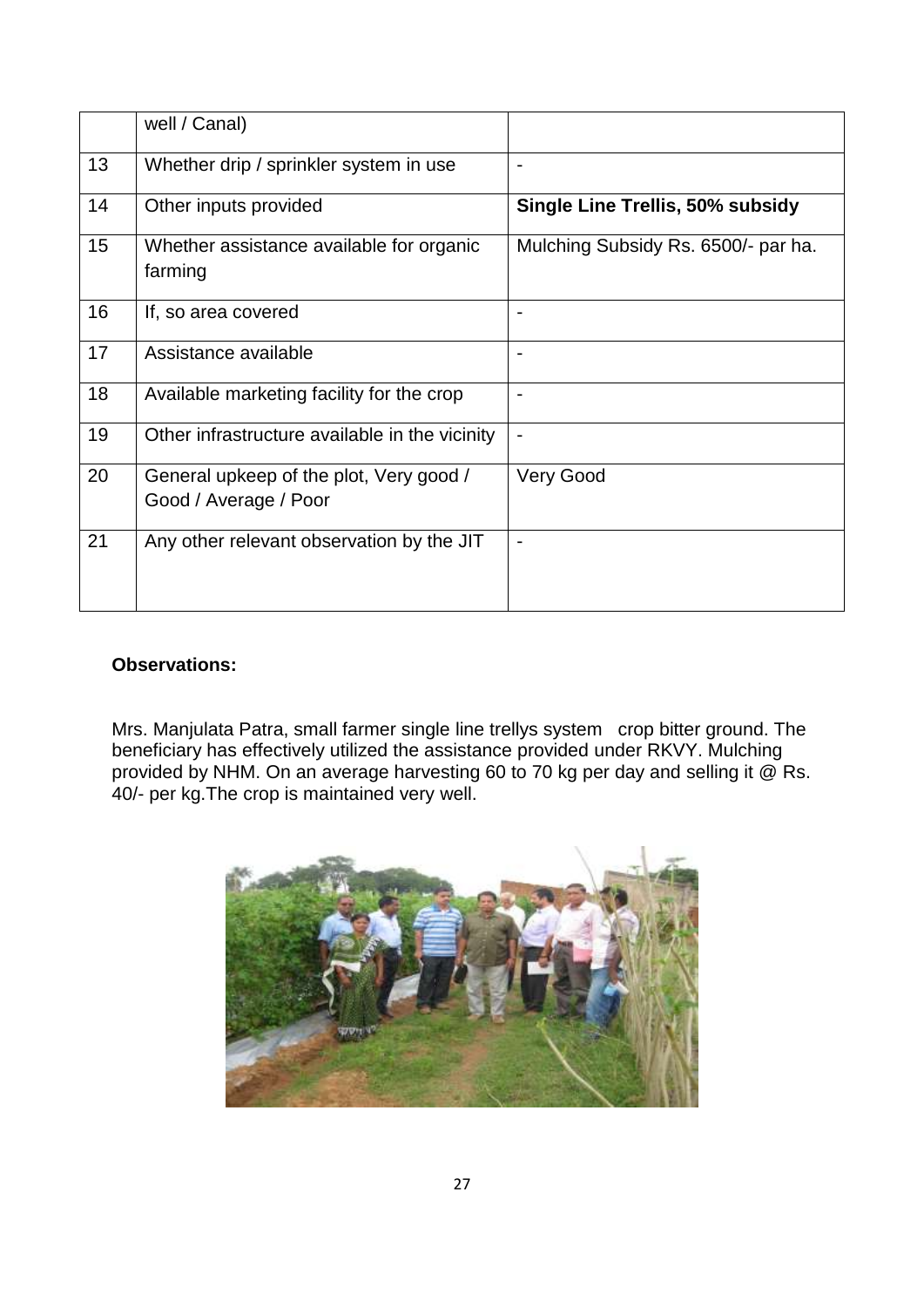| | | |
|---|---|---|
| | well / Canal) | |
| 13 | Whether drip / sprinkler system in use | - |
| 14 | Other inputs provided | **Single Line Trellis, 50% subsidy** |
| 15 | Whether assistance available for organic farming | Mulching Subsidy Rs. 6500/- par ha. |
| 16 | If, so area covered | - |
| 17 | Assistance available | - |
| 18 | Available marketing facility for the crop | - |
| 19 | Other infrastructure available in the vicinity | - |
| 20 | General upkeep of the plot, Very good / Good / Average / Poor | Very Good |
| 21 | Any other relevant observation by the JIT | - |

**Observations:**

Mrs. Manjulata Patra, small farmer single line trellys system crop bitter ground. The beneficiary has effectively utilized the assistance provided under RKVY. Mulching provided by NHM. On an average harvesting 60 to 70 kg per day and selling it @ Rs. 40/- per kg.The crop is maintained very well.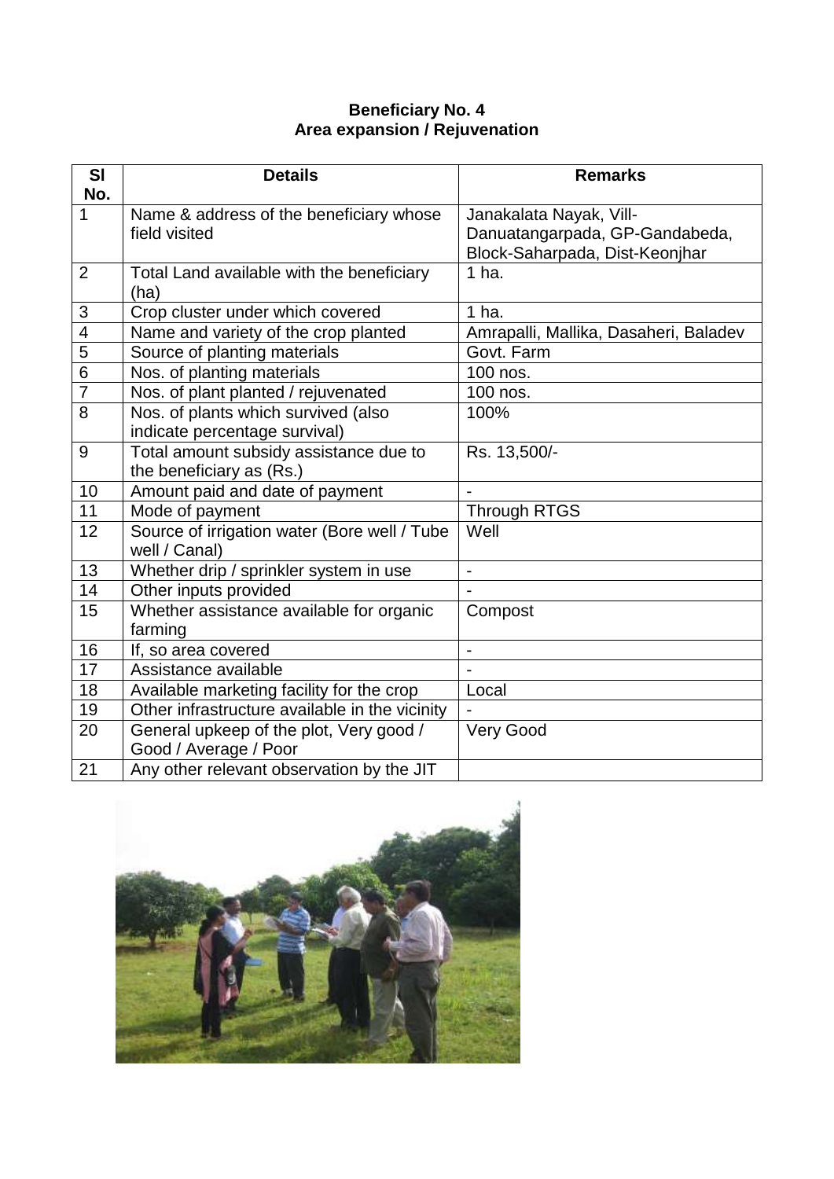**Beneficiary No. 4**
**Area expansion / Rejuvenation**

| Sl No. | Details | Remarks |
|---|---|---|
| 1 | Name & address of the beneficiary whose field visited | Janakalata Nayak, Vill-Danuatangarpada, GP-Gandabeda, Block-Saharpada, Dist-Keonjhar |
| 2 | Total Land available with the beneficiary (ha) | 1 ha. |
| 3 | Crop cluster under which covered | 1 ha. |
| 4 | Name and variety of the crop planted | Amrapalli, Mallika, Dasaheri, Baladev |
| 5 | Source of planting materials | Govt. Farm |
| 6 | Nos. of planting materials | 100 nos. |
| 7 | Nos. of plant planted / rejuvenated | 100 nos. |
| 8 | Nos. of plants which survived (also indicate percentage survival) | 100% |
| 9 | Total amount subsidy assistance due to the beneficiary as (Rs.) | Rs. 13,500/- |
| 10 | Amount paid and date of payment | - |
| 11 | Mode of payment | Through RTGS |
| 12 | Source of irrigation water (Bore well / Tube well / Canal) | Well |
| 13 | Whether drip / sprinkler system in use | - |
| 14 | Other inputs provided | - |
| 15 | Whether assistance available for organic farming | Compost |
| 16 | If, so area covered | - |
| 17 | Assistance available | - |
| 18 | Available marketing facility for the crop | Local |
| 19 | Other infrastructure available in the vicinity | - |
| 20 | General upkeep of the plot, Very good / Good / Average / Poor | Very Good |
| 21 | Any other relevant observation by the JIT | |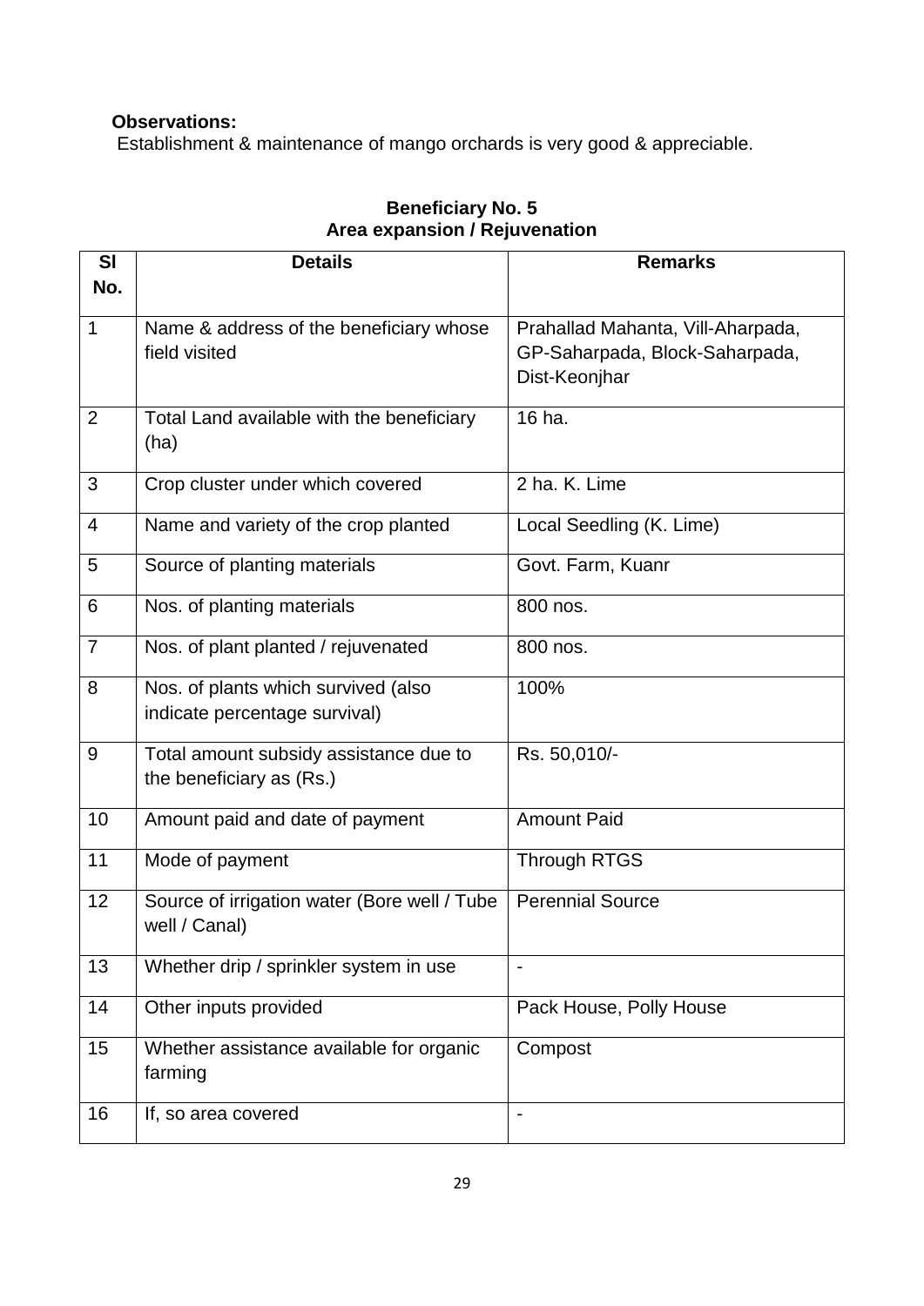**Observations:**

Establishment & maintenance of mango orchards is very good & appreciable.

**Beneficiary No. 5**
**Area expansion / Rejuvenation**

| Sl No. | Details | Remarks |
|---|---|---|
| 1 | Name & address of the beneficiary whose field visited | Prahallad Mahanta, Vill-Aharpada, GP-Saharpada, Block-Saharpada, Dist-Keonjhar |
| 2 | Total Land available with the beneficiary (ha) | 16 ha. |
| 3 | Crop cluster under which covered | 2 ha. K. Lime |
| 4 | Name and variety of the crop planted | Local Seedling (K. Lime) |
| 5 | Source of planting materials | Govt. Farm, Kuanr |
| 6 | Nos. of planting materials | 800 nos. |
| 7 | Nos. of plant planted / rejuvenated | 800 nos. |
| 8 | Nos. of plants which survived (also indicate percentage survival) | 100% |
| 9 | Total amount subsidy assistance due to the beneficiary as (Rs.) | Rs. 50,010/- |
| 10 | Amount paid and date of payment | Amount Paid |
| 11 | Mode of payment | Through RTGS |
| 12 | Source of irrigation water (Bore well / Tube well / Canal) | Perennial Source |
| 13 | Whether drip / sprinkler system in use | - |
| 14 | Other inputs provided | Pack House, Polly House |
| 15 | Whether assistance available for organic farming | Compost |
| 16 | If, so area covered | - |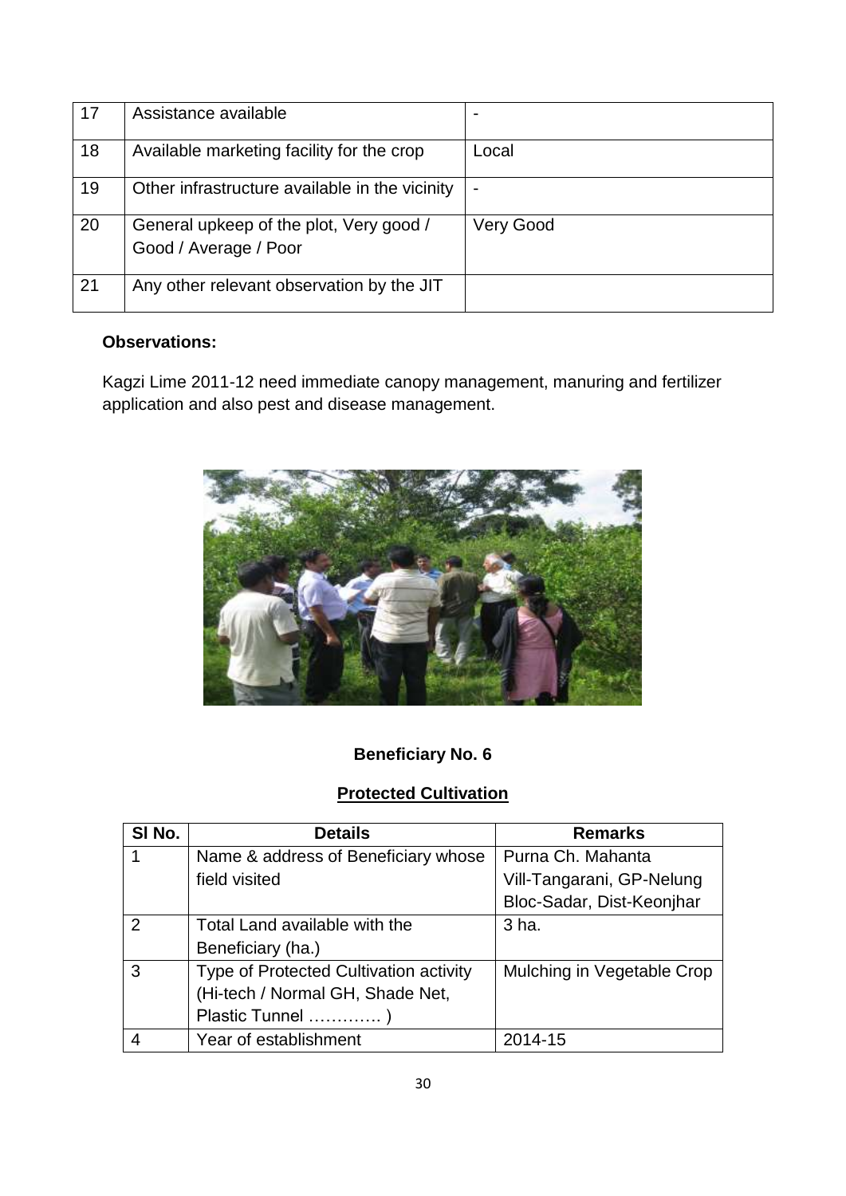| 17 | Assistance available | - |
|---|---|---|
| 18 | Available marketing facility for the crop | Local |
| 19 | Other infrastructure available in the vicinity | - |
| 20 | General upkeep of the plot, Very good / Good / Average / Poor | Very Good |
| 21 | Any other relevant observation by the JIT | |

**Observations:**

Kagzi Lime 2011-12 need immediate canopy management, manuring and fertilizer application and also pest and disease management.

**Beneficiary No. 6**

**<u>Protected Cultivation</u>**

| Sl No. | Details | Remarks |
|---|---|---|
| 1 | Name & address of Beneficiary whose field visited | Purna Ch. Mahanta Vill-Tangarani, GP-Nelung Bloc-Sadar, Dist-Keonjhar |
| 2 | Total Land available with the Beneficiary (ha.) | 3 ha. |
| 3 | Type of Protected Cultivation activity (Hi-tech / Normal GH, Shade Net, Plastic Tunnel …………. ) | Mulching in Vegetable Crop |
| 4 | Year of establishment | 2014-15 |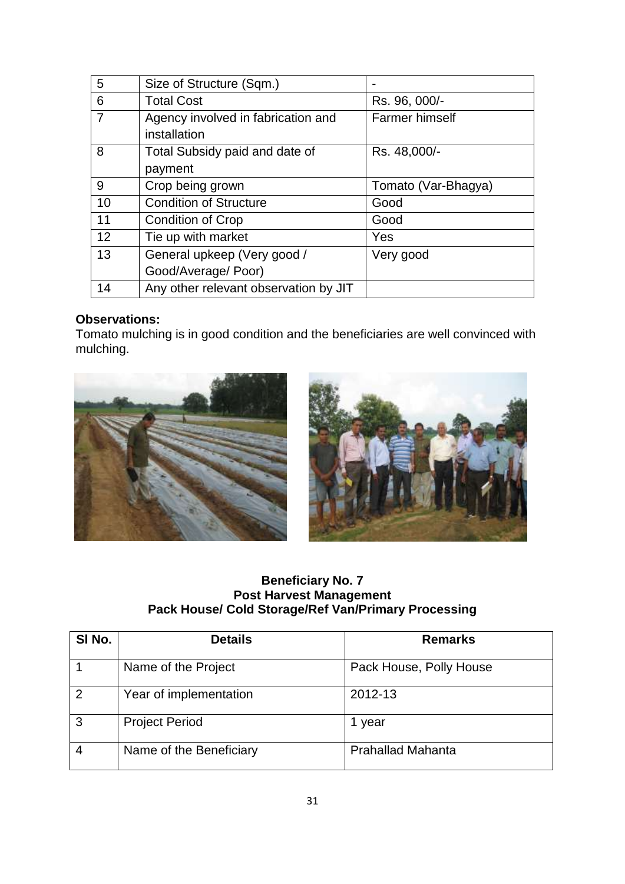| 5 | Size of Structure (Sqm.) | - |
|---|---|---|
| 6 | Total Cost | Rs. 96, 000/- |
| 7 | Agency involved in fabrication and installation | Farmer himself |
| 8 | Total Subsidy paid and date of payment | Rs. 48,000/- |
| 9 | Crop being grown | Tomato (Var-Bhagya) |
| 10 | Condition of Structure | Good |
| 11 | Condition of Crop | Good |
| 12 | Tie up with market | Yes |
| 13 | General upkeep (Very good / Good/Average/ Poor) | Very good |
| 14 | Any other relevant observation by JIT | |

**Observations:**

Tomato mulching is in good condition and the beneficiaries are well convinced with mulching.

**Beneficiary No. 7**
**Post Harvest Management**
**Pack House/ Cold Storage/Ref Van/Primary Processing**

| Sl No. | Details | Remarks |
|---|---|---|
| 1 | Name of the Project | Pack House, Polly House |
| 2 | Year of implementation | 2012-13 |
| 3 | Project Period | 1 year |
| 4 | Name of the Beneficiary | Prahallad Mahanta |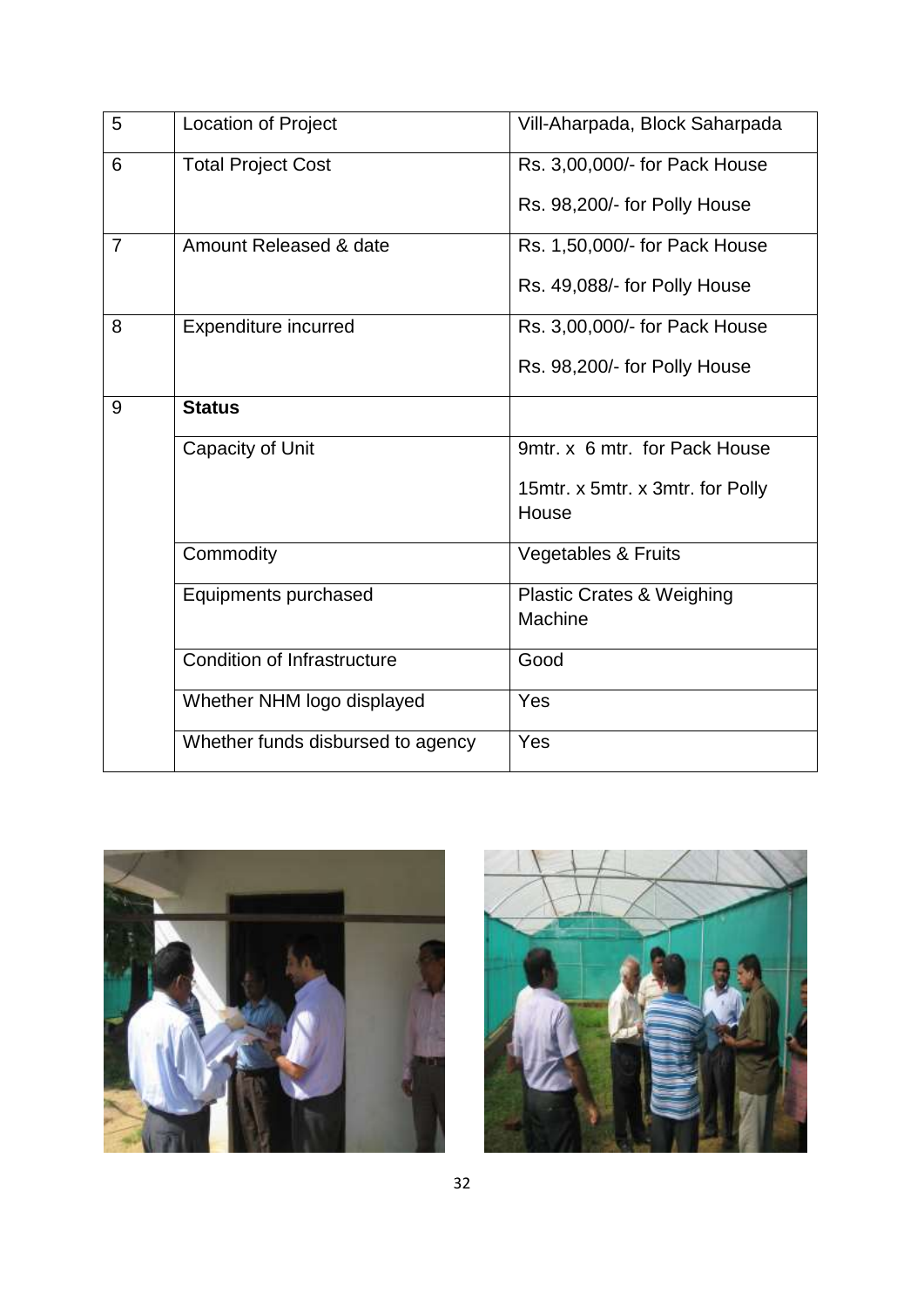| 5 | Location of Project | Vill-Aharpada, Block Saharpada |
|---|---|---|
| 6 | Total Project Cost | Rs. 3,00,000/- for Pack House<br><br>Rs. 98,200/- for Polly House |
| 7 | Amount Released & date | Rs. 1,50,000/- for Pack House<br><br>Rs. 49,088/- for Polly House |
| 8 | Expenditure incurred | Rs. 3,00,000/- for Pack House<br><br>Rs. 98,200/- for Polly House |
| 9 | **Status** | |
| | Capacity of Unit | 9mtr. x 6 mtr. for Pack House<br><br>15mtr. x 5mtr. x 3mtr. for Polly House |
| | Commodity | Vegetables & Fruits |
| | Equipments purchased | Plastic Crates & Weighing Machine |
| | Condition of Infrastructure | Good |
| | Whether NHM logo displayed | Yes |
| | Whether funds disbursed to agency | Yes |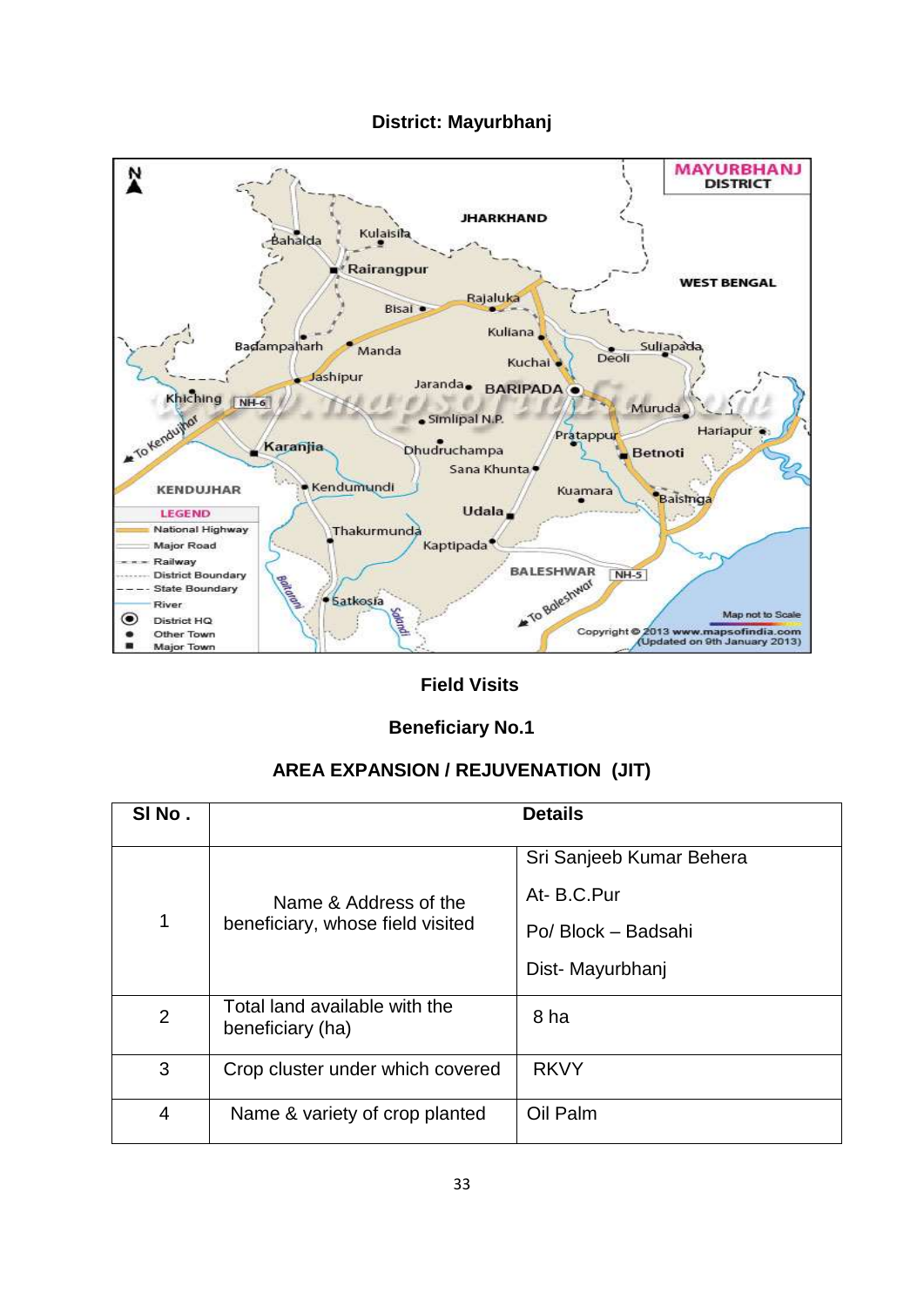**District: Mayurbhanj**

**Field Visits**

**Beneficiary No.1**

**AREA EXPANSION / REJUVENATION (JIT)**

| Sl No . | Details | |
|---|---|---|
| 1 | Name & Address of the beneficiary, whose field visited | Sri Sanjeeb Kumar Behera<br>At- B.C.Pur<br>Po/ Block – Badsahi<br>Dist- Mayurbhanj |
| 2 | Total land available with the beneficiary (ha) | 8 ha |
| 3 | Crop cluster under which covered | RKVY |
| 4 | Name & variety of crop planted | Oil Palm |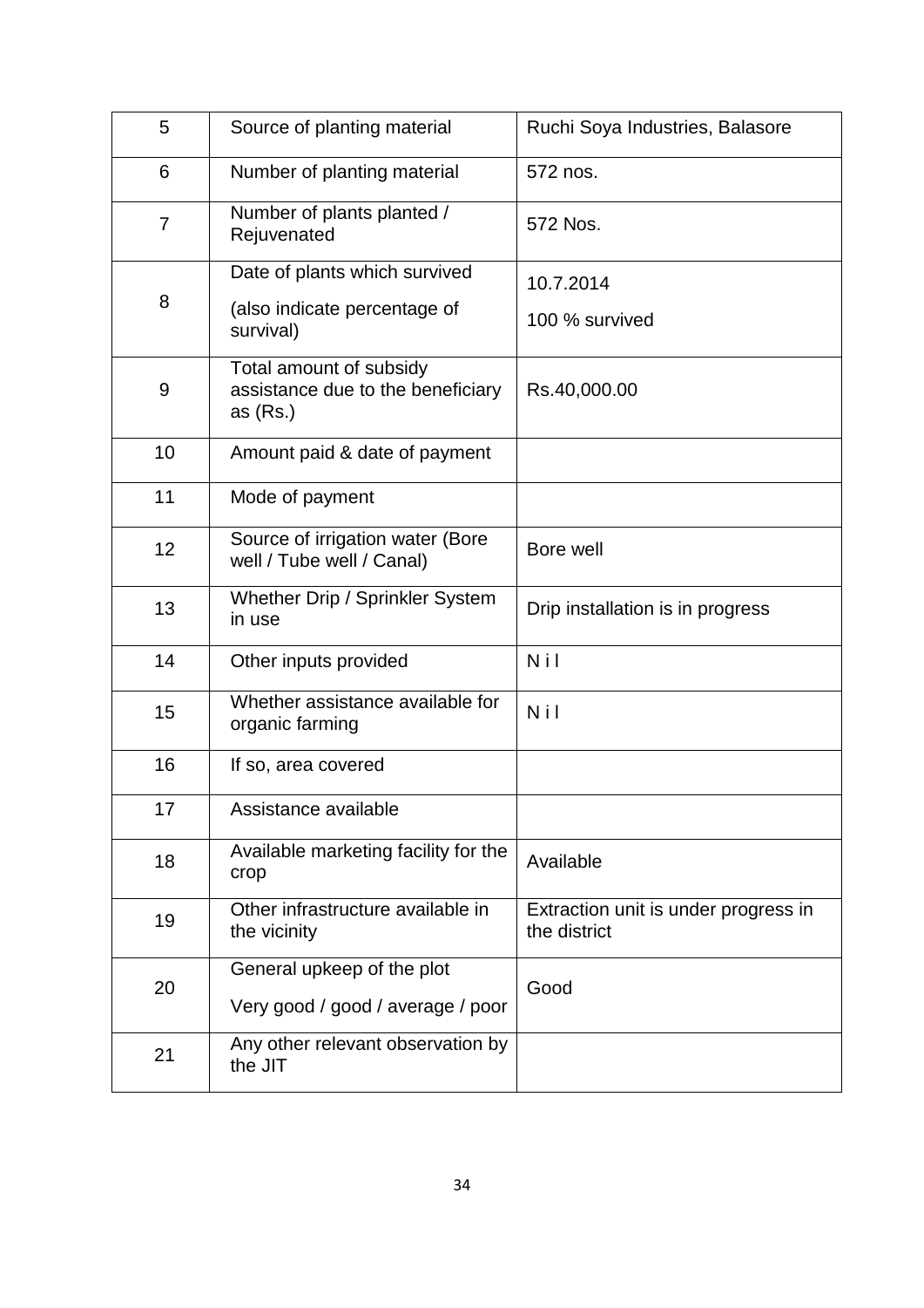| 5 | Source of planting material | Ruchi Soya Industries, Balasore |
|---|---|---|
| 6 | Number of planting material | 572 nos. |
| 7 | Number of plants planted / Rejuvenated | 572 Nos. |
| 8 | Date of plants which survived (also indicate percentage of survival) | 10.7.2014 100 % survived |
| 9 | Total amount of subsidy assistance due to the beneficiary as (Rs.) | Rs.40,000.00 |
| 10 | Amount paid & date of payment | |
| 11 | Mode of payment | |
| 12 | Source of irrigation water (Bore well / Tube well / Canal) | Bore well |
| 13 | Whether Drip / Sprinkler System in use | Drip installation is in progress |
| 14 | Other inputs provided | N i l |
| 15 | Whether assistance available for organic farming | N i l |
| 16 | If so, area covered | |
| 17 | Assistance available | |
| 18 | Available marketing facility for the crop | Available |
| 19 | Other infrastructure available in the vicinity | Extraction unit is under progress in the district |
| 20 | General upkeep of the plot Very good / good / average / poor | Good |
| 21 | Any other relevant observation by the JIT | |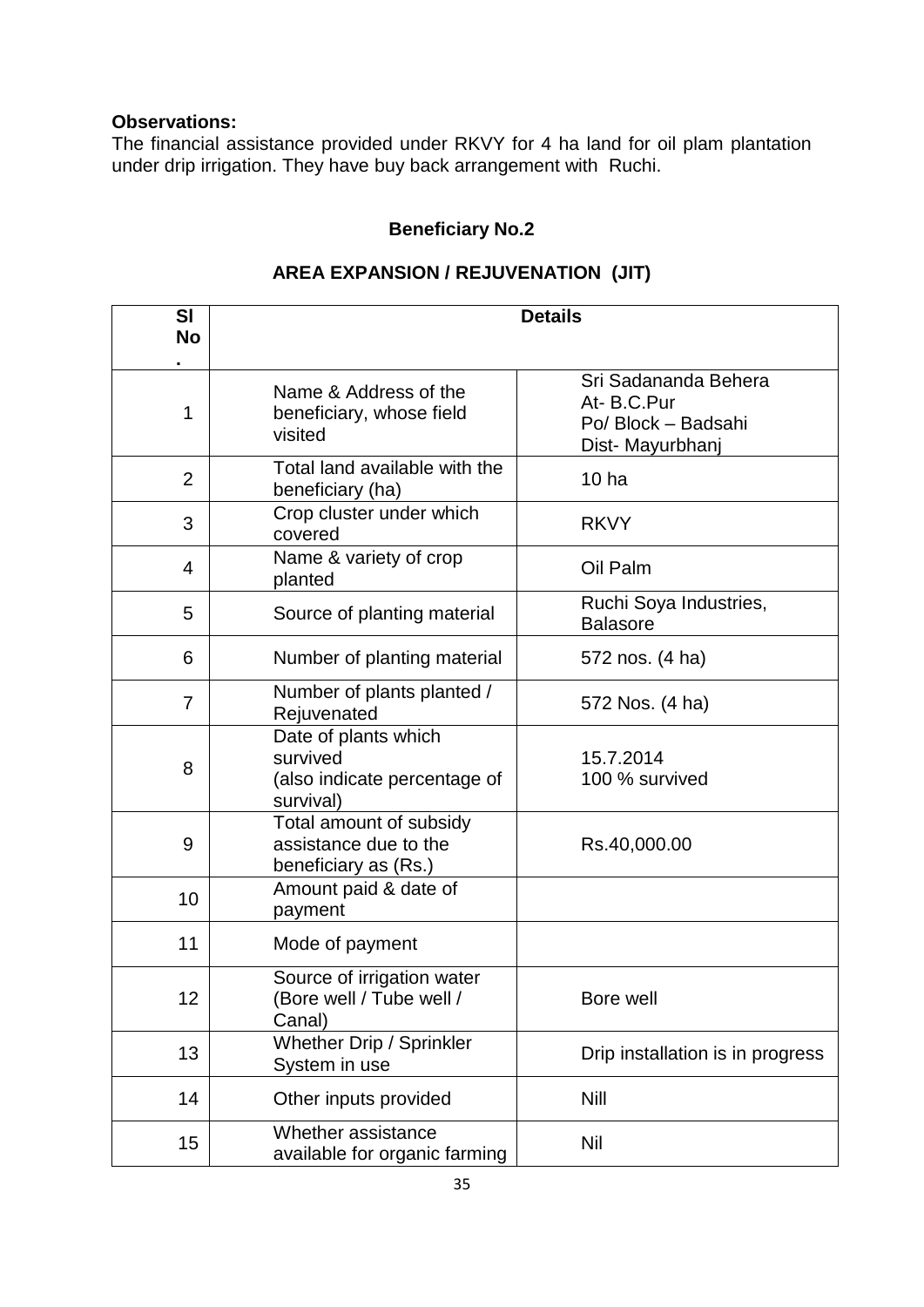**Observations:**

The financial assistance provided under RKVY for 4 ha land for oil plam plantation under drip irrigation. They have buy back arrangement with Ruchi.

**Beneficiary No.2**

**AREA EXPANSION / REJUVENATION (JIT)**

| Sl No. | Details | |
|---|---|---|
| 1 | Name & Address of the beneficiary, whose field visited | Sri Sadananda Behera<br>At- B.C.Pur<br>Po/ Block – Badsahi<br>Dist- Mayurbhanj |
| 2 | Total land available with the beneficiary (ha) | 10 ha |
| 3 | Crop cluster under which covered | RKVY |
| 4 | Name & variety of crop planted | Oil Palm |
| 5 | Source of planting material | Ruchi Soya Industries, Balasore |
| 6 | Number of planting material | 572 nos. (4 ha) |
| 7 | Number of plants planted / Rejuvenated | 572 Nos. (4 ha) |
| 8 | Date of plants which survived (also indicate percentage of survival) | 15.7.2014<br>100 % survived |
| 9 | Total amount of subsidy assistance due to the beneficiary as (Rs.) | Rs.40,000.00 |
| 10 | Amount paid & date of payment | |
| 11 | Mode of payment | |
| 12 | Source of irrigation water (Bore well / Tube well / Canal) | Bore well |
| 13 | Whether Drip / Sprinkler System in use | Drip installation is in progress |
| 14 | Other inputs provided | Nill |
| 15 | Whether assistance available for organic farming | Nil |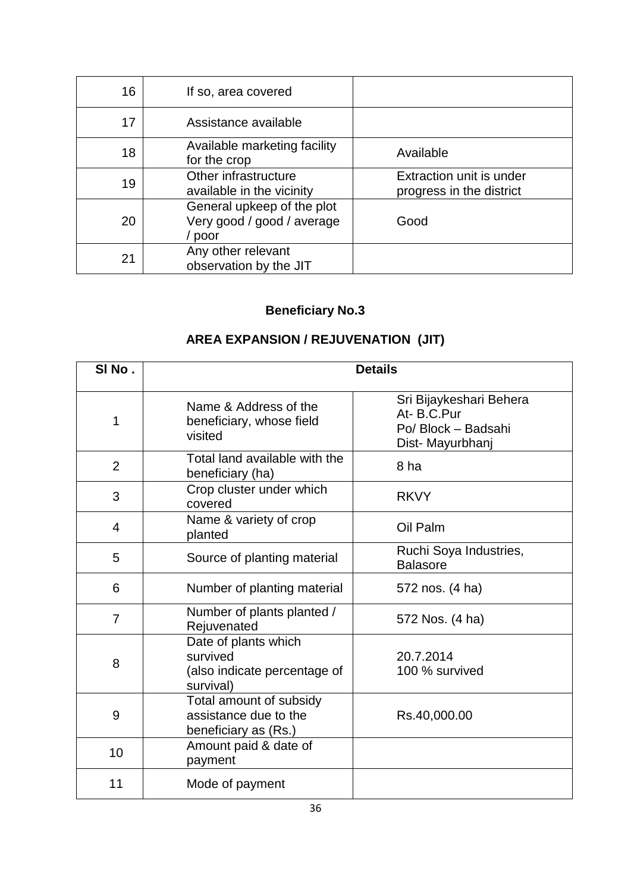| | | |
|---|---|---|
| 16 | If so, area covered | |
| 17 | Assistance available | |
| 18 | Available marketing facility for the crop | Available |
| 19 | Other infrastructure available in the vicinity | Extraction unit is under progress in the district |
| 20 | General upkeep of the plot Very good / good / average / poor | Good |
| 21 | Any other relevant observation by the JIT | |

**Beneficiary No.3**

**AREA EXPANSION / REJUVENATION (JIT)**

| Sl No . | Details | |
|---|---|---|
| 1 | Name & Address of the beneficiary, whose field visited | Sri Bijaykeshari Behera<br>At- B.C.Pur<br>Po/ Block – Badsahi<br>Dist- Mayurbhanj |
| 2 | Total land available with the beneficiary (ha) | 8 ha |
| 3 | Crop cluster under which covered | RKVY |
| 4 | Name & variety of crop planted | Oil Palm |
| 5 | Source of planting material | Ruchi Soya Industries, Balasore |
| 6 | Number of planting material | 572 nos. (4 ha) |
| 7 | Number of plants planted / Rejuvenated | 572 Nos. (4 ha) |
| 8 | Date of plants which survived (also indicate percentage of survival) | 20.7.2014<br>100 % survived |
| 9 | Total amount of subsidy assistance due to the beneficiary as (Rs.) | Rs.40,000.00 |
| 10 | Amount paid & date of payment | |
| 11 | Mode of payment | |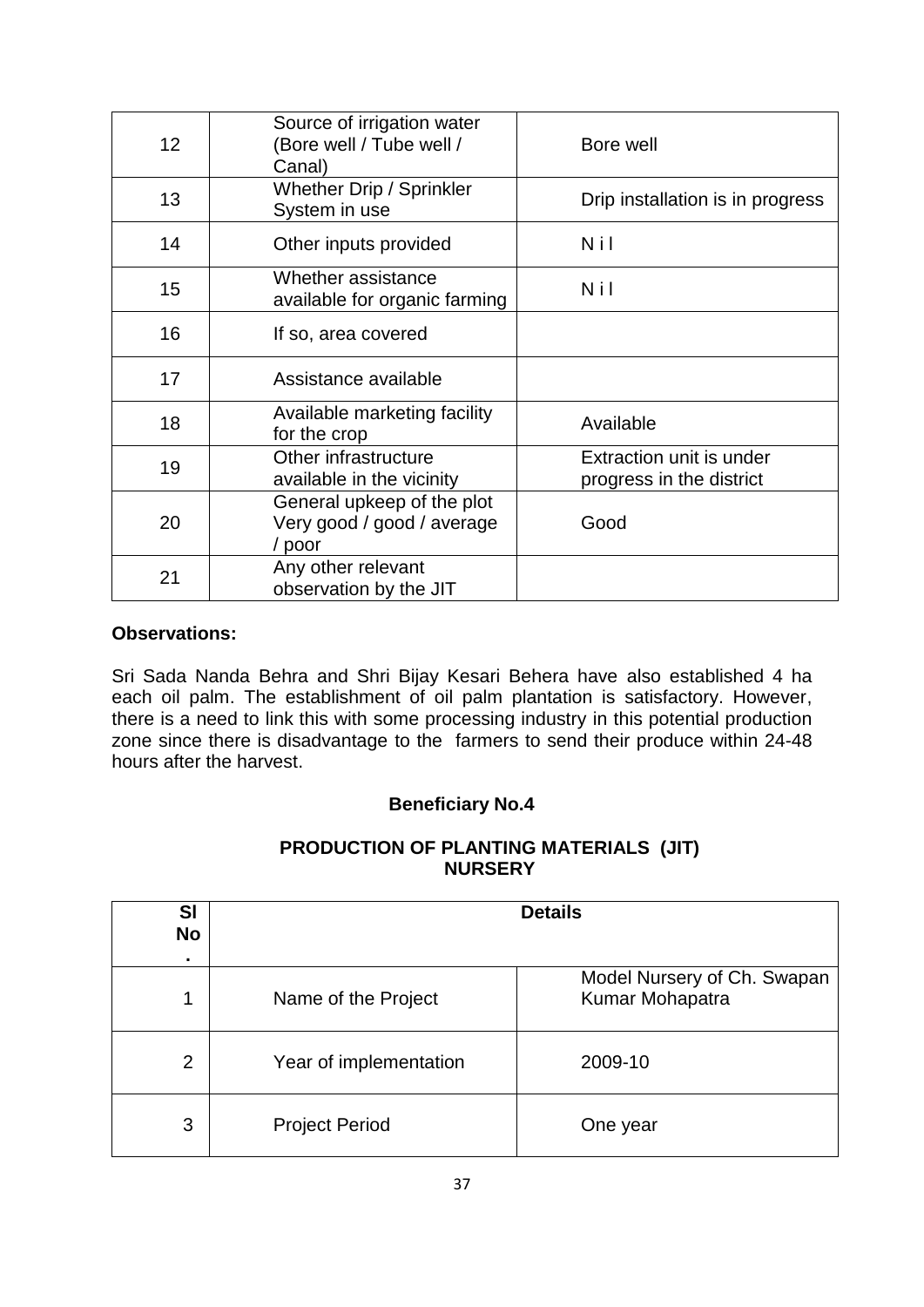| | | |
|---|---|---|
| 12 | Source of irrigation water (Bore well / Tube well / Canal) | Bore well |
| 13 | Whether Drip / Sprinkler System in use | Drip installation is in progress |
| 14 | Other inputs provided | N i l |
| 15 | Whether assistance available for organic farming | N i l |
| 16 | If so, area covered | |
| 17 | Assistance available | |
| 18 | Available marketing facility for the crop | Available |
| 19 | Other infrastructure available in the vicinity | Extraction unit is under progress in the district |
| 20 | General upkeep of the plot Very good / good / average / poor | Good |
| 21 | Any other relevant observation by the JIT | |

**Observations:**

Sri Sada Nanda Behra and Shri Bijay Kesari Behera have also established 4 ha each oil palm. The establishment of oil palm plantation is satisfactory. However, there is a need to link this with some processing industry in this potential production zone since there is disadvantage to the farmers to send their produce within 24-48 hours after the harvest.

**Beneficiary No.4**

**PRODUCTION OF PLANTING MATERIALS (JIT) NURSERY**

| Sl No. | Details | |
|---|---|---|
| 1 | Name of the Project | Model Nursery of Ch. Swapan Kumar Mohapatra |
| 2 | Year of implementation | 2009-10 |
| 3 | Project Period | One year |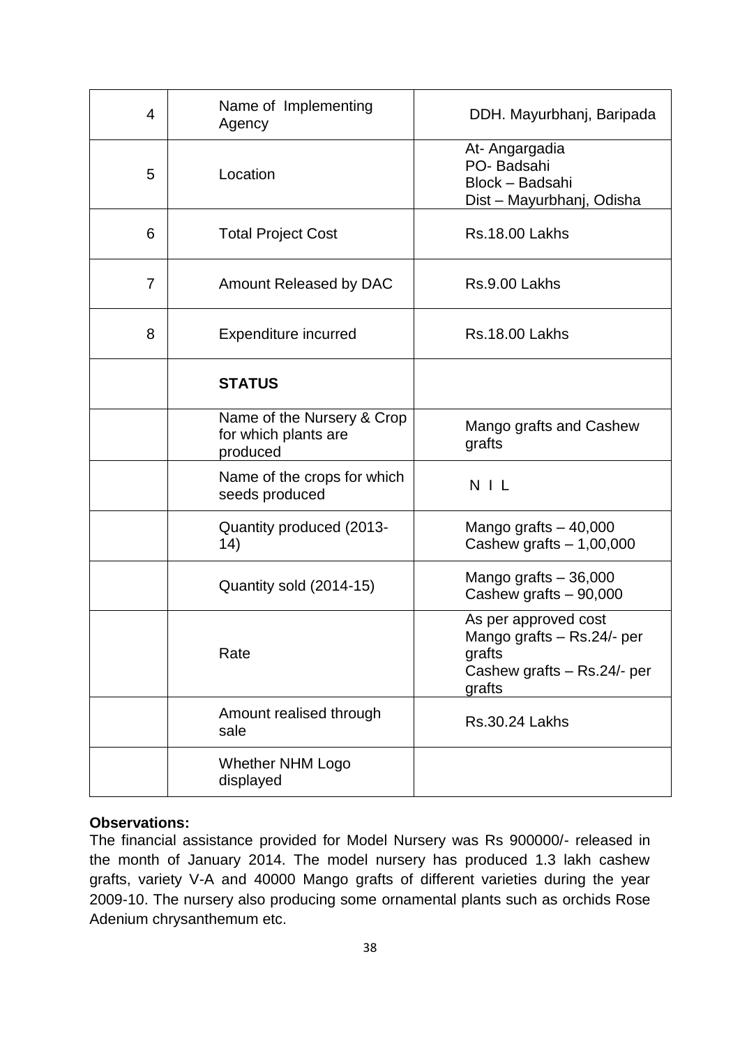| | | |
|---|---|---|
| 4 | Name of Implementing Agency | DDH. Mayurbhanj, Baripada |
| 5 | Location | At- Angargadia<br>PO- Badsahi<br>Block – Badsahi<br>Dist – Mayurbhanj, Odisha |
| 6 | Total Project Cost | Rs.18.00 Lakhs |
| 7 | Amount Released by DAC | Rs.9.00 Lakhs |
| 8 | Expenditure incurred | Rs.18.00 Lakhs |
| | **STATUS** | |
| | Name of the Nursery & Crop for which plants are produced | Mango grafts and Cashew grafts |
| | Name of the crops for which seeds produced | N I L |
| | Quantity produced (2013-14) | Mango grafts – 40,000<br>Cashew grafts – 1,00,000 |
| | Quantity sold (2014-15) | Mango grafts – 36,000<br>Cashew grafts – 90,000 |
| | Rate | As per approved cost<br>Mango grafts – Rs.24/- per grafts<br>Cashew grafts – Rs.24/- per grafts |
| | Amount realised through sale | Rs.30.24 Lakhs |
| | Whether NHM Logo displayed | |

**Observations:**

The financial assistance provided for Model Nursery was Rs 900000/- released in the month of January 2014. The model nursery has produced 1.3 lakh cashew grafts, variety V-A and 40000 Mango grafts of different varieties during the year 2009-10. The nursery also producing some ornamental plants such as orchids Rose Adenium chrysanthemum etc.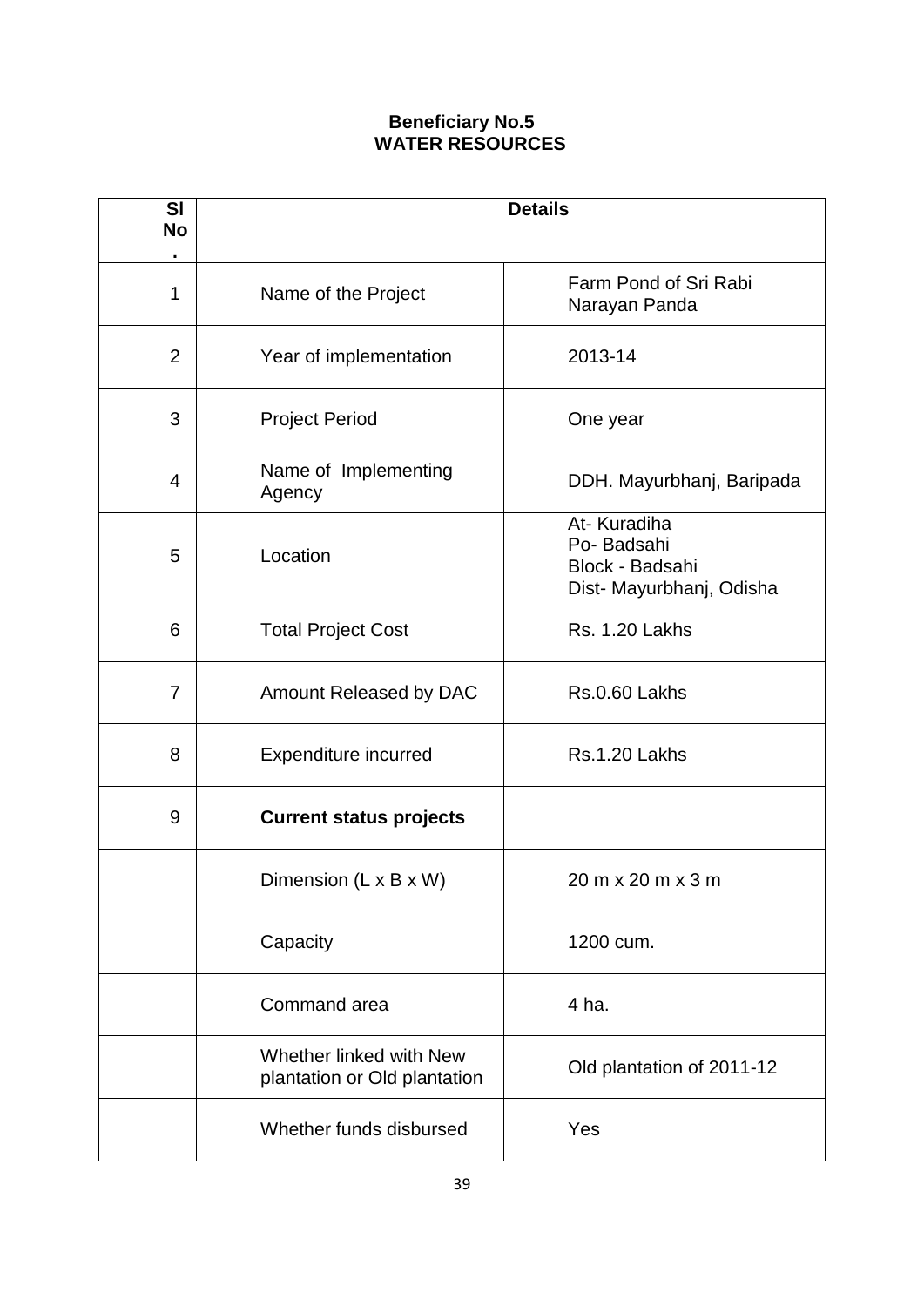**Beneficiary No.5**
**WATER RESOURCES**

| Sl No. | Details | |
|---|---|---|
| 1 | Name of the Project | Farm Pond of Sri Rabi Narayan Panda |
| 2 | Year of implementation | 2013-14 |
| 3 | Project Period | One year |
| 4 | Name of Implementing Agency | DDH. Mayurbhanj, Baripada |
| 5 | Location | At- Kuradiha<br>Po- Badsahi<br>Block - Badsahi<br>Dist- Mayurbhanj, Odisha |
| 6 | Total Project Cost | Rs. 1.20 Lakhs |
| 7 | Amount Released by DAC | Rs.0.60 Lakhs |
| 8 | Expenditure incurred | Rs.1.20 Lakhs |
| 9 | **Current status projects** | |
| | Dimension (L x B x W) | 20 m x 20 m x 3 m |
| | Capacity | 1200 cum. |
| | Command area | 4 ha. |
| | Whether linked with New plantation or Old plantation | Old plantation of 2011-12 |
| | Whether funds disbursed | Yes |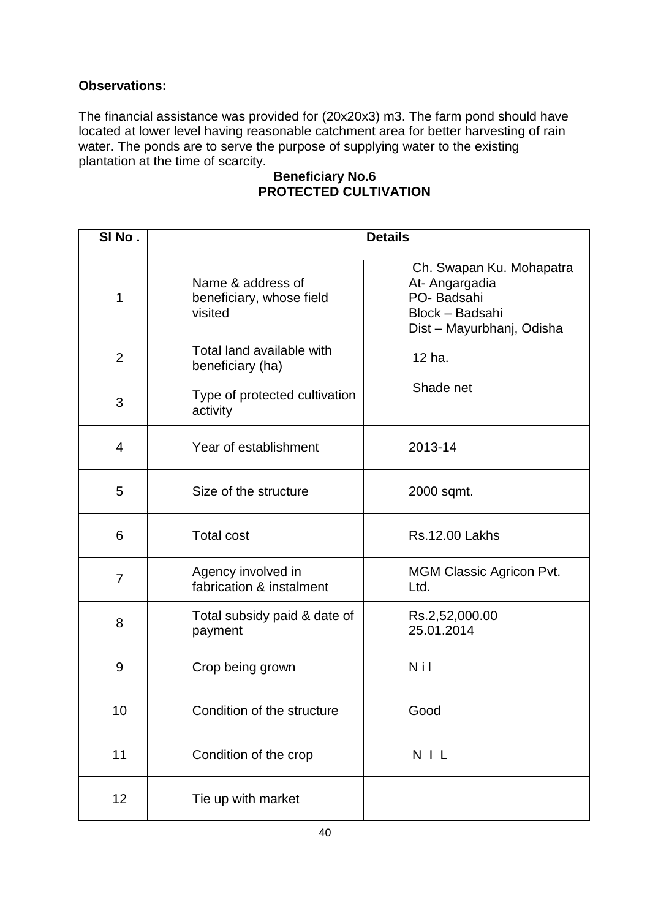**Observations:**

The financial assistance was provided for (20x20x3) m3. The farm pond should have located at lower level having reasonable catchment area for better harvesting of rain water. The ponds are to serve the purpose of supplying water to the existing plantation at the time of scarcity.

**Beneficiary No.6**
**PROTECTED CULTIVATION**

| Sl No . | Details | |
|---|---|---|
| 1 | Name & address of beneficiary, whose field visited | Ch. Swapan Ku. Mohapatra<br>At- Angargadia<br>PO- Badsahi<br>Block – Badsahi<br>Dist – Mayurbhanj, Odisha |
| 2 | Total land available with beneficiary (ha) | 12 ha. |
| 3 | Type of protected cultivation activity | Shade net |
| 4 | Year of establishment | 2013-14 |
| 5 | Size of the structure | 2000 sqmt. |
| 6 | Total cost | Rs.12.00 Lakhs |
| 7 | Agency involved in fabrication & instalment | MGM Classic Agricon Pvt. Ltd. |
| 8 | Total subsidy paid & date of payment | Rs.2,52,000.00<br>25.01.2014 |
| 9 | Crop being grown | N i l |
| 10 | Condition of the structure | Good |
| 11 | Condition of the crop | N I L |
| 12 | Tie up with market | |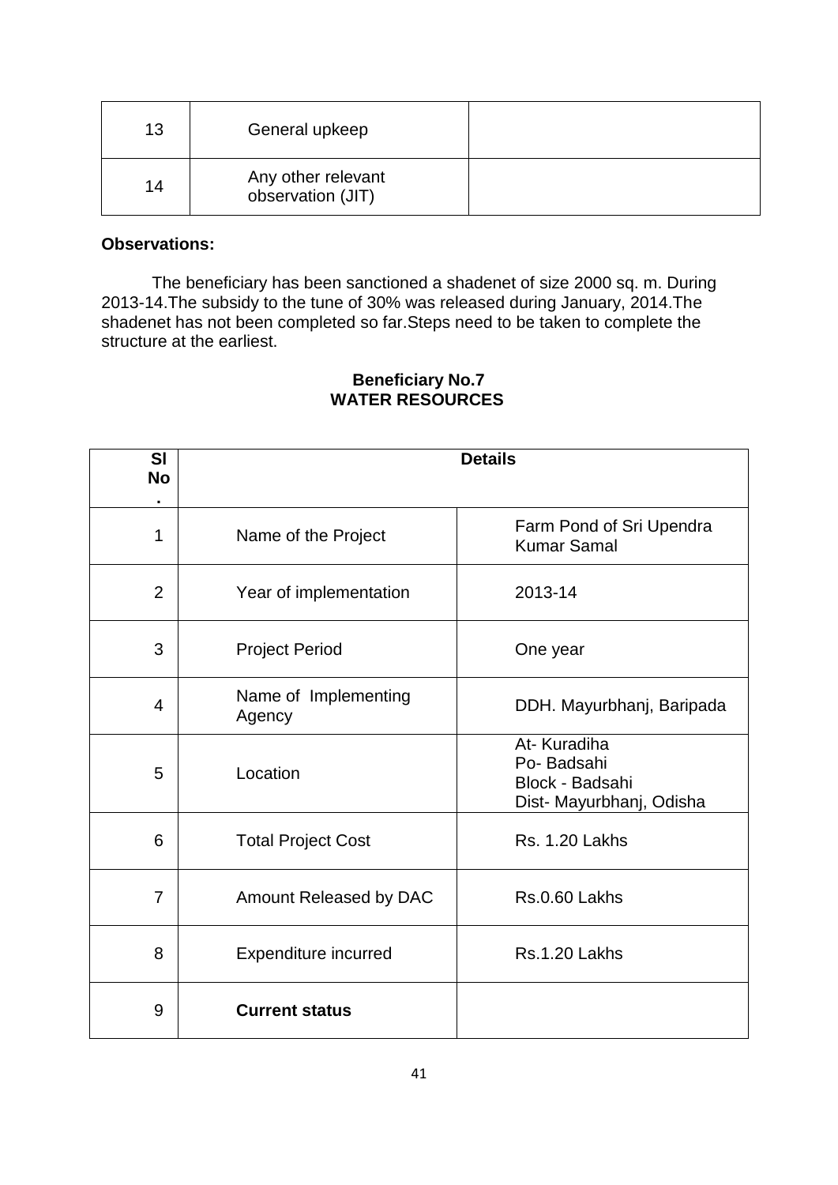| 13 | General upkeep | |
|---|---|---|
| 14 | Any other relevant observation (JIT) | |

**Observations:**

The beneficiary has been sanctioned a shadenet of size 2000 sq. m. During 2013-14.The subsidy to the tune of 30% was released during January, 2014.The shadenet has not been completed so far.Steps need to be taken to complete the structure at the earliest.

**Beneficiary No.7**
**WATER RESOURCES**

| Sl No. | Details | |
|---|---|---|
| 1 | Name of the Project | Farm Pond of Sri Upendra Kumar Samal |
| 2 | Year of implementation | 2013-14 |
| 3 | Project Period | One year |
| 4 | Name of Implementing Agency | DDH. Mayurbhanj, Baripada |
| 5 | Location | At- Kuradiha<br>Po- Badsahi<br>Block - Badsahi<br>Dist- Mayurbhanj, Odisha |
| 6 | Total Project Cost | Rs. 1.20 Lakhs |
| 7 | Amount Released by DAC | Rs.0.60 Lakhs |
| 8 | Expenditure incurred | Rs.1.20 Lakhs |
| 9 | **Current status** | |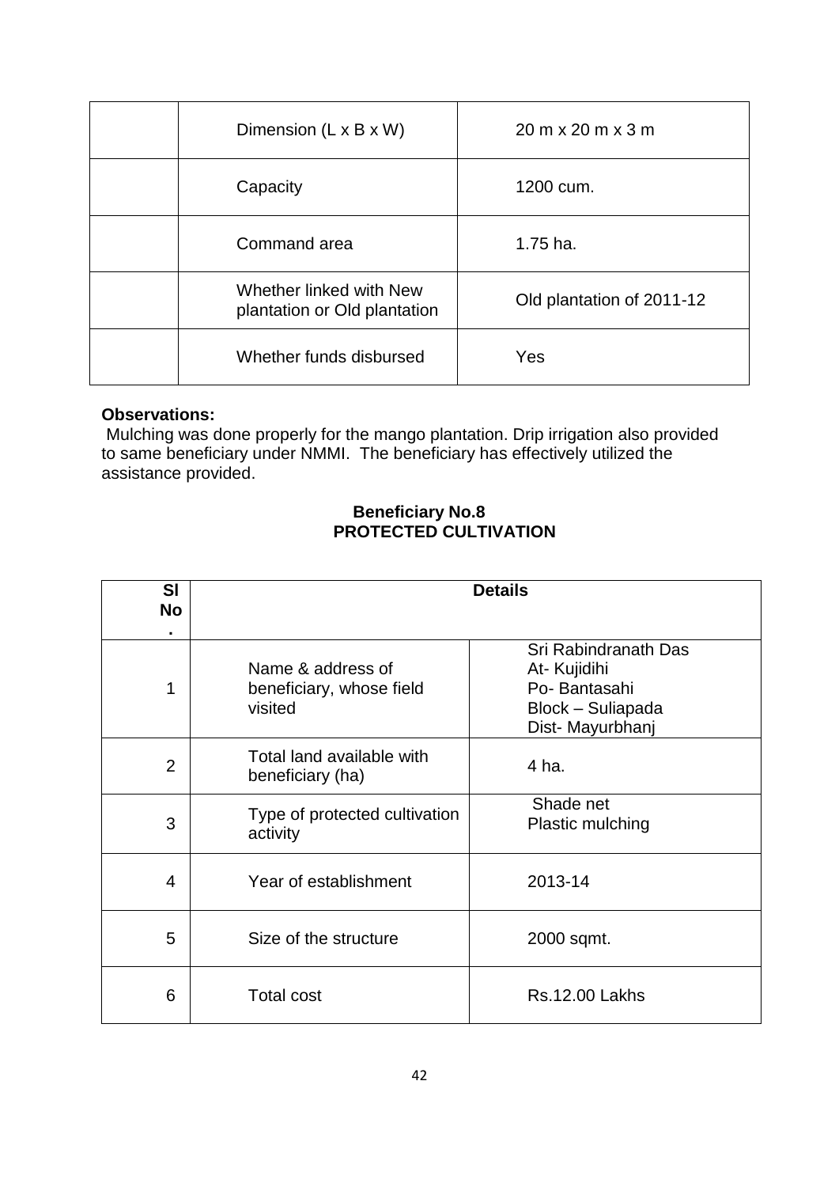| | | |
|---|---|---|
| | Dimension (L x B x W) | 20 m x 20 m x 3 m |
| | Capacity | 1200 cum. |
| | Command area | 1.75 ha. |
| | Whether linked with New plantation or Old plantation | Old plantation of 2011-12 |
| | Whether funds disbursed | Yes |

**Observations:**

Mulching was done properly for the mango plantation. Drip irrigation also provided to same beneficiary under NMMI. The beneficiary has effectively utilized the assistance provided.

**Beneficiary No.8**
**PROTECTED CULTIVATION**

| Sl No. | Details | |
|---|---|---|
| 1 | Name & address of beneficiary, whose field visited | Sri Rabindranath Das<br>At- Kujidihi<br>Po- Bantasahi<br>Block – Suliapada<br>Dist- Mayurbhanj |
| 2 | Total land available with beneficiary (ha) | 4 ha. |
| 3 | Type of protected cultivation activity | Shade net<br>Plastic mulching |
| 4 | Year of establishment | 2013-14 |
| 5 | Size of the structure | 2000 sqmt. |
| 6 | Total cost | Rs.12.00 Lakhs |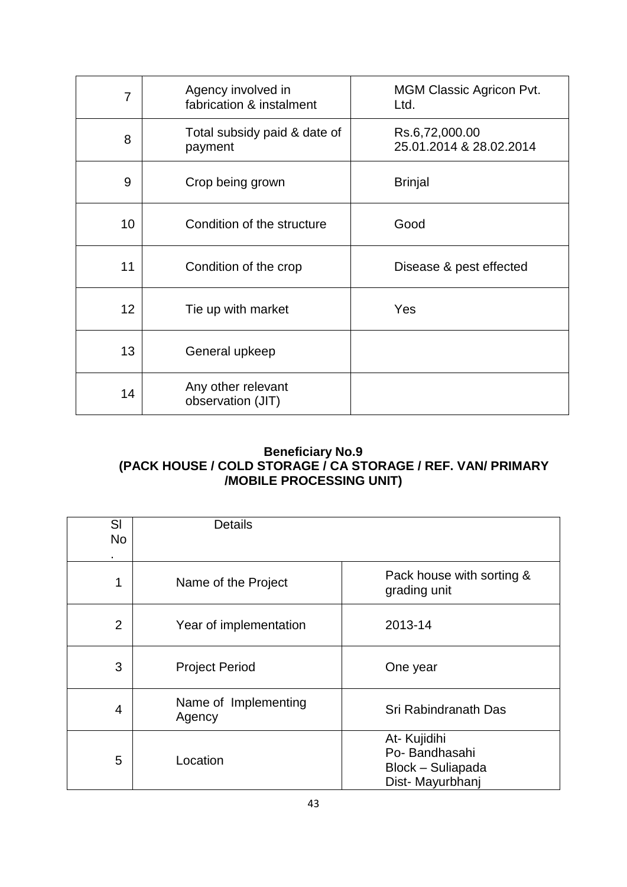| | | |
|---|---|---|
| 7 | Agency involved in fabrication & instalment | MGM Classic Agricon Pvt. Ltd. |
| 8 | Total subsidy paid & date of payment | Rs.6,72,000.00<br>25.01.2014 & 28.02.2014 |
| 9 | Crop being grown | Brinjal |
| 10 | Condition of the structure | Good |
| 11 | Condition of the crop | Disease & pest effected |
| 12 | Tie up with market | Yes |
| 13 | General upkeep | |
| 14 | Any other relevant observation (JIT) | |

**Beneficiary No.9**
**(PACK HOUSE / COLD STORAGE / CA STORAGE / REF. VAN/ PRIMARY /MOBILE PROCESSING UNIT)**

| Sl No. | Details | |
|---|---|---|
| 1 | Name of the Project | Pack house with sorting & grading unit |
| 2 | Year of implementation | 2013-14 |
| 3 | Project Period | One year |
| 4 | Name of Implementing Agency | Sri Rabindranath Das |
| 5 | Location | At- Kujidihi<br>Po- Bandhasahi<br>Block – Suliapada<br>Dist- Mayurbhanj |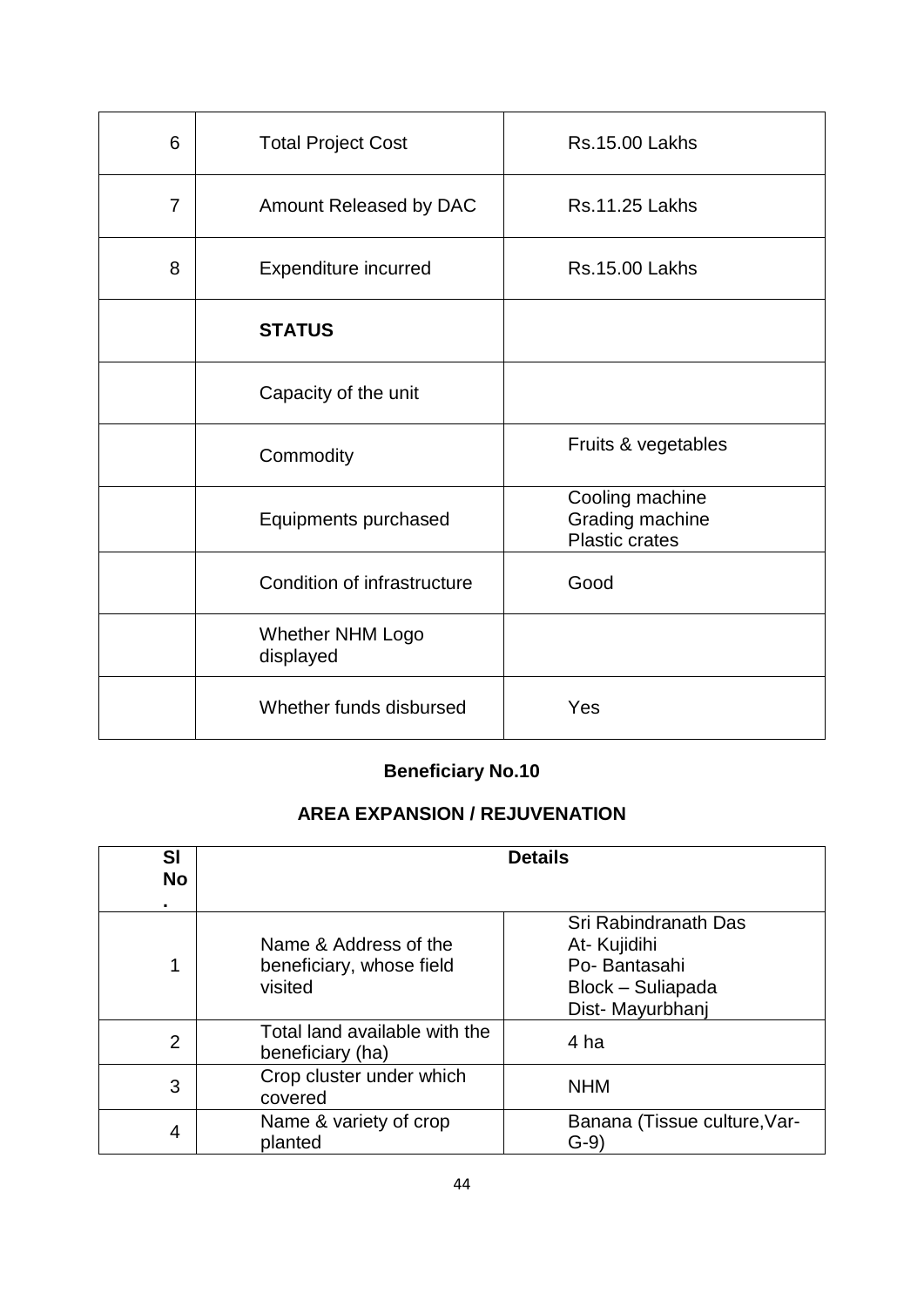| | | |
|---|---|---|
| 6 | Total Project Cost | Rs.15.00 Lakhs |
| 7 | Amount Released by DAC | Rs.11.25 Lakhs |
| 8 | Expenditure incurred | Rs.15.00 Lakhs |
| | **STATUS** | |
| | Capacity of the unit | |
| | Commodity | Fruits & vegetables |
| | Equipments purchased | Cooling machine<br>Grading machine<br>Plastic crates |
| | Condition of infrastructure | Good |
| | Whether NHM Logo displayed | |
| | Whether funds disbursed | Yes |

**Beneficiary No.10**

**AREA EXPANSION / REJUVENATION**

| **Sl No.** | **Details** | |
|---|---|---|
| 1 | Name & Address of the beneficiary, whose field visited | Sri Rabindranath Das<br>At- Kujidihi<br>Po- Bantasahi<br>Block – Suliapada<br>Dist- Mayurbhanj |
| 2 | Total land available with the beneficiary (ha) | 4 ha |
| 3 | Crop cluster under which covered | NHM |
| 4 | Name & variety of crop planted | Banana (Tissue culture,Var- G-9) |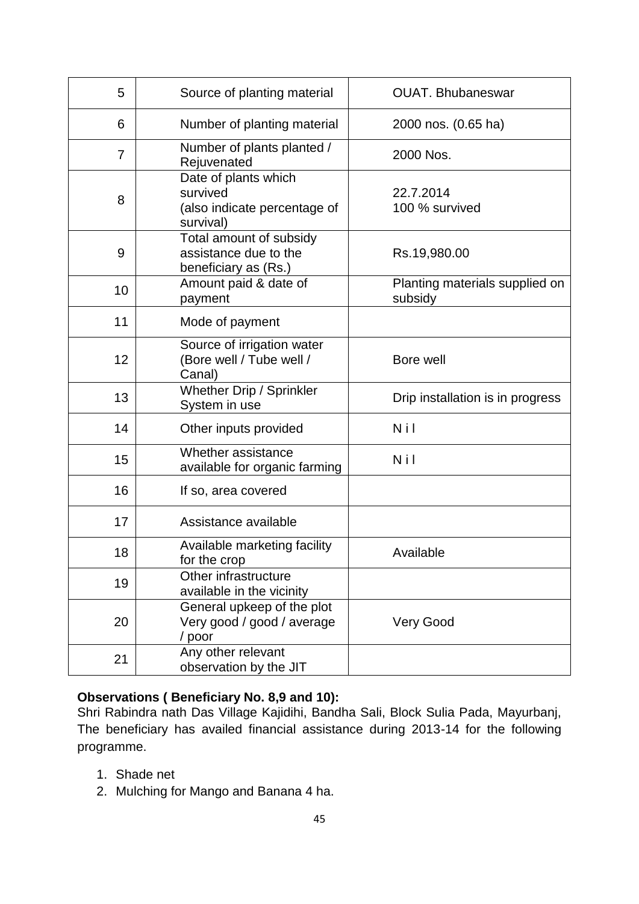| | | |
|---|---|---|
| 5 | Source of planting material | OUAT. Bhubaneswar |
| 6 | Number of planting material | 2000 nos. (0.65 ha) |
| 7 | Number of plants planted / Rejuvenated | 2000 Nos. |
| 8 | Date of plants which survived (also indicate percentage of survival) | 22.7.2014<br>100 % survived |
| 9 | Total amount of subsidy assistance due to the beneficiary as (Rs.) | Rs.19,980.00 |
| 10 | Amount paid & date of payment | Planting materials supplied on subsidy |
| 11 | Mode of payment | |
| 12 | Source of irrigation water (Bore well / Tube well / Canal) | Bore well |
| 13 | Whether Drip / Sprinkler System in use | Drip installation is in progress |
| 14 | Other inputs provided | N i l |
| 15 | Whether assistance available for organic farming | N i l |
| 16 | If so, area covered | |
| 17 | Assistance available | |
| 18 | Available marketing facility for the crop | Available |
| 19 | Other infrastructure available in the vicinity | |
| 20 | General upkeep of the plot Very good / good / average / poor | Very Good |
| 21 | Any other relevant observation by the JIT | |

**Observations ( Beneficiary No. 8,9 and 10):**

Shri Rabindra nath Das Village Kajidihi, Bandha Sali, Block Sulia Pada, Mayurbanj, The beneficiary has availed financial assistance during 2013-14 for the following programme.

1. Shade net
2. Mulching for Mango and Banana 4 ha.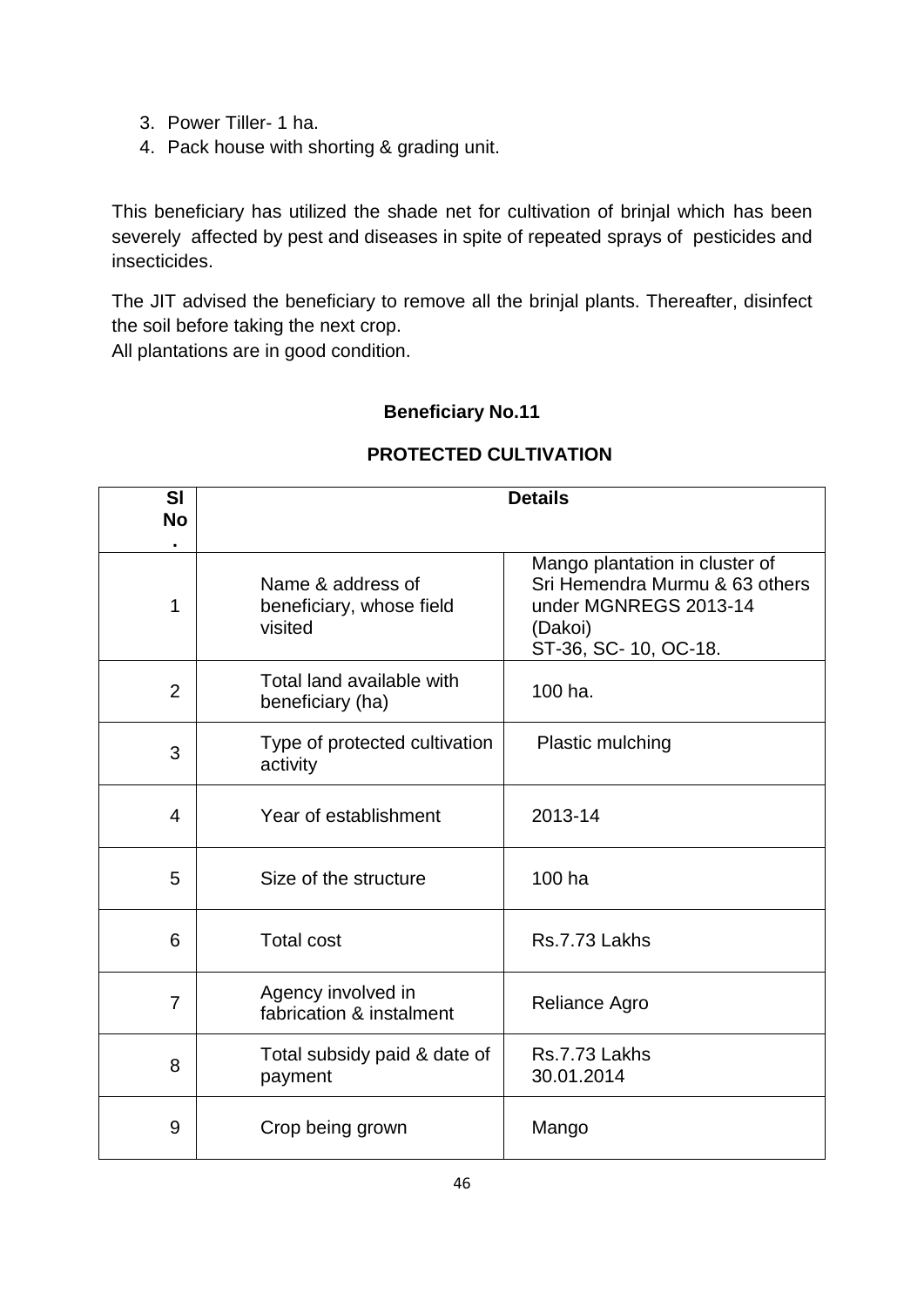3. Power Tiller- 1 ha.
4. Pack house with shorting & grading unit.

This beneficiary has utilized the shade net for cultivation of brinjal which has been severely affected by pest and diseases in spite of repeated sprays of pesticides and insecticides.

The JIT advised the beneficiary to remove all the brinjal plants. Thereafter, disinfect the soil before taking the next crop.
All plantations are in good condition.

**Beneficiary No.11**

**PROTECTED CULTIVATION**

| Sl No. | Details | |
|---|---|---|
| 1 | Name & address of beneficiary, whose field visited | Mango plantation in cluster of Sri Hemendra Murmu & 63 others under MGNREGS 2013-14 (Dakoi)<br>ST-36, SC- 10, OC-18. |
| 2 | Total land available with beneficiary (ha) | 100 ha. |
| 3 | Type of protected cultivation activity | Plastic mulching |
| 4 | Year of establishment | 2013-14 |
| 5 | Size of the structure | 100 ha |
| 6 | Total cost | Rs.7.73 Lakhs |
| 7 | Agency involved in fabrication & instalment | Reliance Agro |
| 8 | Total subsidy paid & date of payment | Rs.7.73 Lakhs<br>30.01.2014 |
| 9 | Crop being grown | Mango |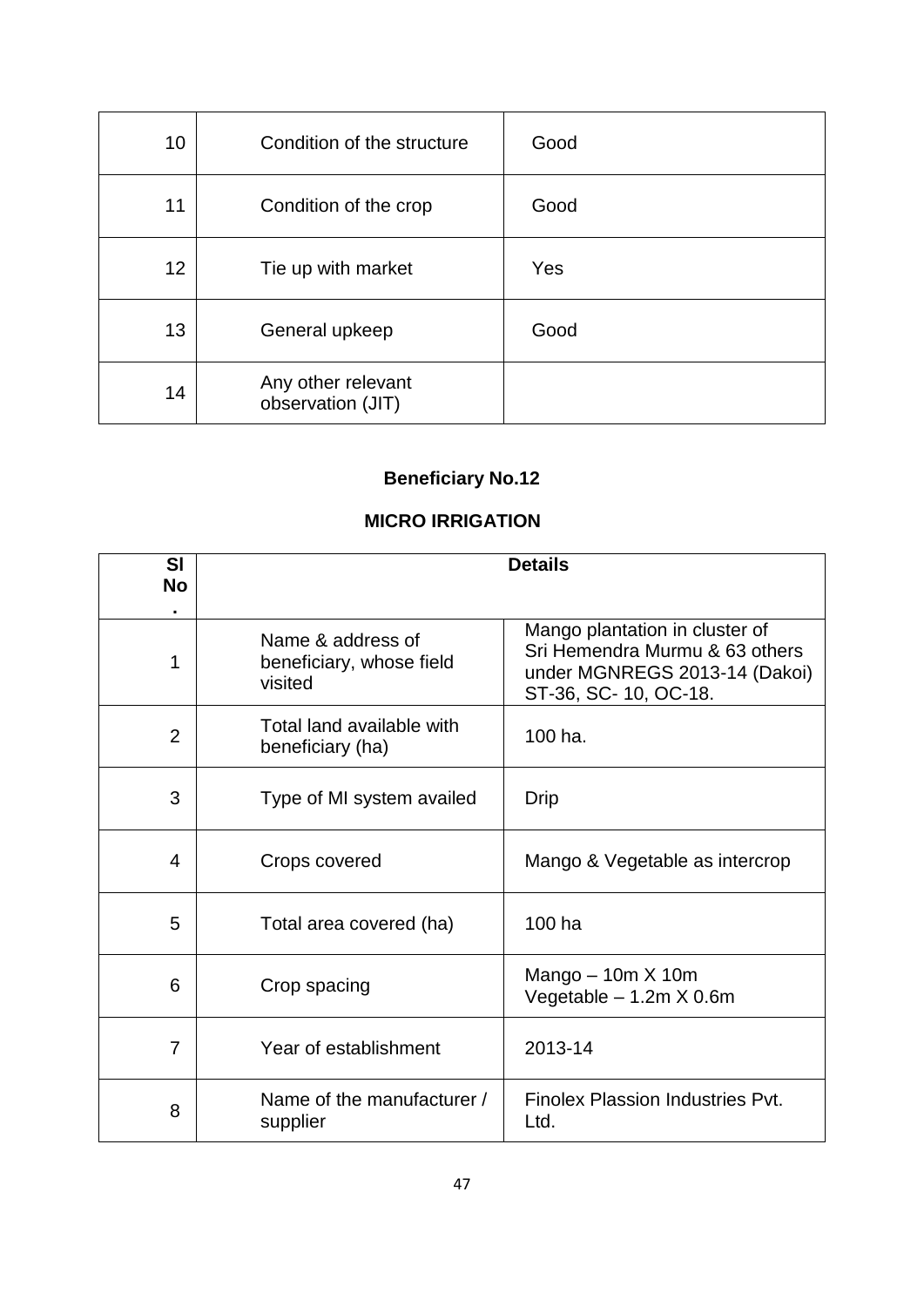| 10 | Condition of the structure | Good |
|---|---|---|
| 11 | Condition of the crop | Good |
| 12 | Tie up with market | Yes |
| 13 | General upkeep | Good |
| 14 | Any other relevant observation (JIT) | |

**Beneficiary No.12**

**MICRO IRRIGATION**

| Sl No. | Details | |
|---|---|---|
| 1 | Name & address of beneficiary, whose field visited | Mango plantation in cluster of Sri Hemendra Murmu & 63 others under MGNREGS 2013-14 (Dakoi) ST-36, SC- 10, OC-18. |
| 2 | Total land available with beneficiary (ha) | 100 ha. |
| 3 | Type of MI system availed | Drip |
| 4 | Crops covered | Mango & Vegetable as intercrop |
| 5 | Total area covered (ha) | 100 ha |
| 6 | Crop spacing | Mango – 10m X 10m<br>Vegetable – 1.2m X 0.6m |
| 7 | Year of establishment | 2013-14 |
| 8 | Name of the manufacturer / supplier | Finolex Plassion Industries Pvt. Ltd. |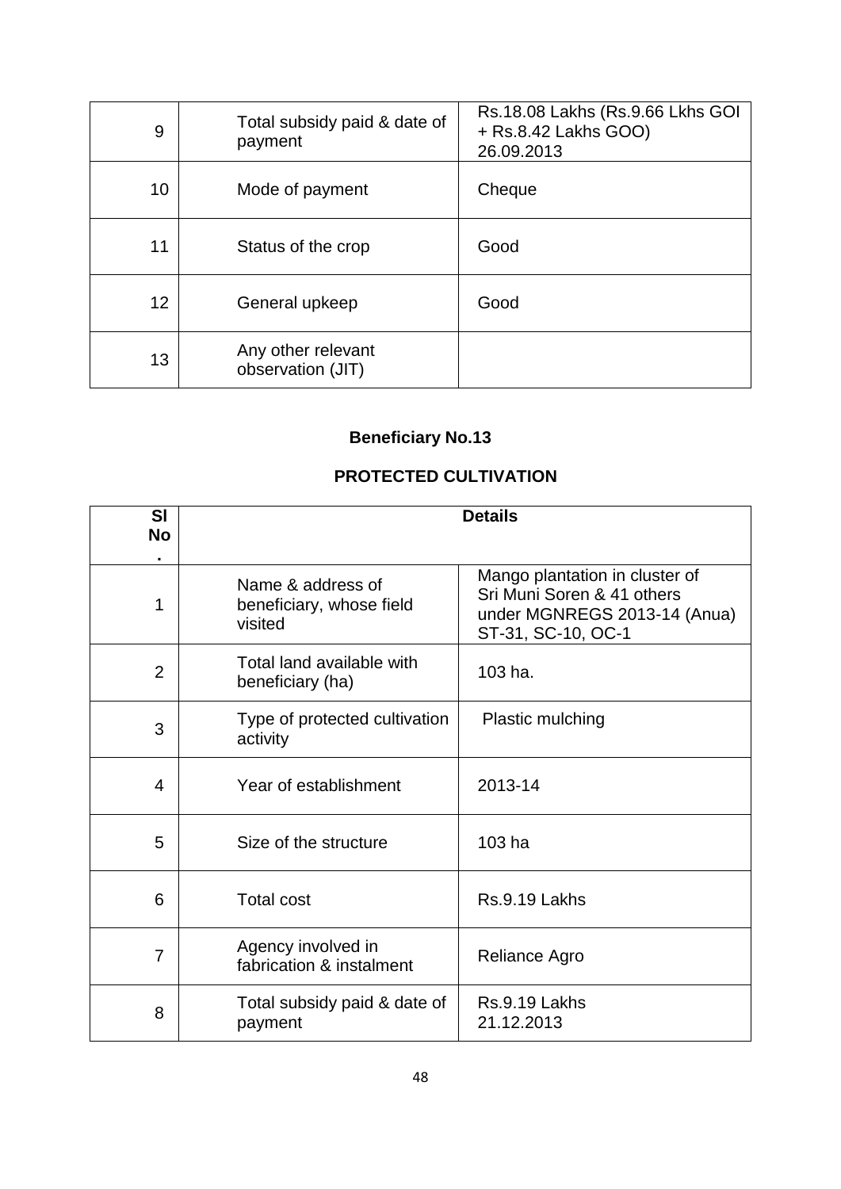| | | |
|---|---|---|
| 9 | Total subsidy paid & date of payment | Rs.18.08 Lakhs (Rs.9.66 Lkhs GOI + Rs.8.42 Lakhs GOO) 26.09.2013 |
| 10 | Mode of payment | Cheque |
| 11 | Status of the crop | Good |
| 12 | General upkeep | Good |
| 13 | Any other relevant observation (JIT) | |

**Beneficiary No.13**

**PROTECTED CULTIVATION**

| Sl No. | Details | |
|---|---|---|
| 1 | Name & address of beneficiary, whose field visited | Mango plantation in cluster of Sri Muni Soren & 41 others under MGNREGS 2013-14 (Anua) ST-31, SC-10, OC-1 |
| 2 | Total land available with beneficiary (ha) | 103 ha. |
| 3 | Type of protected cultivation activity | Plastic mulching |
| 4 | Year of establishment | 2013-14 |
| 5 | Size of the structure | 103 ha |
| 6 | Total cost | Rs.9.19 Lakhs |
| 7 | Agency involved in fabrication & instalment | Reliance Agro |
| 8 | Total subsidy paid & date of payment | Rs.9.19 Lakhs 21.12.2013 |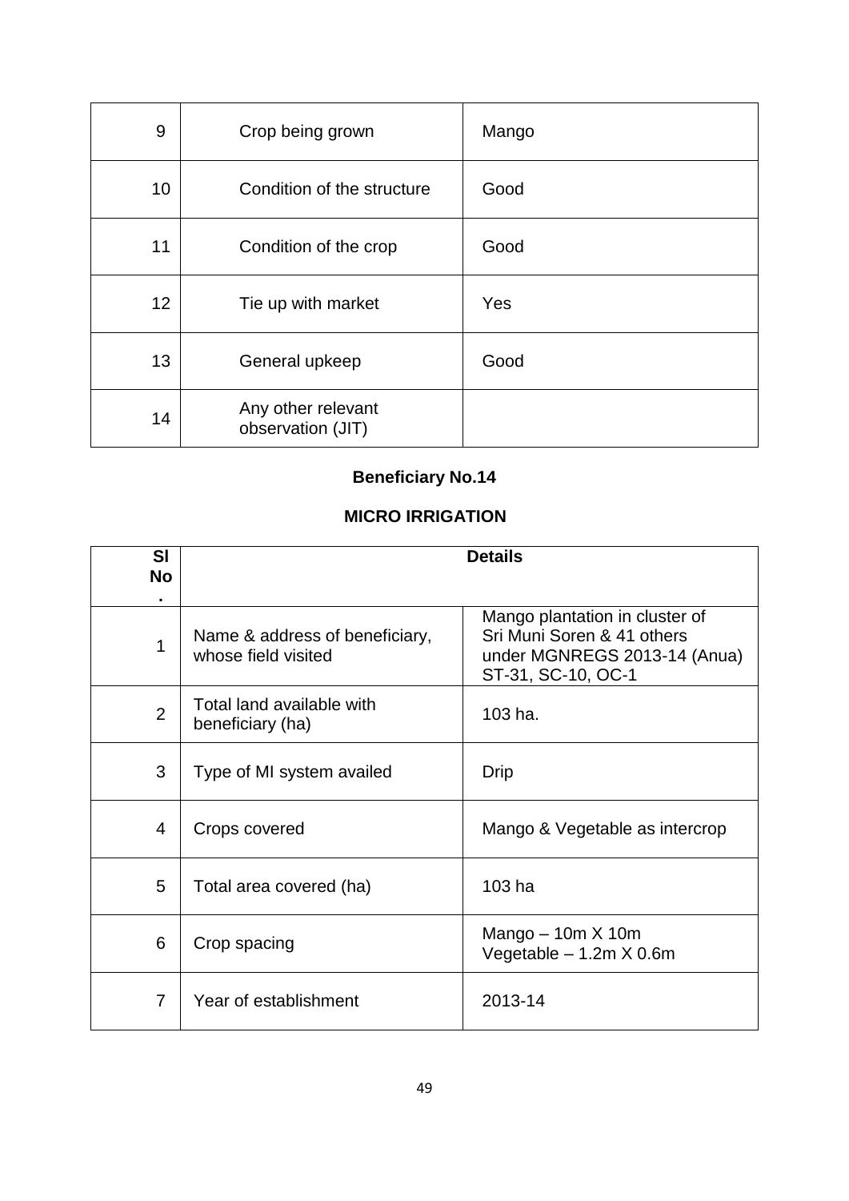| | | |
|---|---|---|
| 9 | Crop being grown | Mango |
| 10 | Condition of the structure | Good |
| 11 | Condition of the crop | Good |
| 12 | Tie up with market | Yes |
| 13 | General upkeep | Good |
| 14 | Any other relevant observation (JIT) | |

**Beneficiary No.14**

**MICRO IRRIGATION**

| Sl No. | Details | |
|---|---|---|
| 1 | Name & address of beneficiary, whose field visited | Mango plantation in cluster of Sri Muni Soren & 41 others under MGNREGS 2013-14 (Anua) ST-31, SC-10, OC-1 |
| 2 | Total land available with beneficiary (ha) | 103 ha. |
| 3 | Type of MI system availed | Drip |
| 4 | Crops covered | Mango & Vegetable as intercrop |
| 5 | Total area covered (ha) | 103 ha |
| 6 | Crop spacing | Mango – 10m X 10m<br>Vegetable – 1.2m X 0.6m |
| 7 | Year of establishment | 2013-14 |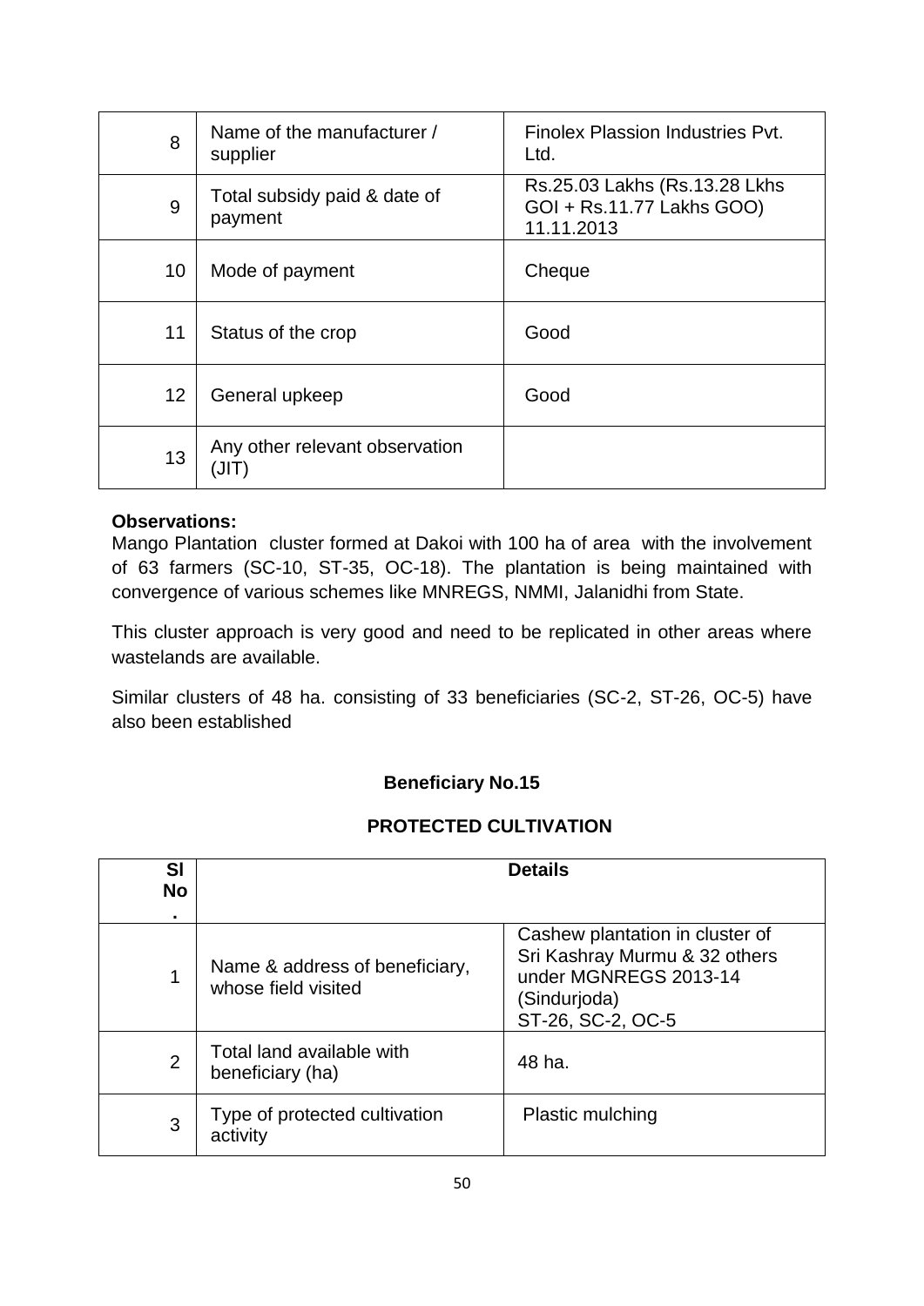| | | |
|---|---|---|
| 8 | Name of the manufacturer / supplier | Finolex Plassion Industries Pvt. Ltd. |
| 9 | Total subsidy paid & date of payment | Rs.25.03 Lakhs (Rs.13.28 Lkhs GOI + Rs.11.77 Lakhs GOO) 11.11.2013 |
| 10 | Mode of payment | Cheque |
| 11 | Status of the crop | Good |
| 12 | General upkeep | Good |
| 13 | Any other relevant observation (JIT) | |

**Observations:**

Mango Plantation cluster formed at Dakoi with 100 ha of area with the involvement of 63 farmers (SC-10, ST-35, OC-18). The plantation is being maintained with convergence of various schemes like MNREGS, NMMI, Jalanidhi from State.

This cluster approach is very good and need to be replicated in other areas where wastelands are available.

Similar clusters of 48 ha. consisting of 33 beneficiaries (SC-2, ST-26, OC-5) have also been established

**Beneficiary No.15**

**PROTECTED CULTIVATION**

| Sl No. | Details | |
|---|---|---|
| 1 | Name & address of beneficiary, whose field visited | Cashew plantation in cluster of Sri Kashray Murmu & 32 others under MGNREGS 2013-14 (Sindurjoda) ST-26, SC-2, OC-5 |
| 2 | Total land available with beneficiary (ha) | 48 ha. |
| 3 | Type of protected cultivation activity | Plastic mulching |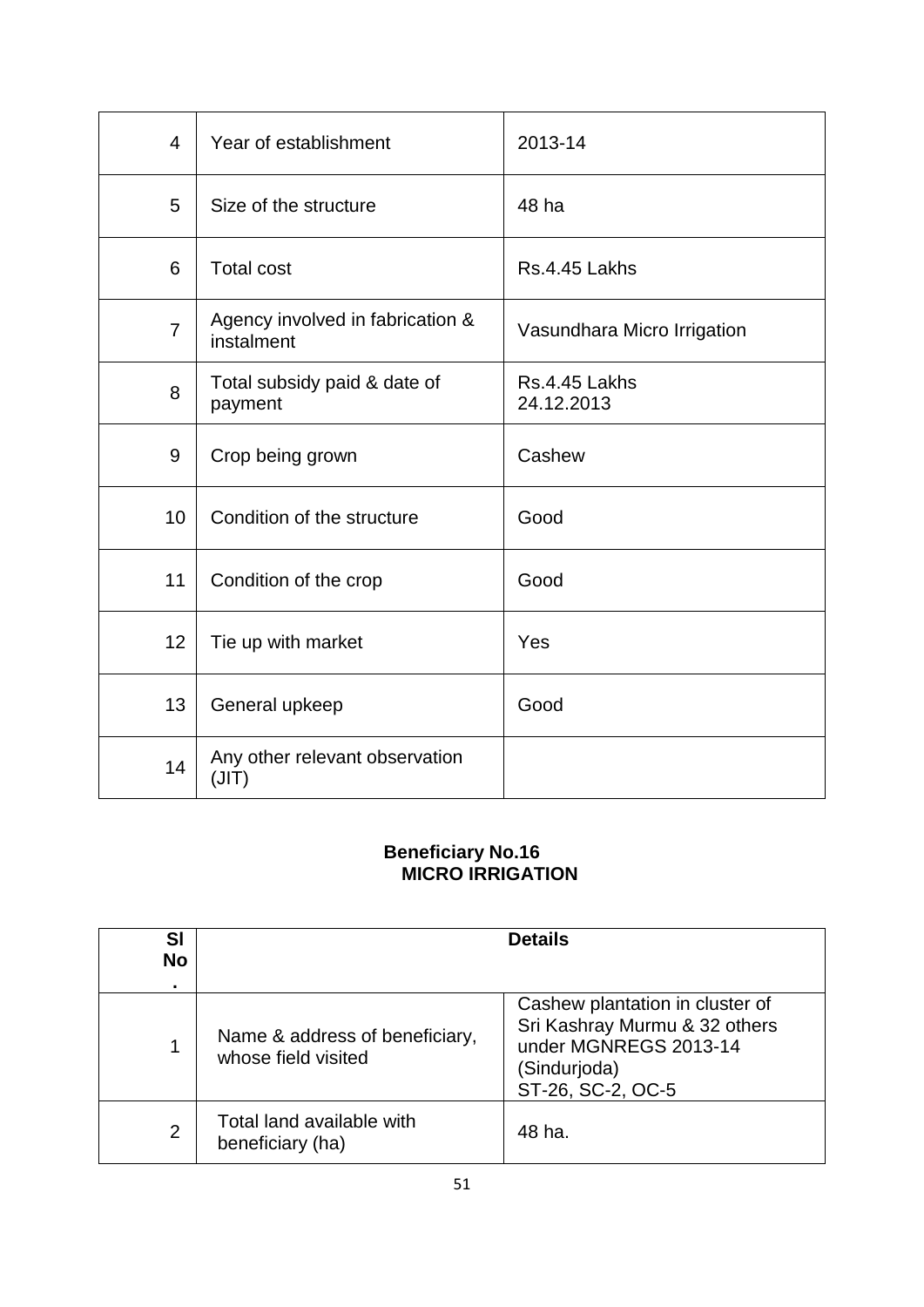| | | |
|---|---|---|
| 4 | Year of establishment | 2013-14 |
| 5 | Size of the structure | 48 ha |
| 6 | Total cost | Rs.4.45 Lakhs |
| 7 | Agency involved in fabrication & instalment | Vasundhara Micro Irrigation |
| 8 | Total subsidy paid & date of payment | Rs.4.45 Lakhs 24.12.2013 |
| 9 | Crop being grown | Cashew |
| 10 | Condition of the structure | Good |
| 11 | Condition of the crop | Good |
| 12 | Tie up with market | Yes |
| 13 | General upkeep | Good |
| 14 | Any other relevant observation (JIT) | |

**Beneficiary No.16**
**MICRO IRRIGATION**

| Sl No. | Details | |
|---|---|---|
| 1 | Name & address of beneficiary, whose field visited | Cashew plantation in cluster of Sri Kashray Murmu & 32 others under MGNREGS 2013-14 (Sindurjoda) ST-26, SC-2, OC-5 |
| 2 | Total land available with beneficiary (ha) | 48 ha. |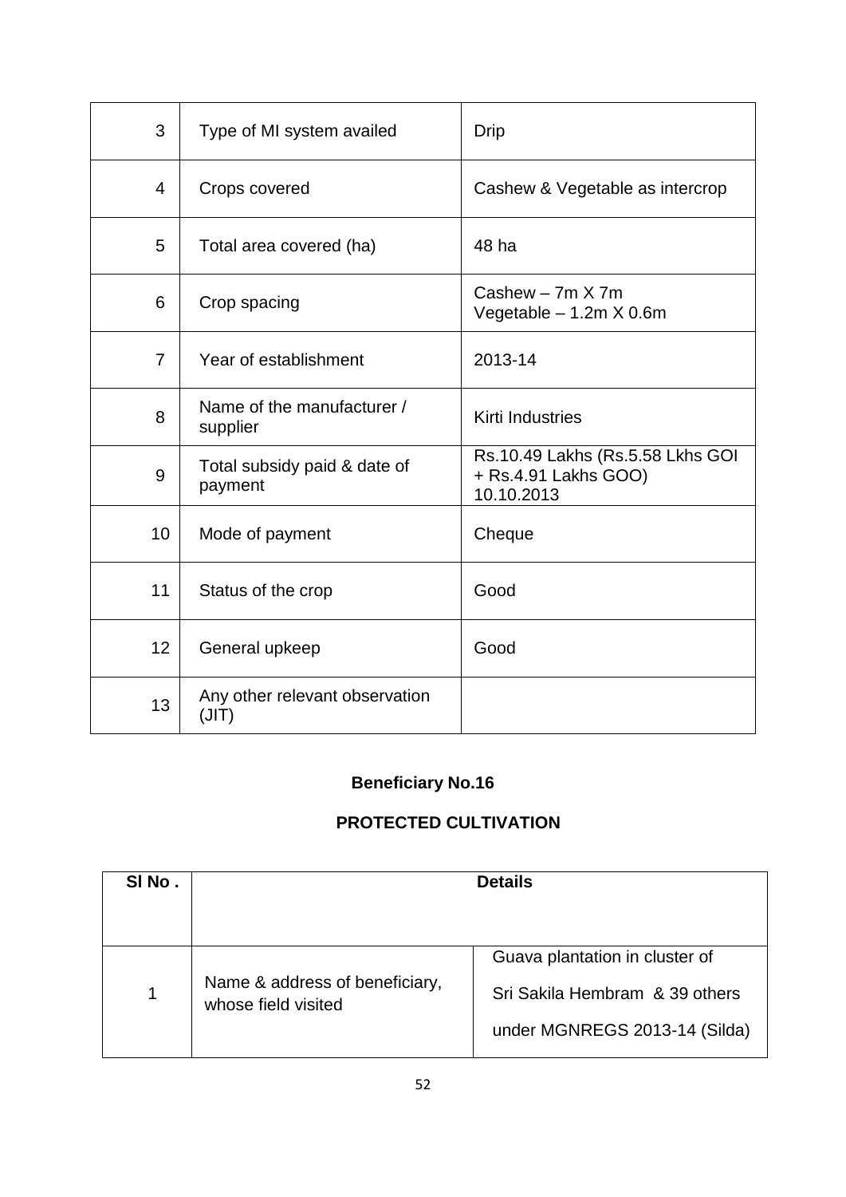| | | |
|---|---|---|
| 3 | Type of MI system availed | Drip |
| 4 | Crops covered | Cashew & Vegetable as intercrop |
| 5 | Total area covered (ha) | 48 ha |
| 6 | Crop spacing | Cashew – 7m X 7m<br>Vegetable – 1.2m X 0.6m |
| 7 | Year of establishment | 2013-14 |
| 8 | Name of the manufacturer / supplier | Kirti Industries |
| 9 | Total subsidy paid & date of payment | Rs.10.49 Lakhs (Rs.5.58 Lkhs GOI + Rs.4.91 Lakhs GOO)<br>10.10.2013 |
| 10 | Mode of payment | Cheque |
| 11 | Status of the crop | Good |
| 12 | General upkeep | Good |
| 13 | Any other relevant observation (JIT) | |

**Beneficiary No.16**

**PROTECTED CULTIVATION**

| Sl No . | Details | |
|---|---|---|
| 1 | Name & address of beneficiary, whose field visited | Guava plantation in cluster of<br>Sri Sakila Hembram & 39 others<br>under MGNREGS 2013-14 (Silda) |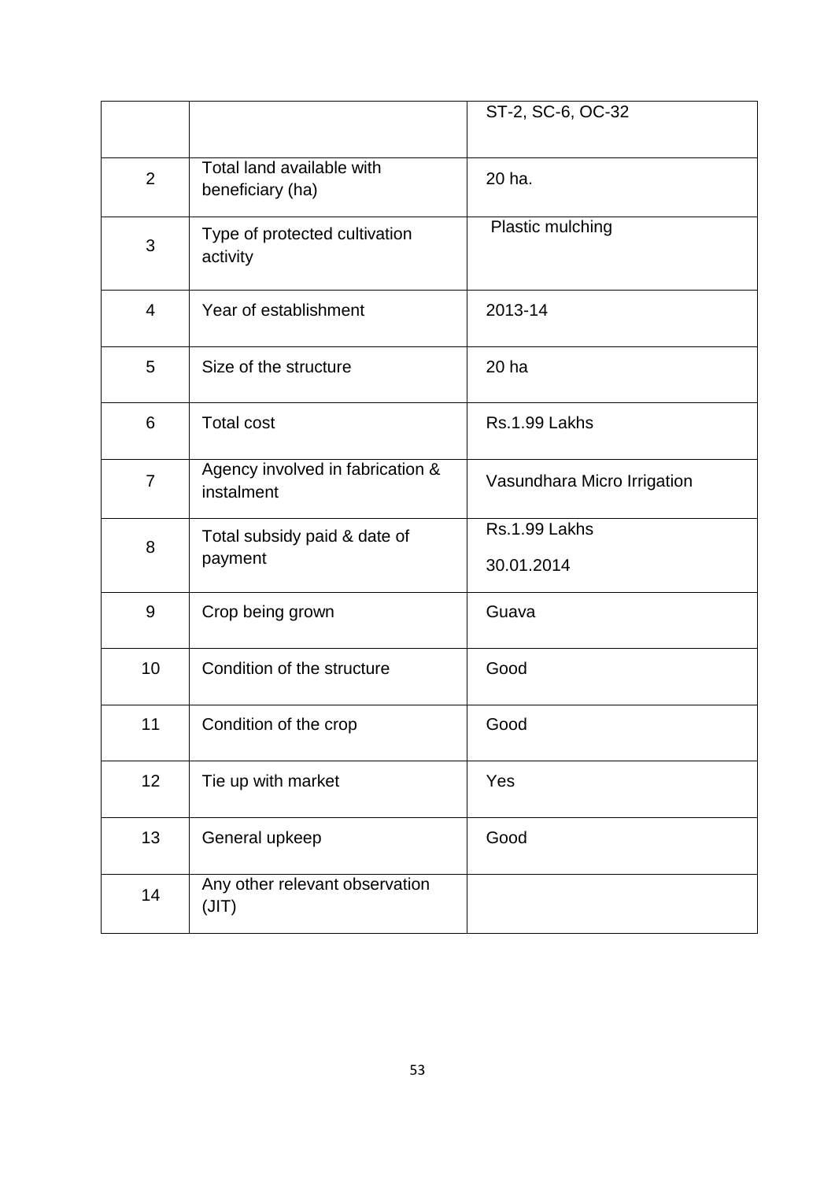| | | ST-2, SC-6, OC-32 |
|---|---|---|
| 2 | Total land available with beneficiary (ha) | 20 ha. |
| 3 | Type of protected cultivation activity | Plastic mulching |
| 4 | Year of establishment | 2013-14 |
| 5 | Size of the structure | 20 ha |
| 6 | Total cost | Rs.1.99 Lakhs |
| 7 | Agency involved in fabrication & instalment | Vasundhara Micro Irrigation |
| 8 | Total subsidy paid & date of payment | Rs.1.99 Lakhs<br>30.01.2014 |
| 9 | Crop being grown | Guava |
| 10 | Condition of the structure | Good |
| 11 | Condition of the crop | Good |
| 12 | Tie up with market | Yes |
| 13 | General upkeep | Good |
| 14 | Any other relevant observation (JIT) | |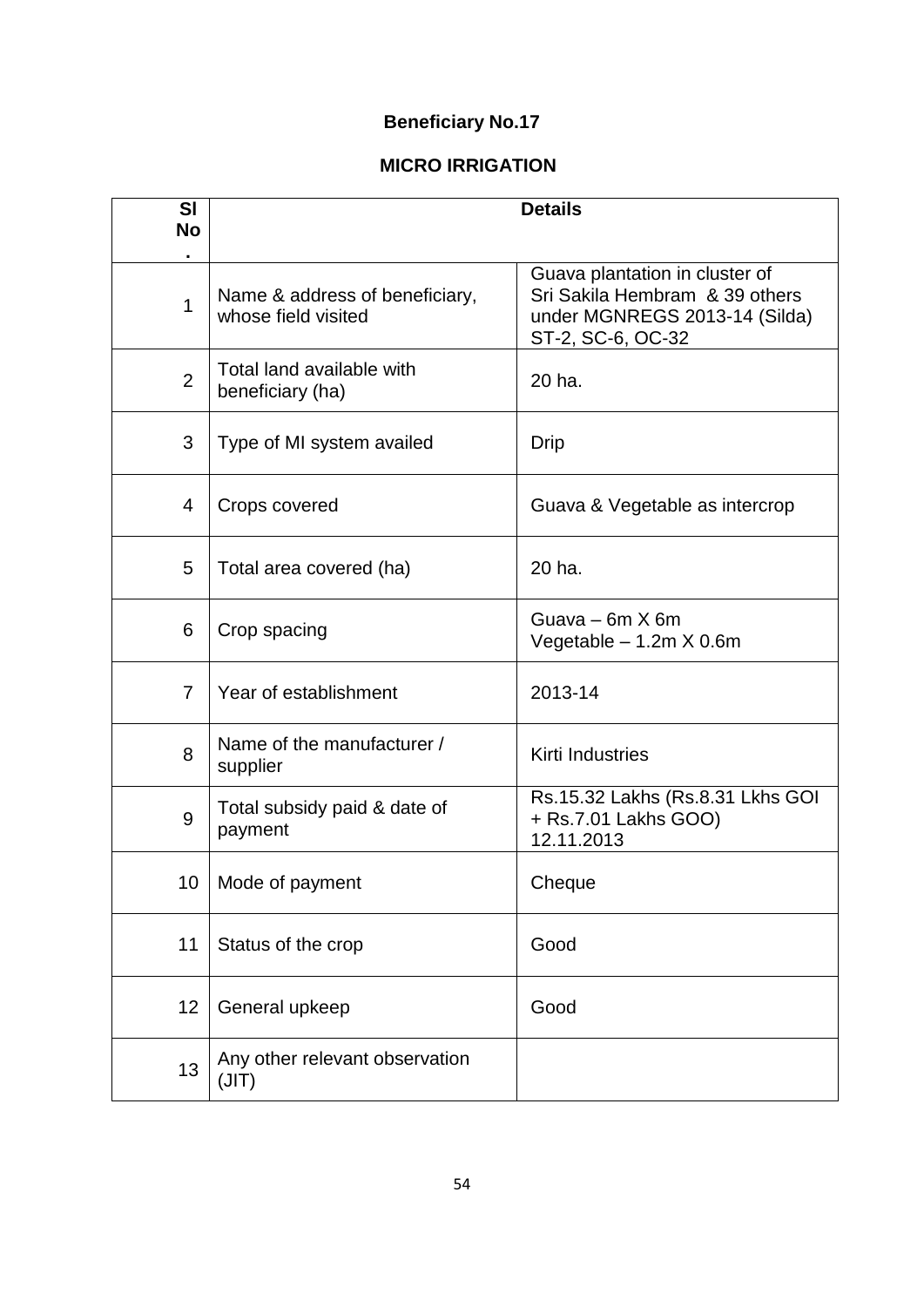**Beneficiary No.17**

**MICRO IRRIGATION**

| Sl No. | Details | |
|---|---|---|
| 1 | Name & address of beneficiary, whose field visited | Guava plantation in cluster of Sri Sakila Hembram & 39 others under MGNREGS 2013-14 (Silda) ST-2, SC-6, OC-32 |
| 2 | Total land available with beneficiary (ha) | 20 ha. |
| 3 | Type of MI system availed | Drip |
| 4 | Crops covered | Guava & Vegetable as intercrop |
| 5 | Total area covered (ha) | 20 ha. |
| 6 | Crop spacing | Guava – 6m X 6m<br>Vegetable – 1.2m X 0.6m |
| 7 | Year of establishment | 2013-14 |
| 8 | Name of the manufacturer / supplier | Kirti Industries |
| 9 | Total subsidy paid & date of payment | Rs.15.32 Lakhs (Rs.8.31 Lkhs GOI + Rs.7.01 Lakhs GOO) 12.11.2013 |
| 10 | Mode of payment | Cheque |
| 11 | Status of the crop | Good |
| 12 | General upkeep | Good |
| 13 | Any other relevant observation (JIT) | |